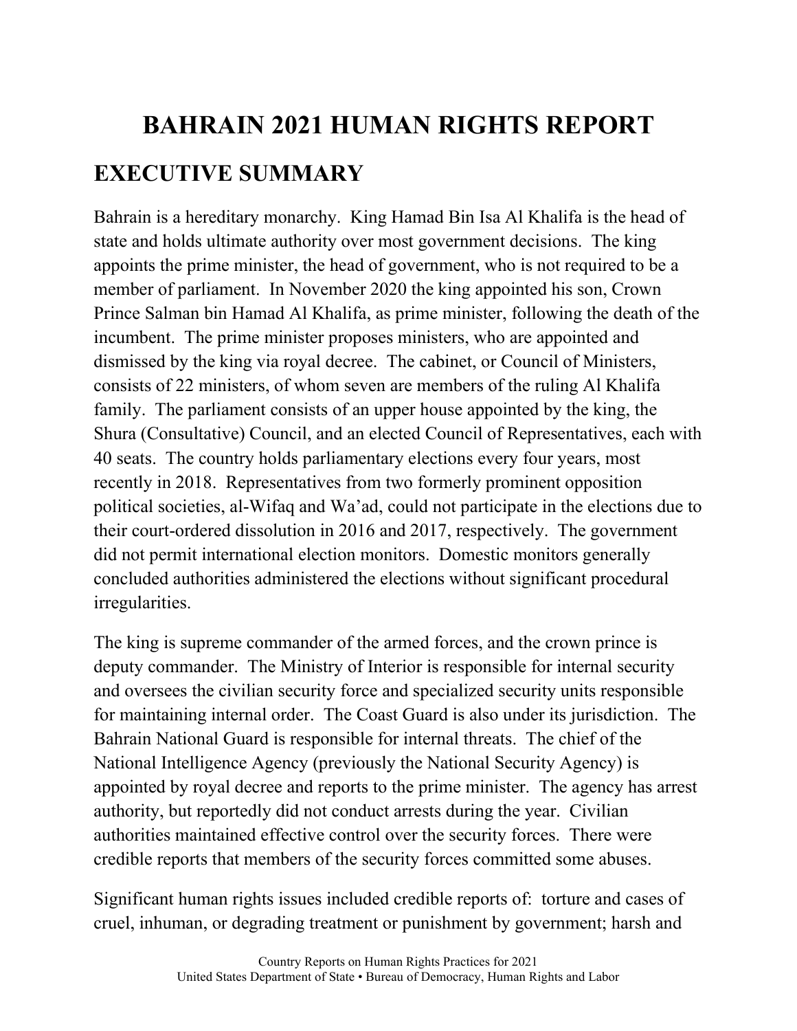# BAHRAIN 2021 HUMAN RIGHTS REPORT

## EXECUTIVE SUMMARY

Bahrain is a hereditary monarchy. King Hamad Bin Isa Al Khalifa is the head of state and holds ultimate authority over most government decisions. The king appoints the prime minister, the head of government, who is not required to be a member of parliament. In November 2020 the king appointed his son, Crown Prince Salman bin Hamad Al Khalifa, as prime minister, following the death of the incumbent. The prime minister proposes ministers, who are appointed and dismissed by the king via royal decree. The cabinet, or Council of Ministers, consists of 22 ministers, of whom seven are members of the ruling Al Khalifa family. The parliament consists of an upper house appointed by the king, the Shura (Consultative) Council, and an elected Council of Representatives, each with 40 seats. The country holds parliamentary elections every four years, most recently in 2018. Representatives from two formerly prominent opposition political societies, al-Wifaq and Wa'ad, could not participate in the elections due to their court-ordered dissolution in 2016 and 2017, respectively. The government did not permit international election monitors. Domestic monitors generally concluded authorities administered the elections without significant procedural irregularities.

The king is supreme commander of the armed forces, and the crown prince is deputy commander. The Ministry of Interior is responsible for internal security and oversees the civilian security force and specialized security units responsible for maintaining internal order. The Coast Guard is also under its jurisdiction. The Bahrain National Guard is responsible for internal threats. The chief of the National Intelligence Agency (previously the National Security Agency) is appointed by royal decree and reports to the prime minister. The agency has arrest authority, but reportedly did not conduct arrests during the year. Civilian authorities maintained effective control over the security forces. There were credible reports that members of the security forces committed some abuses.

Significant human rights issues included credible reports of: torture and cases of cruel, inhuman, or degrading treatment or punishment by government; harsh and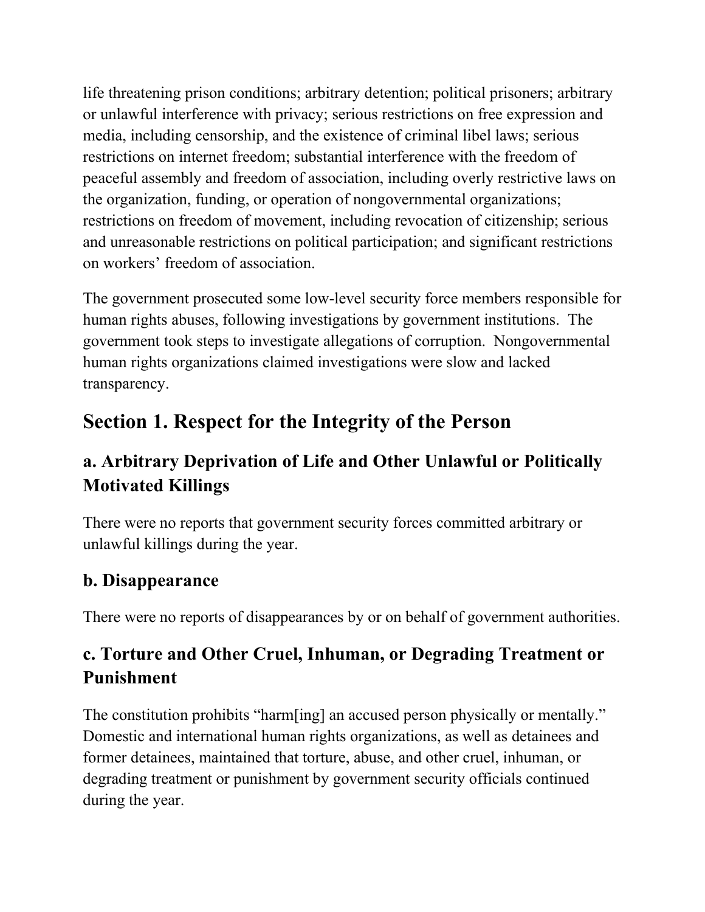life threatening prison conditions; arbitrary detention; political prisoners; arbitrary or unlawful interference with privacy; serious restrictions on free expression and media, including censorship, and the existence of criminal libel laws; serious restrictions on internet freedom; substantial interference with the freedom of peaceful assembly and freedom of association, including overly restrictive laws on the organization, funding, or operation of nongovernmental organizations; restrictions on freedom of movement, including revocation of citizenship; serious and unreasonable restrictions on political participation; and significant restrictions on workers' freedom of association.

The government prosecuted some low-level security force members responsible for human rights abuses, following investigations by government institutions. The government took steps to investigate allegations of corruption. Nongovernmental human rights organizations claimed investigations were slow and lacked transparency.

# Section 1. Respect for the Integrity of the Person

## a. Arbitrary Deprivation of Life and Other Unlawful or Politically Motivated Killings

There were no reports that government security forces committed arbitrary or unlawful killings during the year.

## b. Disappearance

There were no reports of disappearances by or on behalf of government authorities.

## c. Torture and Other Cruel, Inhuman, or Degrading Treatment or Punishment

The constitution prohibits "harm[ing] an accused person physically or mentally." Domestic and international human rights organizations, as well as detainees and former detainees, maintained that torture, abuse, and other cruel, inhuman, or degrading treatment or punishment by government security officials continued during the year.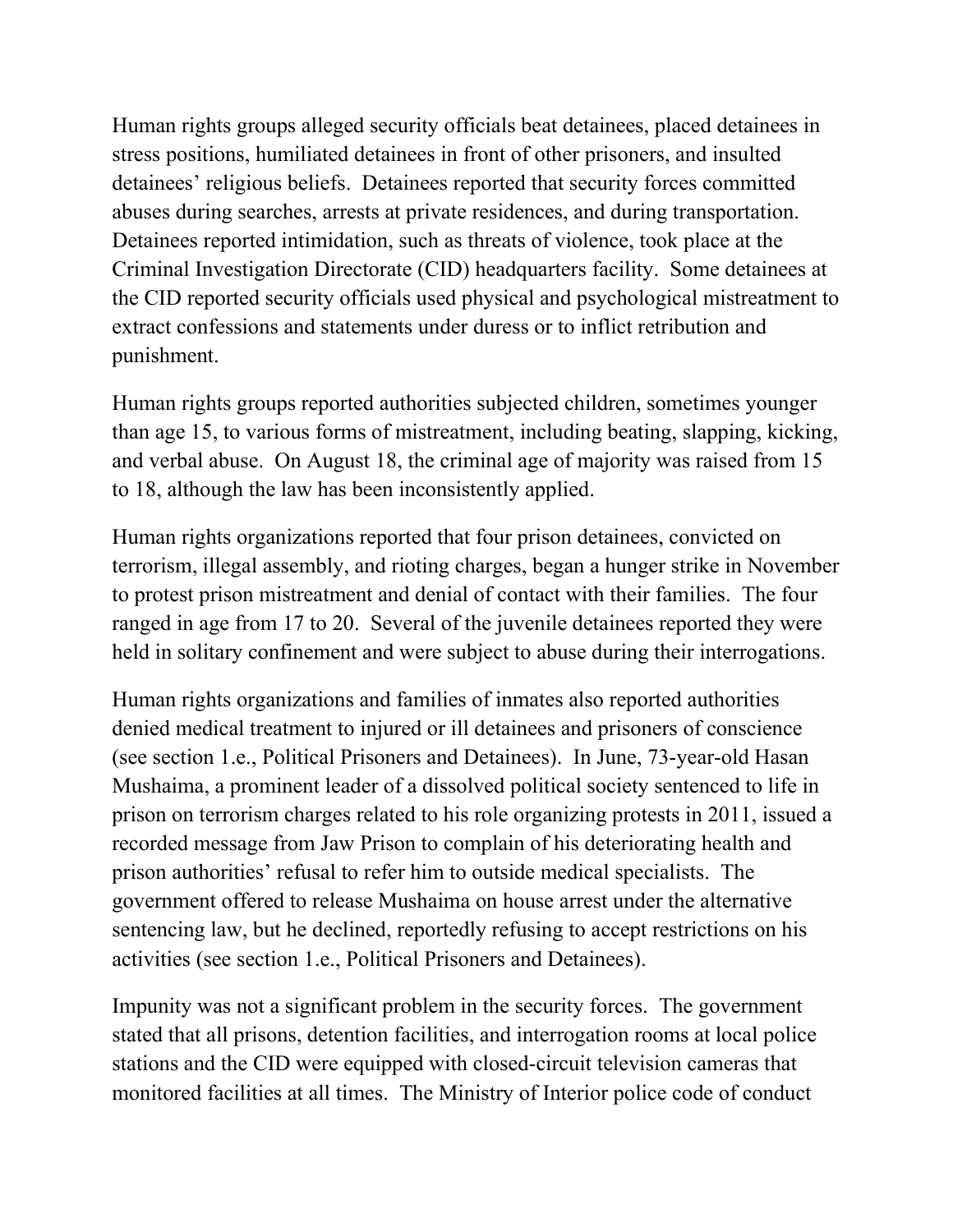Human rights groups alleged security officials beat detainees, placed detainees in stress positions, humiliated detainees in front of other prisoners, and insulted detainees' religious beliefs. Detainees reported that security forces committed abuses during searches, arrests at private residences, and during transportation. Detainees reported intimidation, such as threats of violence, took place at the Criminal Investigation Directorate (CID) headquarters facility. Some detainees at the CID reported security officials used physical and psychological mistreatment to extract confessions and statements under duress or to inflict retribution and punishment.

Human rights groups reported authorities subjected children, sometimes younger than age 15, to various forms of mistreatment, including beating, slapping, kicking, and verbal abuse. On August 18, the criminal age of majority was raised from 15 to 18, although the law has been inconsistently applied.

Human rights organizations reported that four prison detainees, convicted on terrorism, illegal assembly, and rioting charges, began a hunger strike in November to protest prison mistreatment and denial of contact with their families. The four ranged in age from 17 to 20. Several of the juvenile detainees reported they were held in solitary confinement and were subject to abuse during their interrogations.

Human rights organizations and families of inmates also reported authorities denied medical treatment to injured or ill detainees and prisoners of conscience (see section 1.e., Political Prisoners and Detainees). In June, 73-year-old Hasan Mushaima, a prominent leader of a dissolved political society sentenced to life in prison on terrorism charges related to his role organizing protests in 2011, issued a recorded message from Jaw Prison to complain of his deteriorating health and prison authorities' refusal to refer him to outside medical specialists. The government offered to release Mushaima on house arrest under the alternative sentencing law, but he declined, reportedly refusing to accept restrictions on his activities (see section 1.e., Political Prisoners and Detainees).

Impunity was not a significant problem in the security forces. The government stated that all prisons, detention facilities, and interrogation rooms at local police stations and the CID were equipped with closed-circuit television cameras that monitored facilities at all times. The Ministry of Interior police code of conduct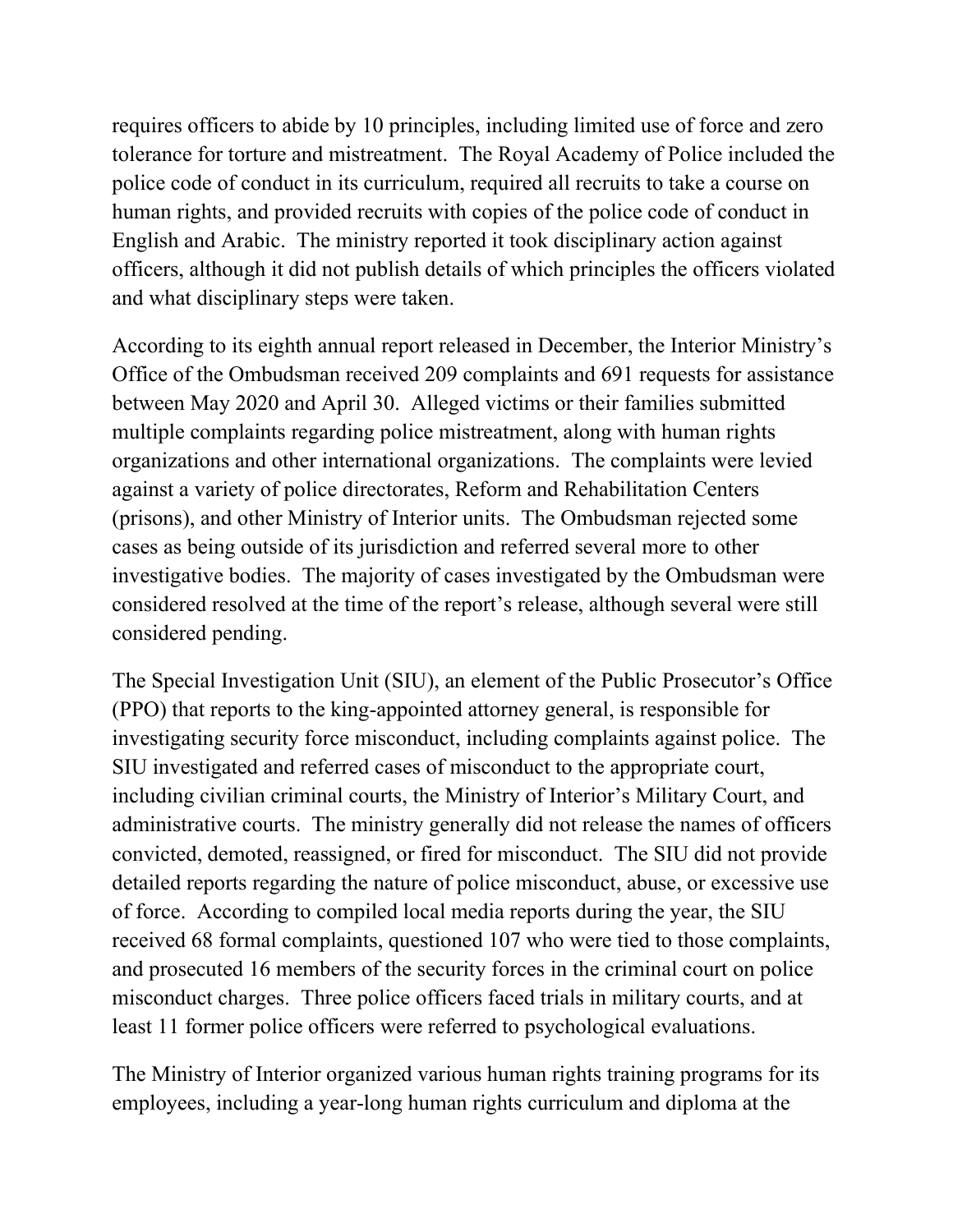requires officers to abide by 10 principles, including limited use of force and zero tolerance for torture and mistreatment. The Royal Academy of Police included the police code of conduct in its curriculum, required all recruits to take a course on human rights, and provided recruits with copies of the police code of conduct in English and Arabic. The ministry reported it took disciplinary action against officers, although it did not publish details of which principles the officers violated and what disciplinary steps were taken.

According to its eighth annual report released in December, the Interior Ministry's Office of the Ombudsman received 209 complaints and 691 requests for assistance between May 2020 and April 30. Alleged victims or their families submitted multiple complaints regarding police mistreatment, along with human rights organizations and other international organizations. The complaints were levied against a variety of police directorates, Reform and Rehabilitation Centers (prisons), and other Ministry of Interior units. The Ombudsman rejected some cases as being outside of its jurisdiction and referred several more to other investigative bodies. The majority of cases investigated by the Ombudsman were considered resolved at the time of the report's release, although several were still considered pending.

The Special Investigation Unit (SIU), an element of the Public Prosecutor's Office (PPO) that reports to the king-appointed attorney general, is responsible for investigating security force misconduct, including complaints against police. The SIU investigated and referred cases of misconduct to the appropriate court, including civilian criminal courts, the Ministry of Interior's Military Court, and administrative courts. The ministry generally did not release the names of officers convicted, demoted, reassigned, or fired for misconduct. The SIU did not provide detailed reports regarding the nature of police misconduct, abuse, or excessive use of force. According to compiled local media reports during the year, the SIU received 68 formal complaints, questioned 107 who were tied to those complaints, and prosecuted 16 members of the security forces in the criminal court on police misconduct charges. Three police officers faced trials in military courts, and at least 11 former police officers were referred to psychological evaluations.

The Ministry of Interior organized various human rights training programs for its employees, including a year-long human rights curriculum and diploma at the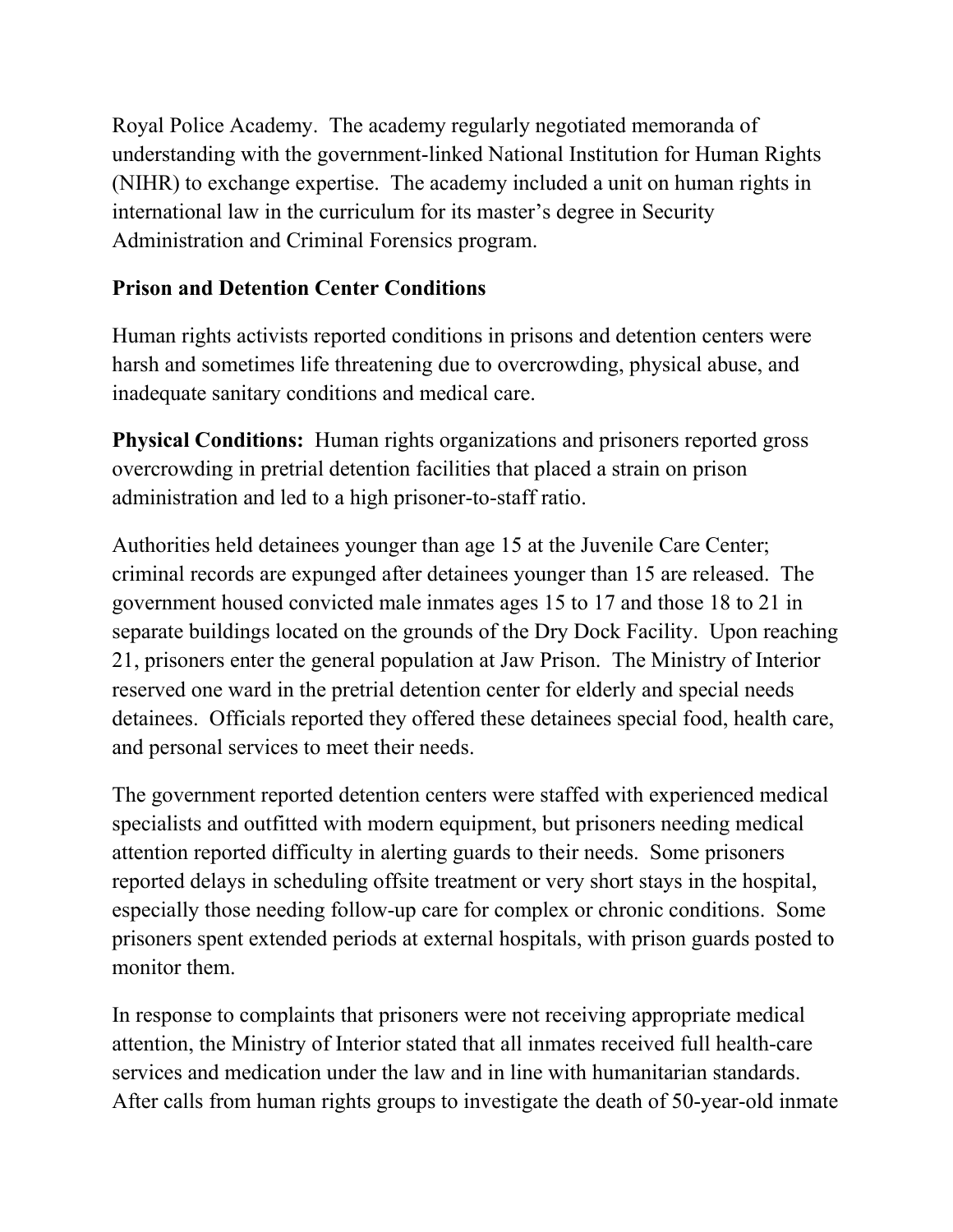Royal Police Academy. The academy regularly negotiated memoranda of understanding with the government-linked National Institution for Human Rights (NIHR) to exchange expertise. The academy included a unit on human rights in international law in the curriculum for its master's degree in Security Administration and Criminal Forensics program.

## Prison and Detention Center Conditions

Human rights activists reported conditions in prisons and detention centers were harsh and sometimes life threatening due to overcrowding, physical abuse, and inadequate sanitary conditions and medical care.

**Physical Conditions:** Human rights organizations and prisoners reported gross overcrowding in pretrial detention facilities that placed a strain on prison administration and led to a high prisoner-to-staff ratio.

Authorities held detainees younger than age 15 at the Juvenile Care Center; criminal records are expunged after detainees younger than 15 are released. The government housed convicted male inmates ages 15 to 17 and those 18 to 21 in separate buildings located on the grounds of the Dry Dock Facility. Upon reaching 21, prisoners enter the general population at Jaw Prison. The Ministry of Interior reserved one ward in the pretrial detention center for elderly and special needs detainees. Officials reported they offered these detainees special food, health care, and personal services to meet their needs.

The government reported detention centers were staffed with experienced medical specialists and outfitted with modern equipment, but prisoners needing medical attention reported difficulty in alerting guards to their needs. Some prisoners reported delays in scheduling offsite treatment or very short stays in the hospital, especially those needing follow-up care for complex or chronic conditions. Some prisoners spent extended periods at external hospitals, with prison guards posted to monitor them.

In response to complaints that prisoners were not receiving appropriate medical attention, the Ministry of Interior stated that all inmates received full health-care services and medication under the law and in line with humanitarian standards. After calls from human rights groups to investigate the death of 50-year-old inmate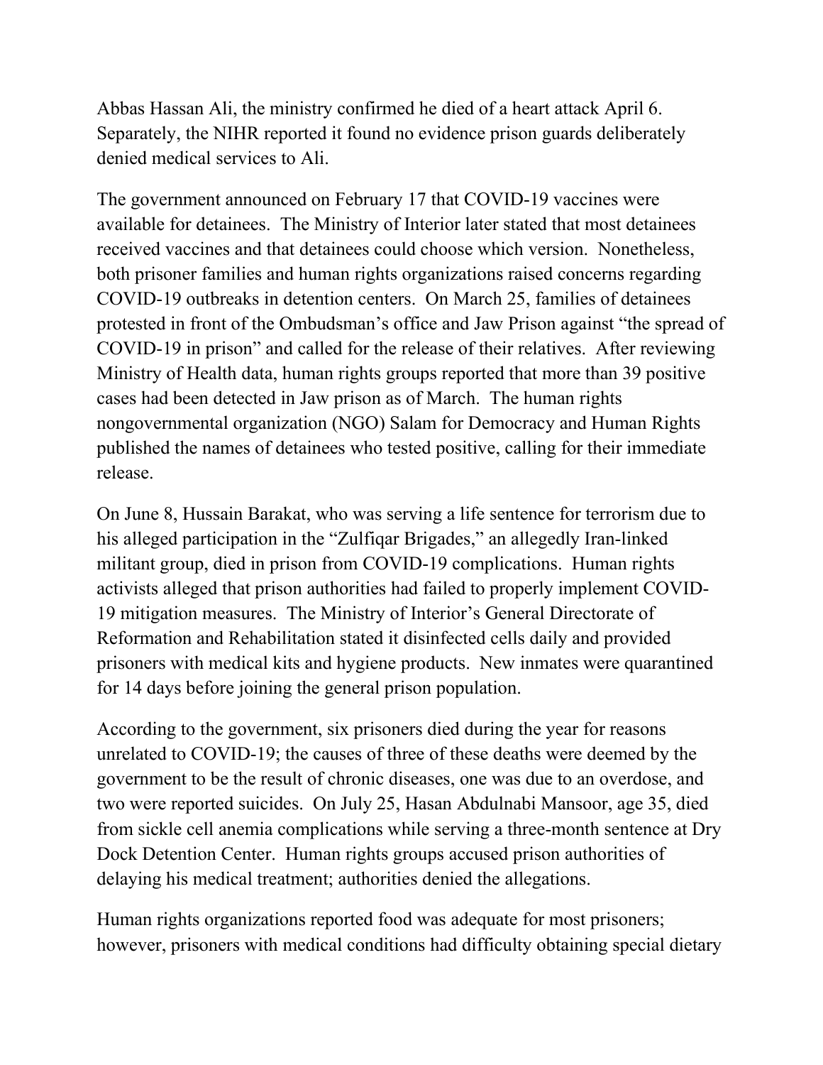Abbas Hassan Ali, the ministry confirmed he died of a heart attack April 6. Separately, the NIHR reported it found no evidence prison guards deliberately denied medical services to Ali.

The government announced on February 17 that COVID-19 vaccines were available for detainees. The Ministry of Interior later stated that most detainees received vaccines and that detainees could choose which version. Nonetheless, both prisoner families and human rights organizations raised concerns regarding COVID-19 outbreaks in detention centers. On March 25, families of detainees protested in front of the Ombudsman's office and Jaw Prison against "the spread of COVID-19 in prison" and called for the release of their relatives. After reviewing Ministry of Health data, human rights groups reported that more than 39 positive cases had been detected in Jaw prison as of March. The human rights nongovernmental organization (NGO) Salam for Democracy and Human Rights published the names of detainees who tested positive, calling for their immediate release.

On June 8, Hussain Barakat, who was serving a life sentence for terrorism due to his alleged participation in the "Zulfiqar Brigades," an allegedly Iran-linked militant group, died in prison from COVID-19 complications. Human rights activists alleged that prison authorities had failed to properly implement COVID-19 mitigation measures. The Ministry of Interior's General Directorate of Reformation and Rehabilitation stated it disinfected cells daily and provided prisoners with medical kits and hygiene products. New inmates were quarantined for 14 days before joining the general prison population.

According to the government, six prisoners died during the year for reasons unrelated to COVID-19; the causes of three of these deaths were deemed by the government to be the result of chronic diseases, one was due to an overdose, and two were reported suicides. On July 25, Hasan Abdulnabi Mansoor, age 35, died from sickle cell anemia complications while serving a three-month sentence at Dry Dock Detention Center. Human rights groups accused prison authorities of delaying his medical treatment; authorities denied the allegations.

Human rights organizations reported food was adequate for most prisoners; however, prisoners with medical conditions had difficulty obtaining special dietary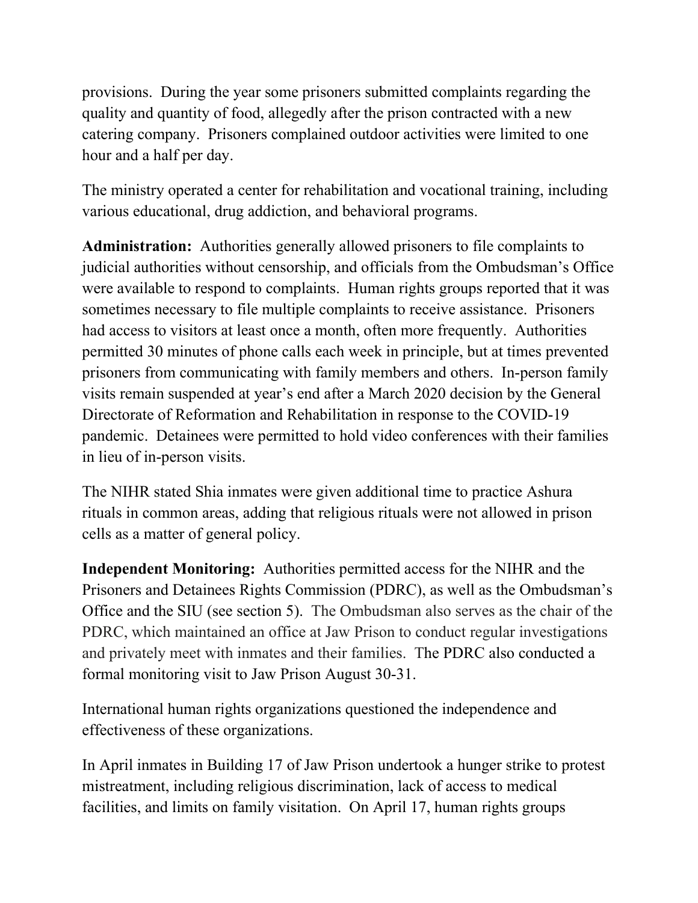provisions. During the year some prisoners submitted complaints regarding the quality and quantity of food, allegedly after the prison contracted with a new catering company. Prisoners complained outdoor activities were limited to one hour and a half per day.

The ministry operated a center for rehabilitation and vocational training, including various educational, drug addiction, and behavioral programs.

**Administration:** Authorities generally allowed prisoners to file complaints to judicial authorities without censorship, and officials from the Ombudsman's Office were available to respond to complaints. Human rights groups reported that it was sometimes necessary to file multiple complaints to receive assistance. Prisoners had access to visitors at least once a month, often more frequently. Authorities permitted 30 minutes of phone calls each week in principle, but at times prevented prisoners from communicating with family members and others. In-person family visits remain suspended at year's end after a March 2020 decision by the General Directorate of Reformation and Rehabilitation in response to the COVID-19 pandemic. Detainees were permitted to hold video conferences with their families in lieu of in-person visits.

The NIHR stated Shia inmates were given additional time to practice Ashura rituals in common areas, adding that religious rituals were not allowed in prison cells as a matter of general policy.

**Independent Monitoring:** Authorities permitted access for the NIHR and the Prisoners and Detainees Rights Commission (PDRC), as well as the Ombudsman's Office and the SIU (see section 5). The Ombudsman also serves as the chair of the PDRC, which maintained an office at Jaw Prison to conduct regular investigations and privately meet with inmates and their families. The PDRC also conducted a formal monitoring visit to Jaw Prison August 30-31.

International human rights organizations questioned the independence and effectiveness of these organizations.

In April inmates in Building 17 of Jaw Prison undertook a hunger strike to protest mistreatment, including religious discrimination, lack of access to medical facilities, and limits on family visitation. On April 17, human rights groups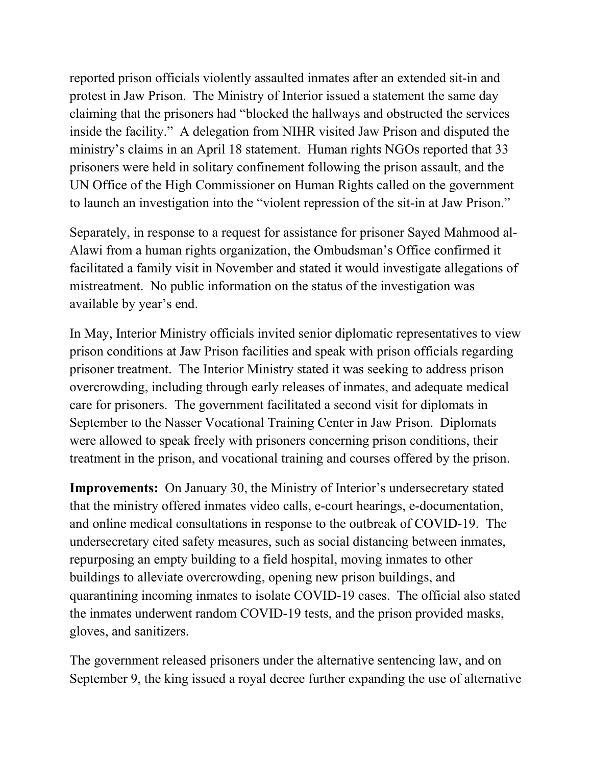reported prison officials violently assaulted inmates after an extended sit-in and protest in Jaw Prison. The Ministry of Interior issued a statement the same day claiming that the prisoners had "blocked the hallways and obstructed the services inside the facility." A delegation from NIHR visited Jaw Prison and disputed the ministry's claims in an April 18 statement. Human rights NGOs reported that 33 prisoners were held in solitary confinement following the prison assault, and the UN Office of the High Commissioner on Human Rights called on the government to launch an investigation into the "violent repression of the sit-in at Jaw Prison."

Separately, in response to a request for assistance for prisoner Sayed Mahmood al-Alawi from a human rights organization, the Ombudsman's Office confirmed it facilitated a family visit in November and stated it would investigate allegations of mistreatment. No public information on the status of the investigation was available by year's end.

In May, Interior Ministry officials invited senior diplomatic representatives to view prison conditions at Jaw Prison facilities and speak with prison officials regarding prisoner treatment. The Interior Ministry stated it was seeking to address prison overcrowding, including through early releases of inmates, and adequate medical care for prisoners. The government facilitated a second visit for diplomats in September to the Nasser Vocational Training Center in Jaw Prison. Diplomats were allowed to speak freely with prisoners concerning prison conditions, their treatment in the prison, and vocational training and courses offered by the prison.

**Improvements:** On January 30, the Ministry of Interior's undersecretary stated that the ministry offered inmates video calls, e-court hearings, e-documentation, and online medical consultations in response to the outbreak of COVID-19. The undersecretary cited safety measures, such as social distancing between inmates, repurposing an empty building to a field hospital, moving inmates to other buildings to alleviate overcrowding, opening new prison buildings, and quarantining incoming inmates to isolate COVID-19 cases. The official also stated the inmates underwent random COVID-19 tests, and the prison provided masks, gloves, and sanitizers.

The government released prisoners under the alternative sentencing law, and on September 9, the king issued a royal decree further expanding the use of alternative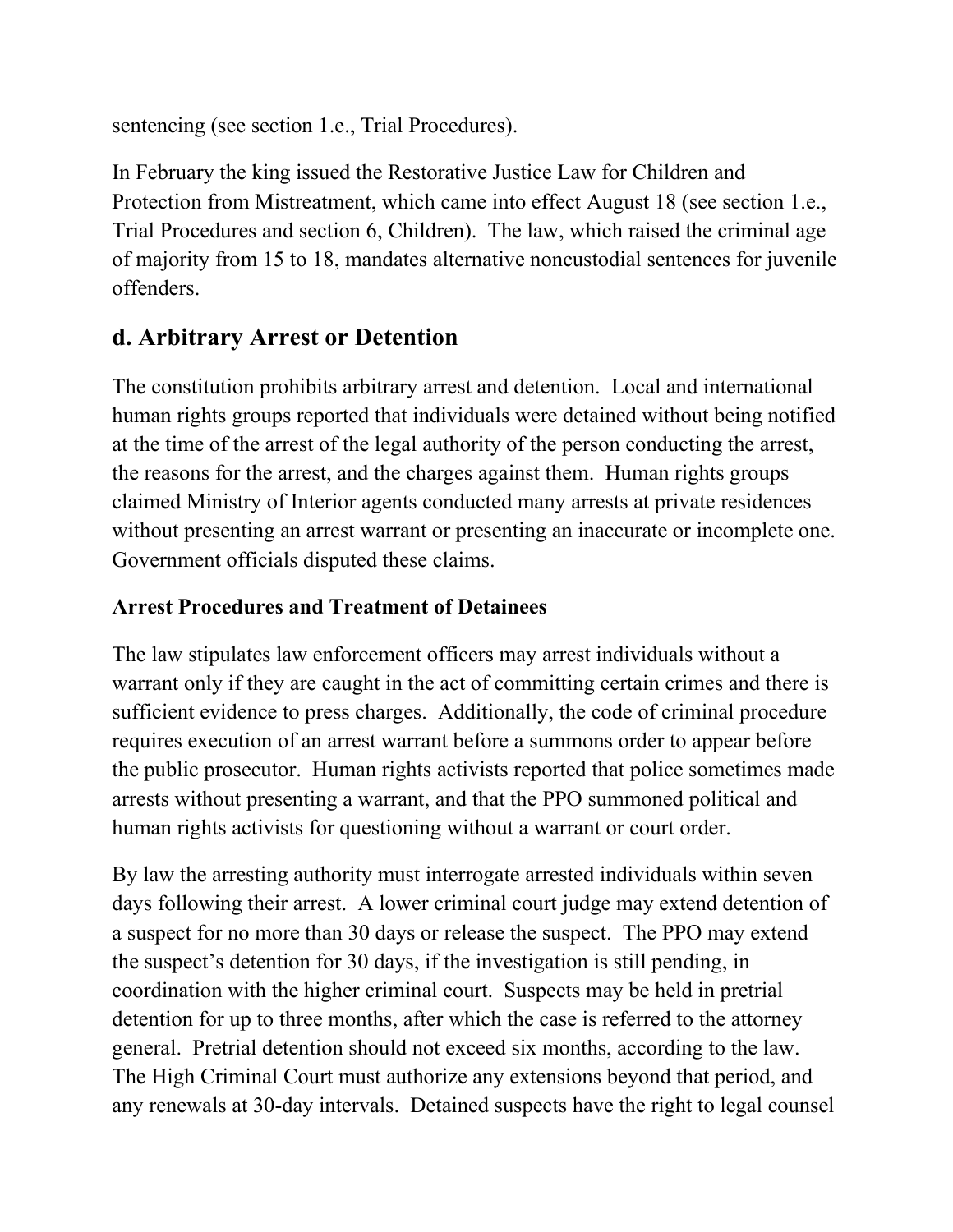sentencing (see section 1.e., Trial Procedures).

In February the king issued the Restorative Justice Law for Children and Protection from Mistreatment, which came into effect August 18 (see section 1.e., Trial Procedures and section 6, Children). The law, which raised the criminal age of majority from 15 to 18, mandates alternative noncustodial sentences for juvenile offenders.

## d. Arbitrary Arrest or Detention

The constitution prohibits arbitrary arrest and detention. Local and international human rights groups reported that individuals were detained without being notified at the time of the arrest of the legal authority of the person conducting the arrest, the reasons for the arrest, and the charges against them. Human rights groups claimed Ministry of Interior agents conducted many arrests at private residences without presenting an arrest warrant or presenting an inaccurate or incomplete one. Government officials disputed these claims.

### Arrest Procedures and Treatment of Detainees

The law stipulates law enforcement officers may arrest individuals without a warrant only if they are caught in the act of committing certain crimes and there is sufficient evidence to press charges. Additionally, the code of criminal procedure requires execution of an arrest warrant before a summons order to appear before the public prosecutor. Human rights activists reported that police sometimes made arrests without presenting a warrant, and that the PPO summoned political and human rights activists for questioning without a warrant or court order.

By law the arresting authority must interrogate arrested individuals within seven days following their arrest. A lower criminal court judge may extend detention of a suspect for no more than 30 days or release the suspect. The PPO may extend the suspect's detention for 30 days, if the investigation is still pending, in coordination with the higher criminal court. Suspects may be held in pretrial detention for up to three months, after which the case is referred to the attorney general. Pretrial detention should not exceed six months, according to the law. The High Criminal Court must authorize any extensions beyond that period, and any renewals at 30-day intervals. Detained suspects have the right to legal counsel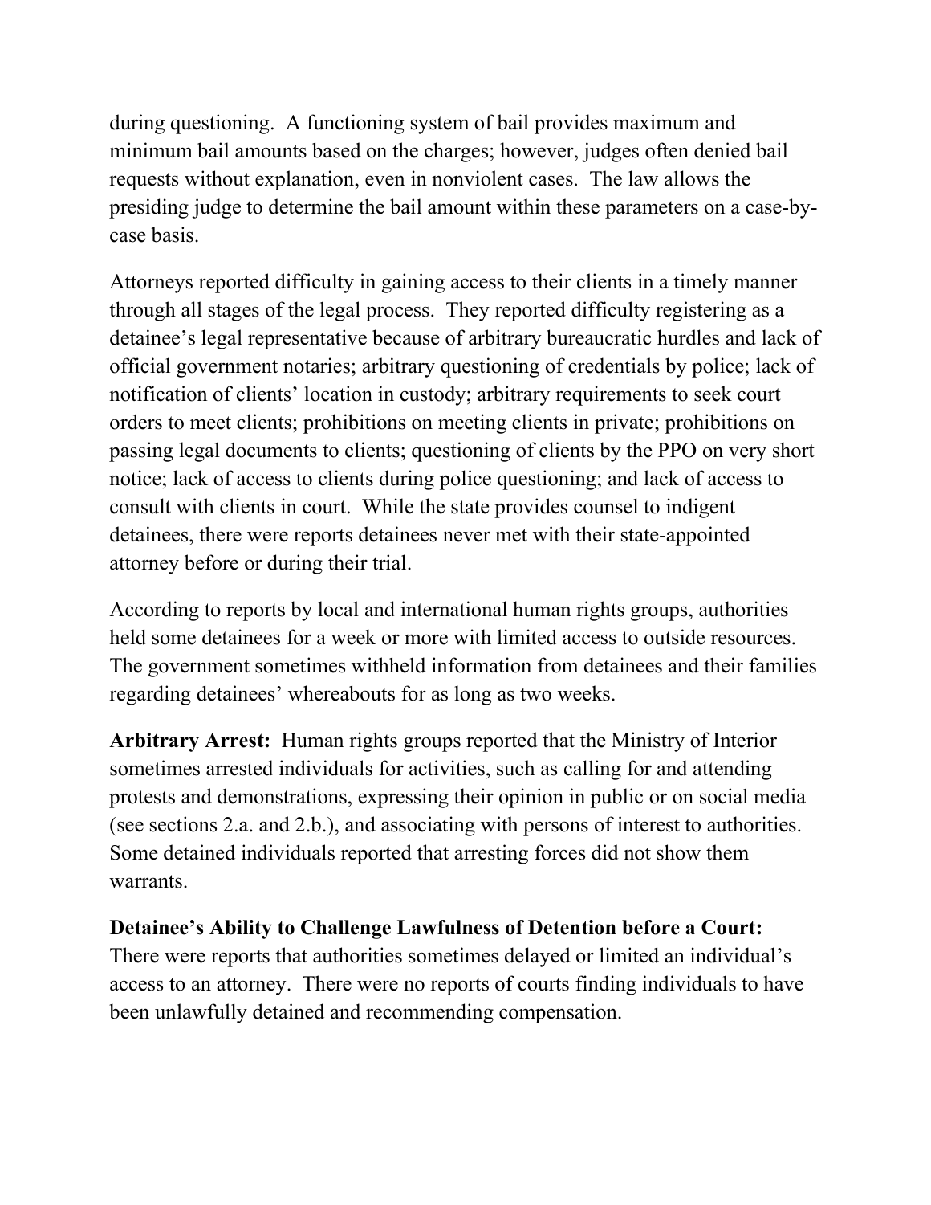during questioning. A functioning system of bail provides maximum and minimum bail amounts based on the charges; however, judges often denied bail requests without explanation, even in nonviolent cases. The law allows the presiding judge to determine the bail amount within these parameters on a case-by-case basis.

Attorneys reported difficulty in gaining access to their clients in a timely manner through all stages of the legal process. They reported difficulty registering as a detainee's legal representative because of arbitrary bureaucratic hurdles and lack of official government notaries; arbitrary questioning of credentials by police; lack of notification of clients' location in custody; arbitrary requirements to seek court orders to meet clients; prohibitions on meeting clients in private; prohibitions on passing legal documents to clients; questioning of clients by the PPO on very short notice; lack of access to clients during police questioning; and lack of access to consult with clients in court. While the state provides counsel to indigent detainees, there were reports detainees never met with their state-appointed attorney before or during their trial.

According to reports by local and international human rights groups, authorities held some detainees for a week or more with limited access to outside resources. The government sometimes withheld information from detainees and their families regarding detainees' whereabouts for as long as two weeks.

**Arbitrary Arrest:** Human rights groups reported that the Ministry of Interior sometimes arrested individuals for activities, such as calling for and attending protests and demonstrations, expressing their opinion in public or on social media (see sections 2.a. and 2.b.), and associating with persons of interest to authorities. Some detained individuals reported that arresting forces did not show them warrants.

**Detainee's Ability to Challenge Lawfulness of Detention before a Court:** There were reports that authorities sometimes delayed or limited an individual's access to an attorney. There were no reports of courts finding individuals to have been unlawfully detained and recommending compensation.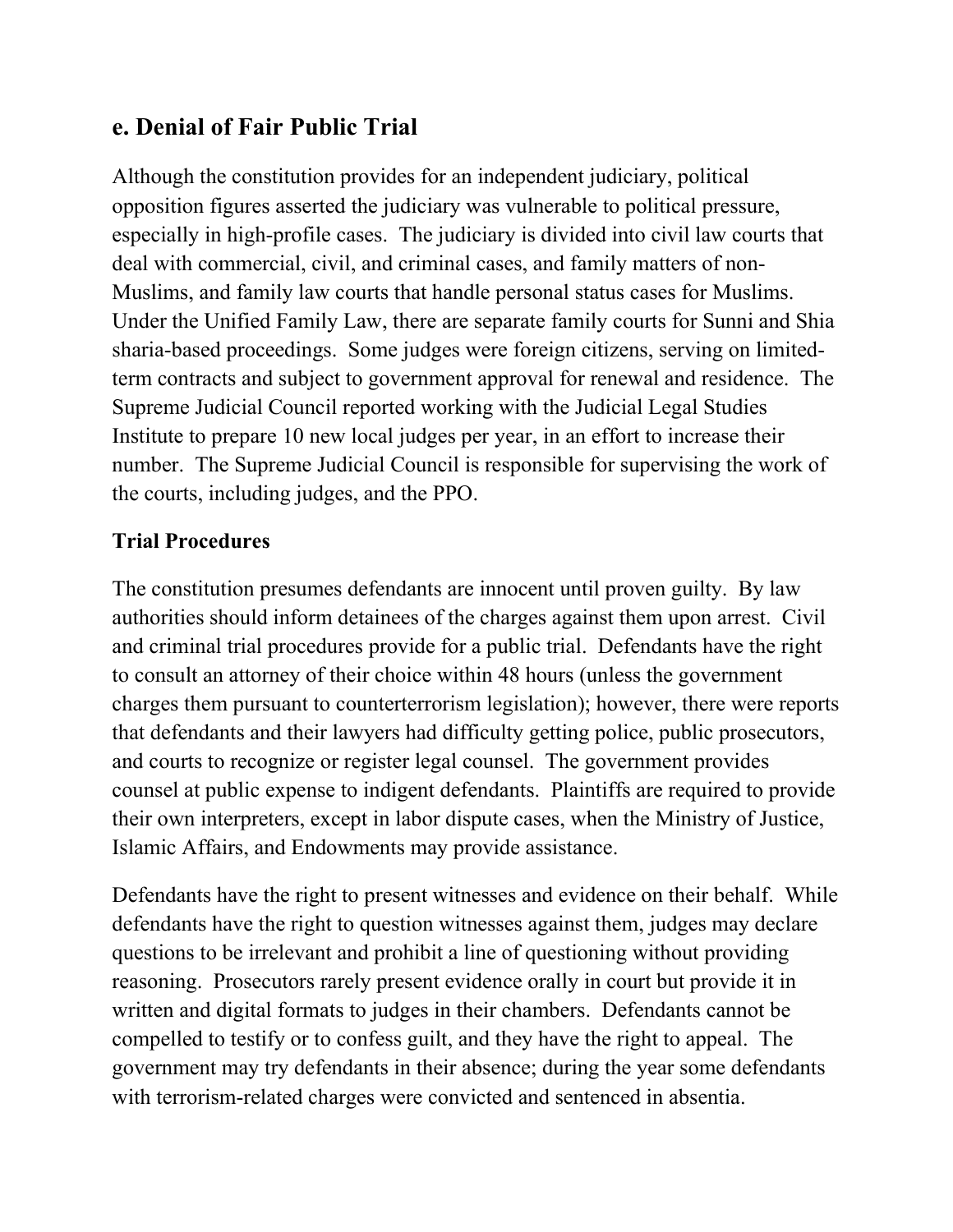## e. Denial of Fair Public Trial

Although the constitution provides for an independent judiciary, political opposition figures asserted the judiciary was vulnerable to political pressure, especially in high-profile cases. The judiciary is divided into civil law courts that deal with commercial, civil, and criminal cases, and family matters of non-Muslims, and family law courts that handle personal status cases for Muslims. Under the Unified Family Law, there are separate family courts for Sunni and Shia sharia-based proceedings. Some judges were foreign citizens, serving on limited-term contracts and subject to government approval for renewal and residence. The Supreme Judicial Council reported working with the Judicial Legal Studies Institute to prepare 10 new local judges per year, in an effort to increase their number. The Supreme Judicial Council is responsible for supervising the work of the courts, including judges, and the PPO.

### Trial Procedures

The constitution presumes defendants are innocent until proven guilty. By law authorities should inform detainees of the charges against them upon arrest. Civil and criminal trial procedures provide for a public trial. Defendants have the right to consult an attorney of their choice within 48 hours (unless the government charges them pursuant to counterterrorism legislation); however, there were reports that defendants and their lawyers had difficulty getting police, public prosecutors, and courts to recognize or register legal counsel. The government provides counsel at public expense to indigent defendants. Plaintiffs are required to provide their own interpreters, except in labor dispute cases, when the Ministry of Justice, Islamic Affairs, and Endowments may provide assistance.

Defendants have the right to present witnesses and evidence on their behalf. While defendants have the right to question witnesses against them, judges may declare questions to be irrelevant and prohibit a line of questioning without providing reasoning. Prosecutors rarely present evidence orally in court but provide it in written and digital formats to judges in their chambers. Defendants cannot be compelled to testify or to confess guilt, and they have the right to appeal. The government may try defendants in their absence; during the year some defendants with terrorism-related charges were convicted and sentenced in absentia.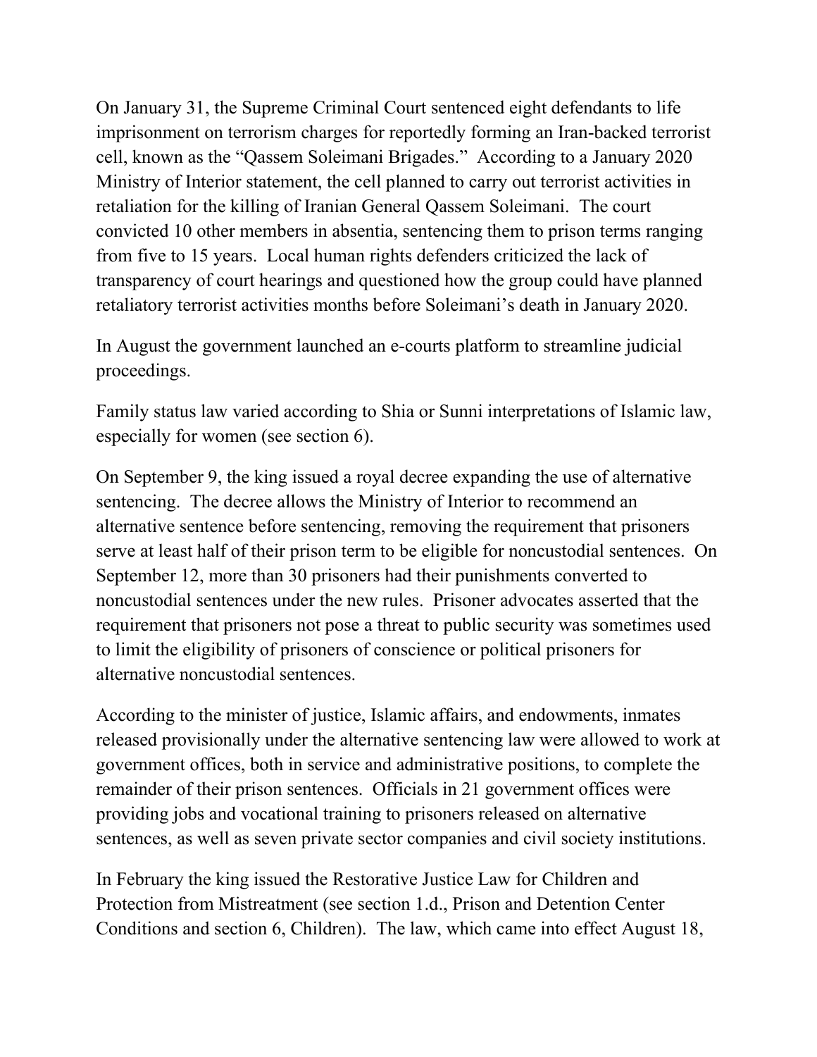On January 31, the Supreme Criminal Court sentenced eight defendants to life imprisonment on terrorism charges for reportedly forming an Iran-backed terrorist cell, known as the "Qassem Soleimani Brigades." According to a January 2020 Ministry of Interior statement, the cell planned to carry out terrorist activities in retaliation for the killing of Iranian General Qassem Soleimani. The court convicted 10 other members in absentia, sentencing them to prison terms ranging from five to 15 years. Local human rights defenders criticized the lack of transparency of court hearings and questioned how the group could have planned retaliatory terrorist activities months before Soleimani's death in January 2020.

In August the government launched an e-courts platform to streamline judicial proceedings.

Family status law varied according to Shia or Sunni interpretations of Islamic law, especially for women (see section 6).

On September 9, the king issued a royal decree expanding the use of alternative sentencing. The decree allows the Ministry of Interior to recommend an alternative sentence before sentencing, removing the requirement that prisoners serve at least half of their prison term to be eligible for noncustodial sentences. On September 12, more than 30 prisoners had their punishments converted to noncustodial sentences under the new rules. Prisoner advocates asserted that the requirement that prisoners not pose a threat to public security was sometimes used to limit the eligibility of prisoners of conscience or political prisoners for alternative noncustodial sentences.

According to the minister of justice, Islamic affairs, and endowments, inmates released provisionally under the alternative sentencing law were allowed to work at government offices, both in service and administrative positions, to complete the remainder of their prison sentences. Officials in 21 government offices were providing jobs and vocational training to prisoners released on alternative sentences, as well as seven private sector companies and civil society institutions.

In February the king issued the Restorative Justice Law for Children and Protection from Mistreatment (see section 1.d., Prison and Detention Center Conditions and section 6, Children). The law, which came into effect August 18,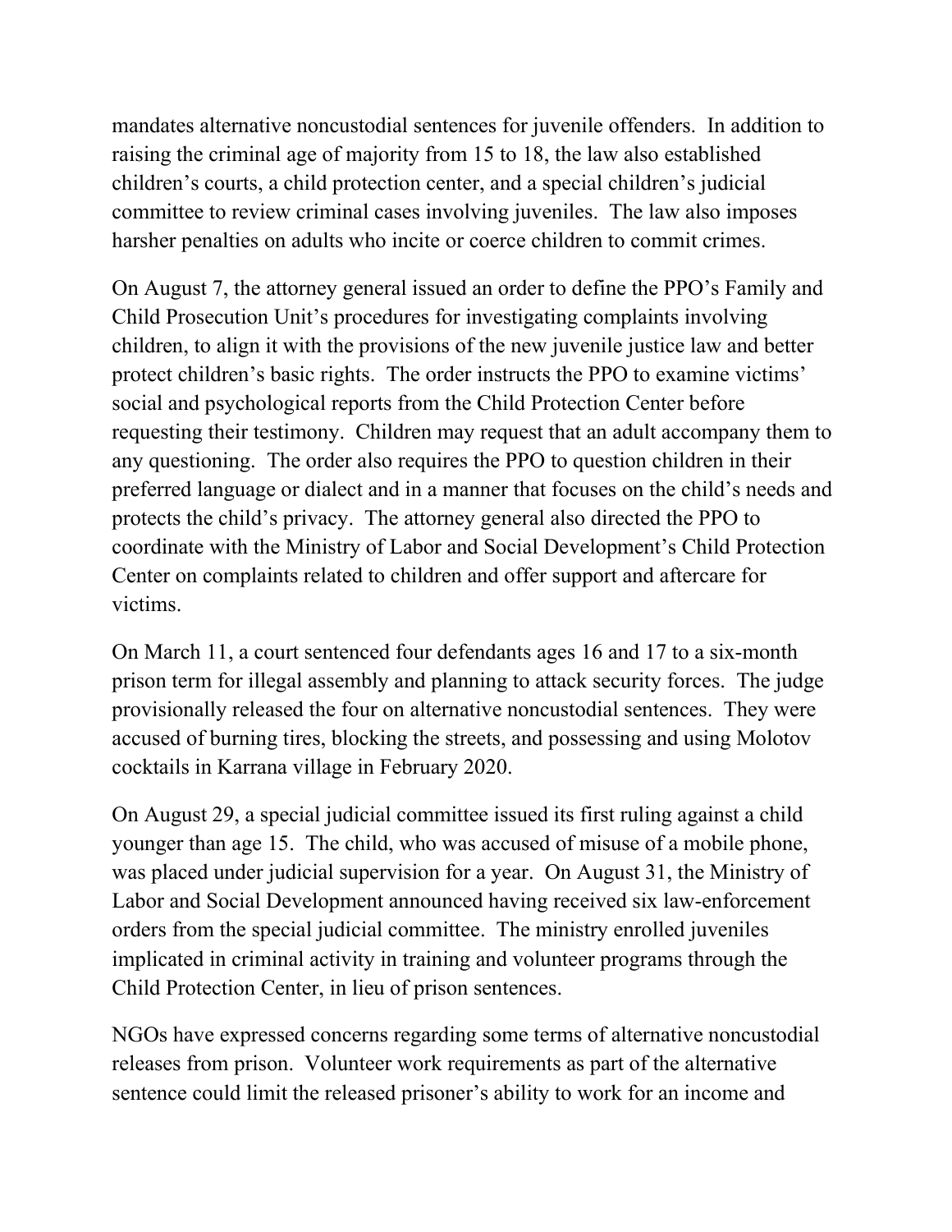mandates alternative noncustodial sentences for juvenile offenders. In addition to raising the criminal age of majority from 15 to 18, the law also established children's courts, a child protection center, and a special children's judicial committee to review criminal cases involving juveniles. The law also imposes harsher penalties on adults who incite or coerce children to commit crimes.

On August 7, the attorney general issued an order to define the PPO's Family and Child Prosecution Unit's procedures for investigating complaints involving children, to align it with the provisions of the new juvenile justice law and better protect children's basic rights. The order instructs the PPO to examine victims' social and psychological reports from the Child Protection Center before requesting their testimony. Children may request that an adult accompany them to any questioning. The order also requires the PPO to question children in their preferred language or dialect and in a manner that focuses on the child's needs and protects the child's privacy. The attorney general also directed the PPO to coordinate with the Ministry of Labor and Social Development's Child Protection Center on complaints related to children and offer support and aftercare for victims.

On March 11, a court sentenced four defendants ages 16 and 17 to a six-month prison term for illegal assembly and planning to attack security forces. The judge provisionally released the four on alternative noncustodial sentences. They were accused of burning tires, blocking the streets, and possessing and using Molotov cocktails in Karrana village in February 2020.

On August 29, a special judicial committee issued its first ruling against a child younger than age 15. The child, who was accused of misuse of a mobile phone, was placed under judicial supervision for a year. On August 31, the Ministry of Labor and Social Development announced having received six law-enforcement orders from the special judicial committee. The ministry enrolled juveniles implicated in criminal activity in training and volunteer programs through the Child Protection Center, in lieu of prison sentences.

NGOs have expressed concerns regarding some terms of alternative noncustodial releases from prison. Volunteer work requirements as part of the alternative sentence could limit the released prisoner's ability to work for an income and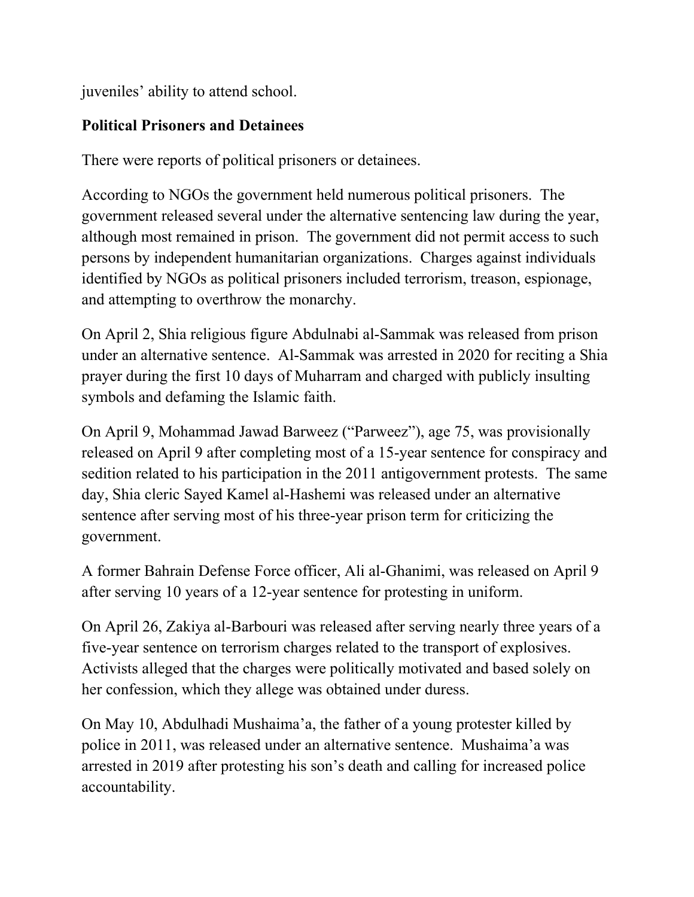juveniles' ability to attend school.

**Political Prisoners and Detainees**

There were reports of political prisoners or detainees.

According to NGOs the government held numerous political prisoners. The government released several under the alternative sentencing law during the year, although most remained in prison. The government did not permit access to such persons by independent humanitarian organizations. Charges against individuals identified by NGOs as political prisoners included terrorism, treason, espionage, and attempting to overthrow the monarchy.

On April 2, Shia religious figure Abdulnabi al-Sammak was released from prison under an alternative sentence. Al-Sammak was arrested in 2020 for reciting a Shia prayer during the first 10 days of Muharram and charged with publicly insulting symbols and defaming the Islamic faith.

On April 9, Mohammad Jawad Barweez ("Parweez"), age 75, was provisionally released on April 9 after completing most of a 15-year sentence for conspiracy and sedition related to his participation in the 2011 antigovernment protests. The same day, Shia cleric Sayed Kamel al-Hashemi was released under an alternative sentence after serving most of his three-year prison term for criticizing the government.

A former Bahrain Defense Force officer, Ali al-Ghanimi, was released on April 9 after serving 10 years of a 12-year sentence for protesting in uniform.

On April 26, Zakiya al-Barbouri was released after serving nearly three years of a five-year sentence on terrorism charges related to the transport of explosives. Activists alleged that the charges were politically motivated and based solely on her confession, which they allege was obtained under duress.

On May 10, Abdulhadi Mushaima'a, the father of a young protester killed by police in 2011, was released under an alternative sentence. Mushaima'a was arrested in 2019 after protesting his son's death and calling for increased police accountability.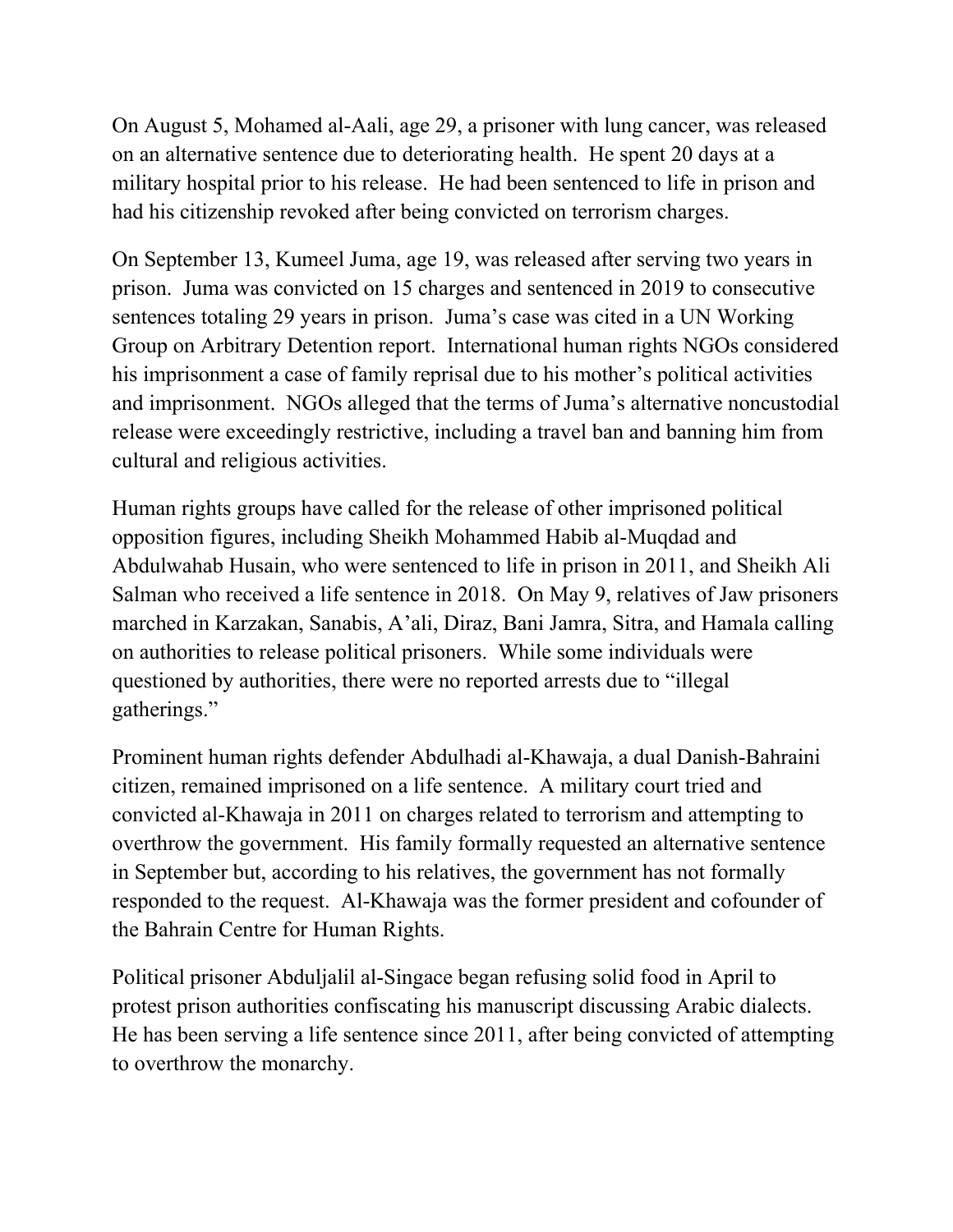On August 5, Mohamed al-Aali, age 29, a prisoner with lung cancer, was released on an alternative sentence due to deteriorating health. He spent 20 days at a military hospital prior to his release. He had been sentenced to life in prison and had his citizenship revoked after being convicted on terrorism charges.

On September 13, Kumeel Juma, age 19, was released after serving two years in prison. Juma was convicted on 15 charges and sentenced in 2019 to consecutive sentences totaling 29 years in prison. Juma's case was cited in a UN Working Group on Arbitrary Detention report. International human rights NGOs considered his imprisonment a case of family reprisal due to his mother's political activities and imprisonment. NGOs alleged that the terms of Juma's alternative noncustodial release were exceedingly restrictive, including a travel ban and banning him from cultural and religious activities.

Human rights groups have called for the release of other imprisoned political opposition figures, including Sheikh Mohammed Habib al-Muqdad and Abdulwahab Husain, who were sentenced to life in prison in 2011, and Sheikh Ali Salman who received a life sentence in 2018. On May 9, relatives of Jaw prisoners marched in Karzakan, Sanabis, A'ali, Diraz, Bani Jamra, Sitra, and Hamala calling on authorities to release political prisoners. While some individuals were questioned by authorities, there were no reported arrests due to "illegal gatherings."

Prominent human rights defender Abdulhadi al-Khawaja, a dual Danish-Bahraini citizen, remained imprisoned on a life sentence. A military court tried and convicted al-Khawaja in 2011 on charges related to terrorism and attempting to overthrow the government. His family formally requested an alternative sentence in September but, according to his relatives, the government has not formally responded to the request. Al-Khawaja was the former president and cofounder of the Bahrain Centre for Human Rights.

Political prisoner Abduljalil al-Singace began refusing solid food in April to protest prison authorities confiscating his manuscript discussing Arabic dialects. He has been serving a life sentence since 2011, after being convicted of attempting to overthrow the monarchy.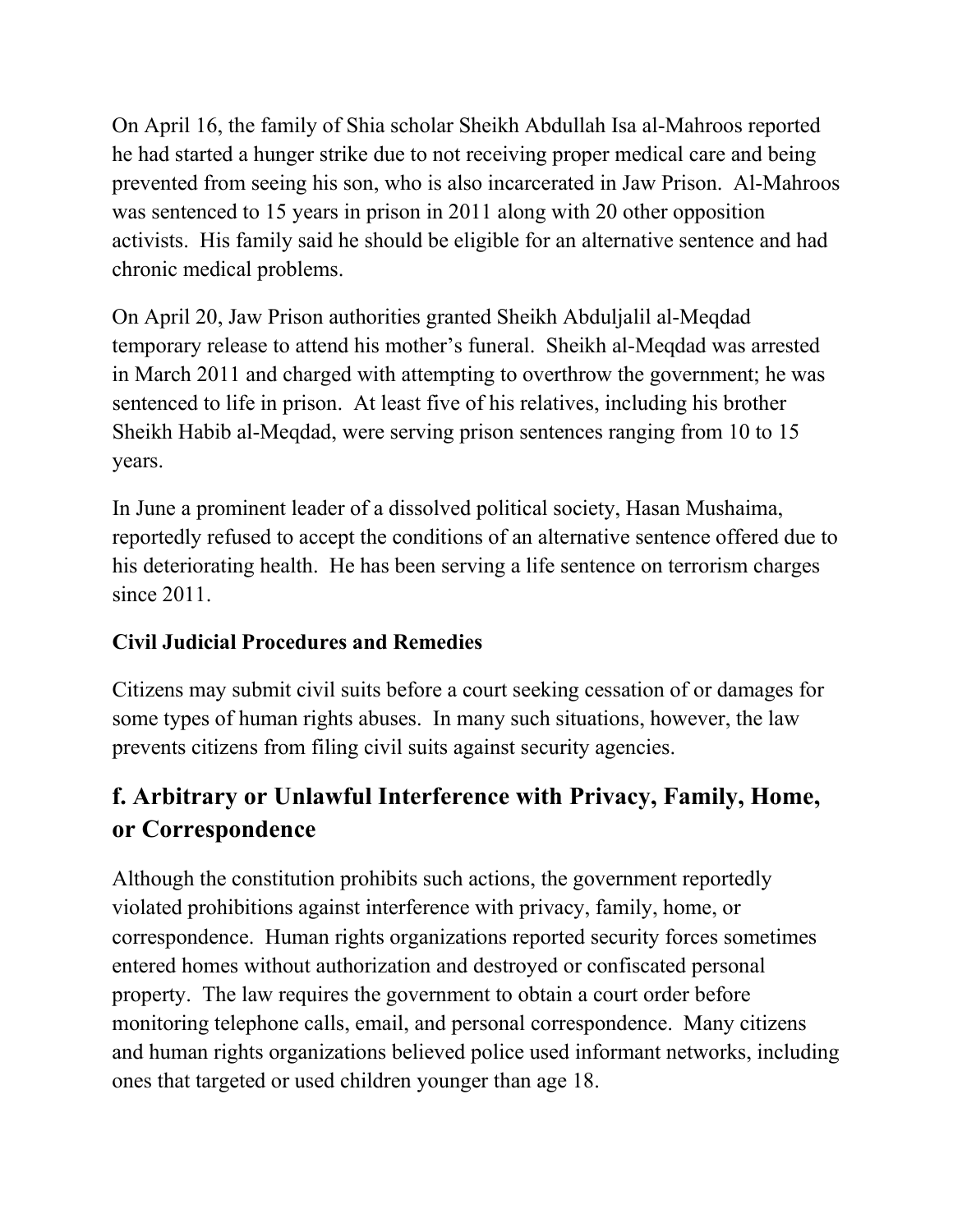On April 16, the family of Shia scholar Sheikh Abdullah Isa al-Mahroos reported he had started a hunger strike due to not receiving proper medical care and being prevented from seeing his son, who is also incarcerated in Jaw Prison. Al-Mahroos was sentenced to 15 years in prison in 2011 along with 20 other opposition activists. His family said he should be eligible for an alternative sentence and had chronic medical problems.

On April 20, Jaw Prison authorities granted Sheikh Abduljalil al-Meqdad temporary release to attend his mother's funeral. Sheikh al-Meqdad was arrested in March 2011 and charged with attempting to overthrow the government; he was sentenced to life in prison. At least five of his relatives, including his brother Sheikh Habib al-Meqdad, were serving prison sentences ranging from 10 to 15 years.

In June a prominent leader of a dissolved political society, Hasan Mushaima, reportedly refused to accept the conditions of an alternative sentence offered due to his deteriorating health. He has been serving a life sentence on terrorism charges since 2011.

**Civil Judicial Procedures and Remedies**

Citizens may submit civil suits before a court seeking cessation of or damages for some types of human rights abuses. In many such situations, however, the law prevents citizens from filing civil suits against security agencies.

## f. Arbitrary or Unlawful Interference with Privacy, Family, Home, or Correspondence

Although the constitution prohibits such actions, the government reportedly violated prohibitions against interference with privacy, family, home, or correspondence. Human rights organizations reported security forces sometimes entered homes without authorization and destroyed or confiscated personal property. The law requires the government to obtain a court order before monitoring telephone calls, email, and personal correspondence. Many citizens and human rights organizations believed police used informant networks, including ones that targeted or used children younger than age 18.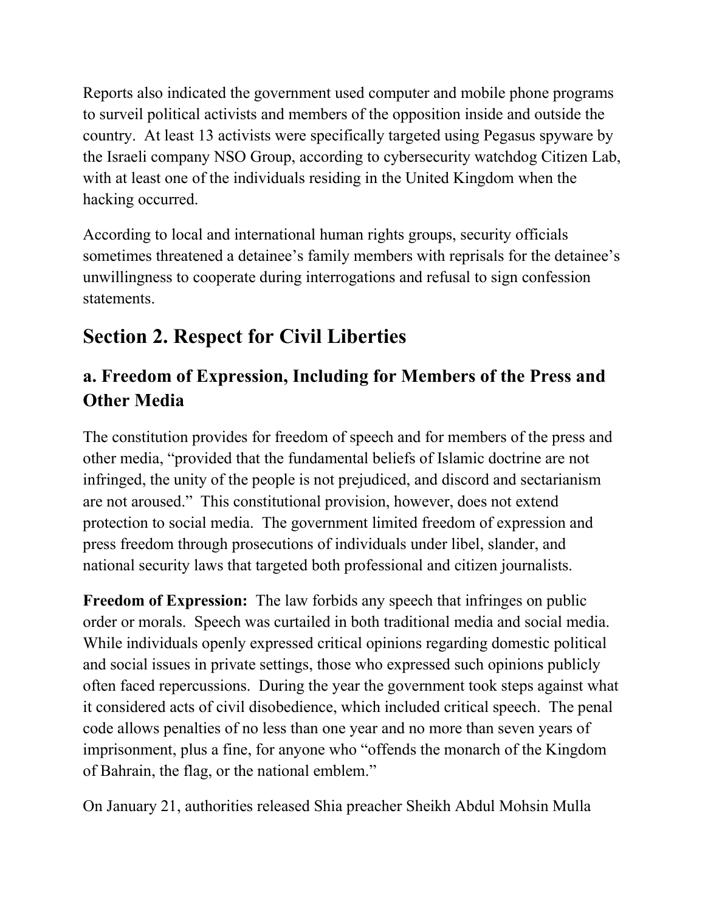Reports also indicated the government used computer and mobile phone programs to surveil political activists and members of the opposition inside and outside the country. At least 13 activists were specifically targeted using Pegasus spyware by the Israeli company NSO Group, according to cybersecurity watchdog Citizen Lab, with at least one of the individuals residing in the United Kingdom when the hacking occurred.

According to local and international human rights groups, security officials sometimes threatened a detainee's family members with reprisals for the detainee's unwillingness to cooperate during interrogations and refusal to sign confession statements.

## Section 2. Respect for Civil Liberties

### a. Freedom of Expression, Including for Members of the Press and Other Media

The constitution provides for freedom of speech and for members of the press and other media, "provided that the fundamental beliefs of Islamic doctrine are not infringed, the unity of the people is not prejudiced, and discord and sectarianism are not aroused." This constitutional provision, however, does not extend protection to social media. The government limited freedom of expression and press freedom through prosecutions of individuals under libel, slander, and national security laws that targeted both professional and citizen journalists.

**Freedom of Expression:** The law forbids any speech that infringes on public order or morals. Speech was curtailed in both traditional media and social media. While individuals openly expressed critical opinions regarding domestic political and social issues in private settings, those who expressed such opinions publicly often faced repercussions. During the year the government took steps against what it considered acts of civil disobedience, which included critical speech. The penal code allows penalties of no less than one year and no more than seven years of imprisonment, plus a fine, for anyone who "offends the monarch of the Kingdom of Bahrain, the flag, or the national emblem."

On January 21, authorities released Shia preacher Sheikh Abdul Mohsin Mulla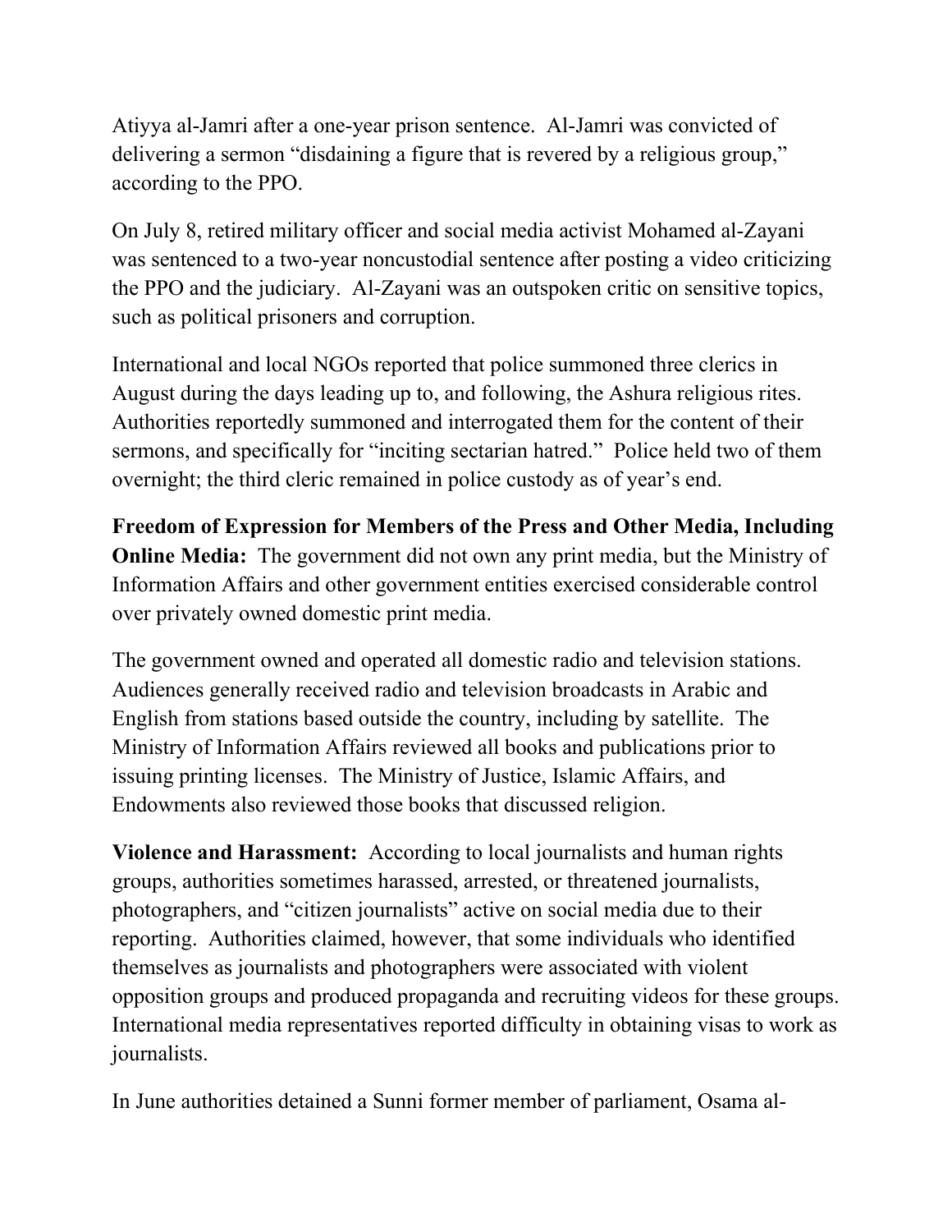Atiyya al-Jamri after a one-year prison sentence. Al-Jamri was convicted of delivering a sermon "disdaining a figure that is revered by a religious group," according to the PPO.

On July 8, retired military officer and social media activist Mohamed al-Zayani was sentenced to a two-year noncustodial sentence after posting a video criticizing the PPO and the judiciary. Al-Zayani was an outspoken critic on sensitive topics, such as political prisoners and corruption.

International and local NGOs reported that police summoned three clerics in August during the days leading up to, and following, the Ashura religious rites. Authorities reportedly summoned and interrogated them for the content of their sermons, and specifically for "inciting sectarian hatred." Police held two of them overnight; the third cleric remained in police custody as of year's end.

**Freedom of Expression for Members of the Press and Other Media, Including Online Media:** The government did not own any print media, but the Ministry of Information Affairs and other government entities exercised considerable control over privately owned domestic print media.

The government owned and operated all domestic radio and television stations. Audiences generally received radio and television broadcasts in Arabic and English from stations based outside the country, including by satellite. The Ministry of Information Affairs reviewed all books and publications prior to issuing printing licenses. The Ministry of Justice, Islamic Affairs, and Endowments also reviewed those books that discussed religion.

**Violence and Harassment:** According to local journalists and human rights groups, authorities sometimes harassed, arrested, or threatened journalists, photographers, and "citizen journalists" active on social media due to their reporting. Authorities claimed, however, that some individuals who identified themselves as journalists and photographers were associated with violent opposition groups and produced propaganda and recruiting videos for these groups. International media representatives reported difficulty in obtaining visas to work as journalists.

In June authorities detained a Sunni former member of parliament, Osama al-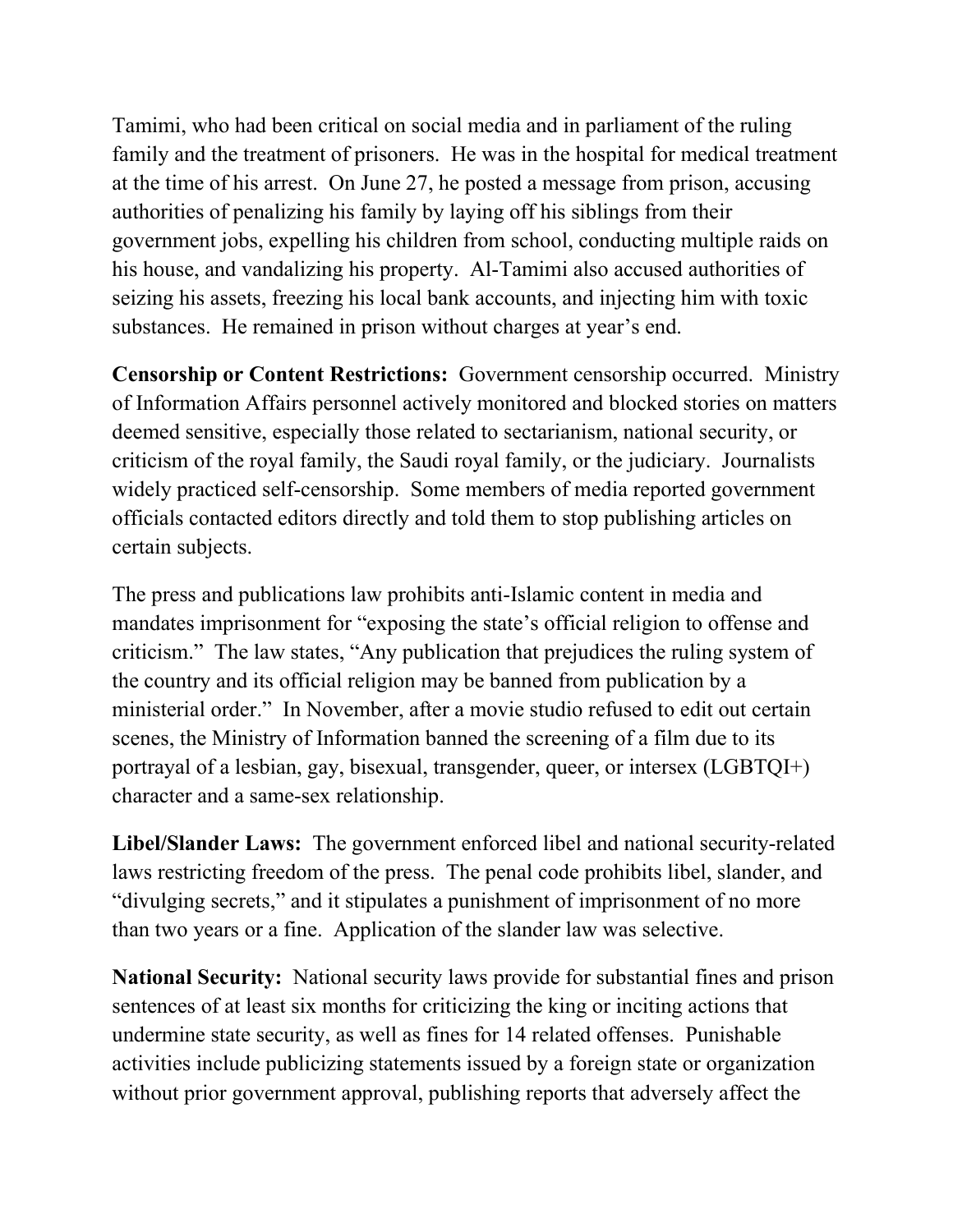Tamimi, who had been critical on social media and in parliament of the ruling family and the treatment of prisoners. He was in the hospital for medical treatment at the time of his arrest. On June 27, he posted a message from prison, accusing authorities of penalizing his family by laying off his siblings from their government jobs, expelling his children from school, conducting multiple raids on his house, and vandalizing his property. Al-Tamimi also accused authorities of seizing his assets, freezing his local bank accounts, and injecting him with toxic substances. He remained in prison without charges at year's end.

**Censorship or Content Restrictions:** Government censorship occurred. Ministry of Information Affairs personnel actively monitored and blocked stories on matters deemed sensitive, especially those related to sectarianism, national security, or criticism of the royal family, the Saudi royal family, or the judiciary. Journalists widely practiced self-censorship. Some members of media reported government officials contacted editors directly and told them to stop publishing articles on certain subjects.

The press and publications law prohibits anti-Islamic content in media and mandates imprisonment for "exposing the state's official religion to offense and criticism." The law states, "Any publication that prejudices the ruling system of the country and its official religion may be banned from publication by a ministerial order." In November, after a movie studio refused to edit out certain scenes, the Ministry of Information banned the screening of a film due to its portrayal of a lesbian, gay, bisexual, transgender, queer, or intersex (LGBTQI+) character and a same-sex relationship.

**Libel/Slander Laws:** The government enforced libel and national security-related laws restricting freedom of the press. The penal code prohibits libel, slander, and "divulging secrets," and it stipulates a punishment of imprisonment of no more than two years or a fine. Application of the slander law was selective.

**National Security:** National security laws provide for substantial fines and prison sentences of at least six months for criticizing the king or inciting actions that undermine state security, as well as fines for 14 related offenses. Punishable activities include publicizing statements issued by a foreign state or organization without prior government approval, publishing reports that adversely affect the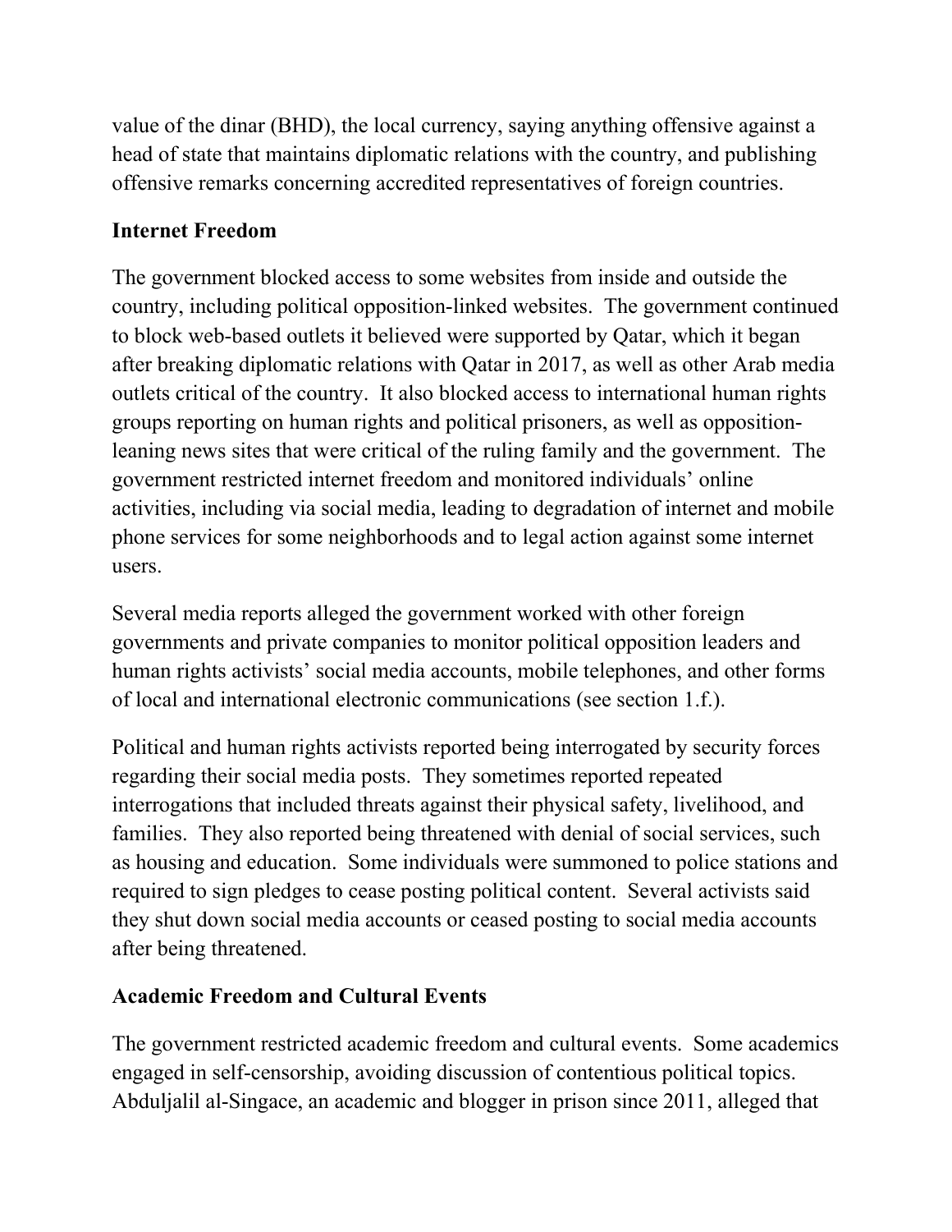value of the dinar (BHD), the local currency, saying anything offensive against a head of state that maintains diplomatic relations with the country, and publishing offensive remarks concerning accredited representatives of foreign countries.

**Internet Freedom**

The government blocked access to some websites from inside and outside the country, including political opposition-linked websites. The government continued to block web-based outlets it believed were supported by Qatar, which it began after breaking diplomatic relations with Qatar in 2017, as well as other Arab media outlets critical of the country. It also blocked access to international human rights groups reporting on human rights and political prisoners, as well as opposition-leaning news sites that were critical of the ruling family and the government. The government restricted internet freedom and monitored individuals' online activities, including via social media, leading to degradation of internet and mobile phone services for some neighborhoods and to legal action against some internet users.

Several media reports alleged the government worked with other foreign governments and private companies to monitor political opposition leaders and human rights activists' social media accounts, mobile telephones, and other forms of local and international electronic communications (see section 1.f.).

Political and human rights activists reported being interrogated by security forces regarding their social media posts. They sometimes reported repeated interrogations that included threats against their physical safety, livelihood, and families. They also reported being threatened with denial of social services, such as housing and education. Some individuals were summoned to police stations and required to sign pledges to cease posting political content. Several activists said they shut down social media accounts or ceased posting to social media accounts after being threatened.

**Academic Freedom and Cultural Events**

The government restricted academic freedom and cultural events. Some academics engaged in self-censorship, avoiding discussion of contentious political topics. Abduljalil al-Singace, an academic and blogger in prison since 2011, alleged that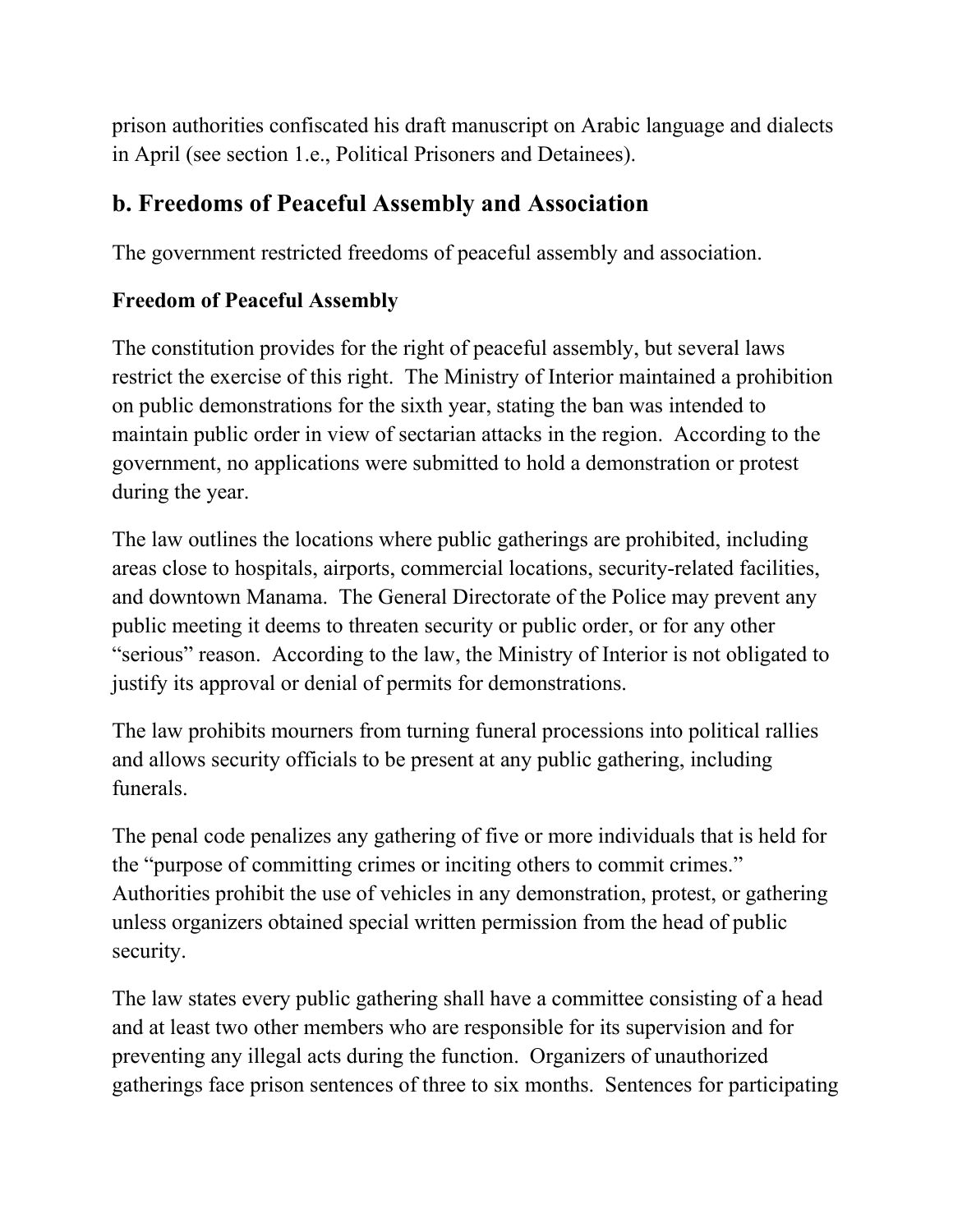prison authorities confiscated his draft manuscript on Arabic language and dialects in April (see section 1.e., Political Prisoners and Detainees).

## b. Freedoms of Peaceful Assembly and Association

The government restricted freedoms of peaceful assembly and association.

**Freedom of Peaceful Assembly**

The constitution provides for the right of peaceful assembly, but several laws restrict the exercise of this right. The Ministry of Interior maintained a prohibition on public demonstrations for the sixth year, stating the ban was intended to maintain public order in view of sectarian attacks in the region. According to the government, no applications were submitted to hold a demonstration or protest during the year.

The law outlines the locations where public gatherings are prohibited, including areas close to hospitals, airports, commercial locations, security-related facilities, and downtown Manama. The General Directorate of the Police may prevent any public meeting it deems to threaten security or public order, or for any other "serious" reason. According to the law, the Ministry of Interior is not obligated to justify its approval or denial of permits for demonstrations.

The law prohibits mourners from turning funeral processions into political rallies and allows security officials to be present at any public gathering, including funerals.

The penal code penalizes any gathering of five or more individuals that is held for the "purpose of committing crimes or inciting others to commit crimes." Authorities prohibit the use of vehicles in any demonstration, protest, or gathering unless organizers obtained special written permission from the head of public security.

The law states every public gathering shall have a committee consisting of a head and at least two other members who are responsible for its supervision and for preventing any illegal acts during the function. Organizers of unauthorized gatherings face prison sentences of three to six months. Sentences for participating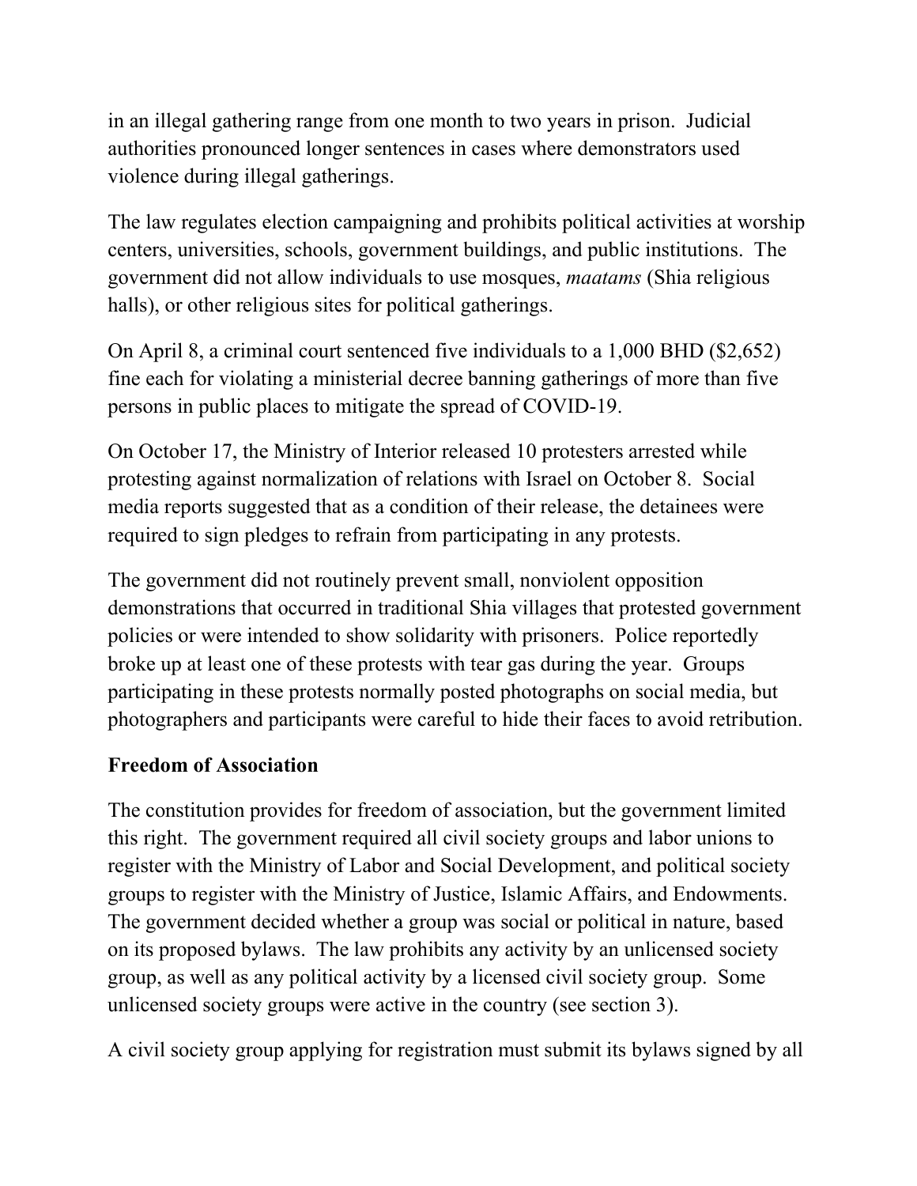in an illegal gathering range from one month to two years in prison. Judicial authorities pronounced longer sentences in cases where demonstrators used violence during illegal gatherings.

The law regulates election campaigning and prohibits political activities at worship centers, universities, schools, government buildings, and public institutions. The government did not allow individuals to use mosques, *maatams* (Shia religious halls), or other religious sites for political gatherings.

On April 8, a criminal court sentenced five individuals to a 1,000 BHD ($2,652) fine each for violating a ministerial decree banning gatherings of more than five persons in public places to mitigate the spread of COVID-19.

On October 17, the Ministry of Interior released 10 protesters arrested while protesting against normalization of relations with Israel on October 8. Social media reports suggested that as a condition of their release, the detainees were required to sign pledges to refrain from participating in any protests.

The government did not routinely prevent small, nonviolent opposition demonstrations that occurred in traditional Shia villages that protested government policies or were intended to show solidarity with prisoners. Police reportedly broke up at least one of these protests with tear gas during the year. Groups participating in these protests normally posted photographs on social media, but photographers and participants were careful to hide their faces to avoid retribution.

**Freedom of Association**

The constitution provides for freedom of association, but the government limited this right. The government required all civil society groups and labor unions to register with the Ministry of Labor and Social Development, and political society groups to register with the Ministry of Justice, Islamic Affairs, and Endowments. The government decided whether a group was social or political in nature, based on its proposed bylaws. The law prohibits any activity by an unlicensed society group, as well as any political activity by a licensed civil society group. Some unlicensed society groups were active in the country (see section 3).

A civil society group applying for registration must submit its bylaws signed by all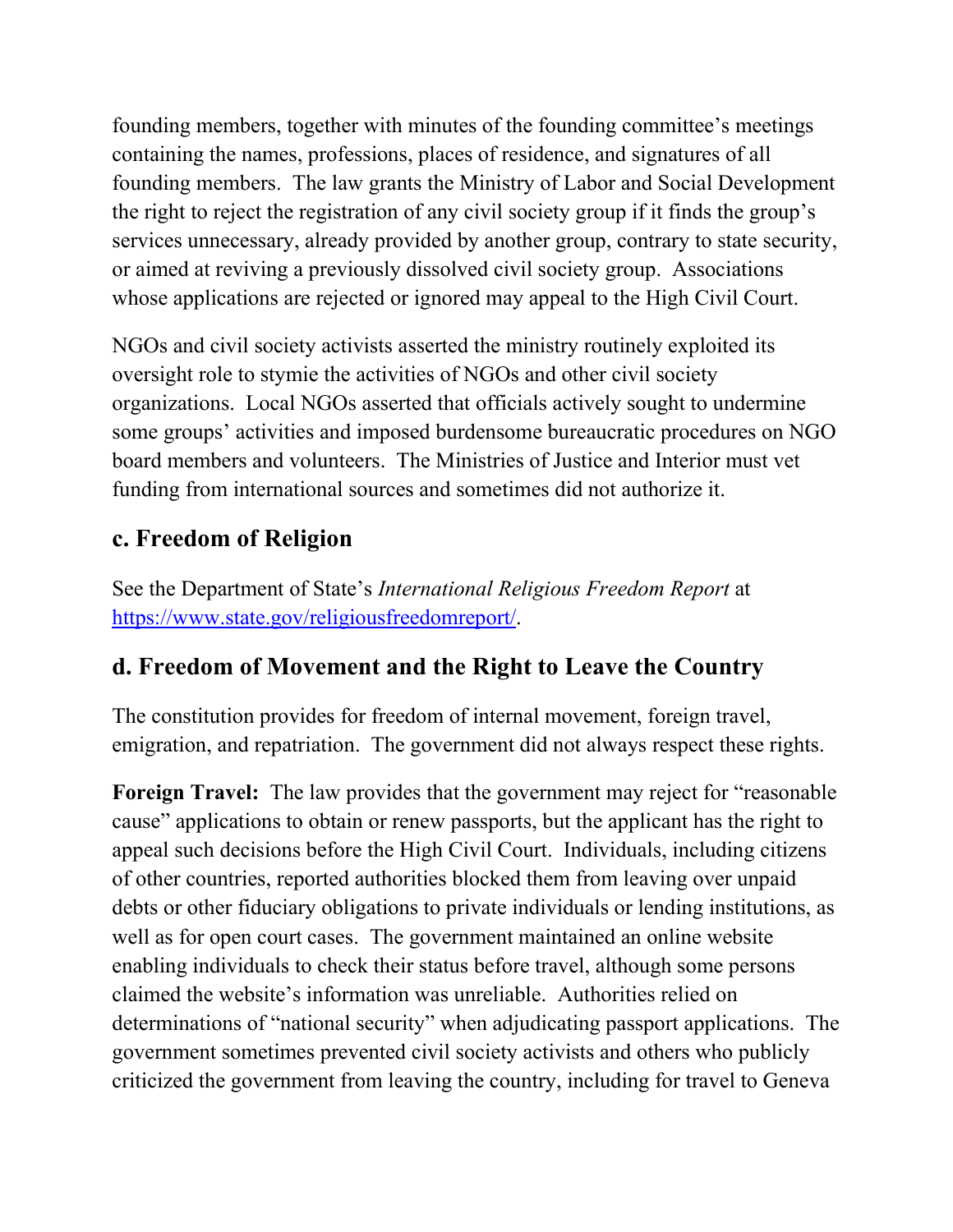founding members, together with minutes of the founding committee's meetings containing the names, professions, places of residence, and signatures of all founding members. The law grants the Ministry of Labor and Social Development the right to reject the registration of any civil society group if it finds the group's services unnecessary, already provided by another group, contrary to state security, or aimed at reviving a previously dissolved civil society group. Associations whose applications are rejected or ignored may appeal to the High Civil Court.

NGOs and civil society activists asserted the ministry routinely exploited its oversight role to stymie the activities of NGOs and other civil society organizations. Local NGOs asserted that officials actively sought to undermine some groups' activities and imposed burdensome bureaucratic procedures on NGO board members and volunteers. The Ministries of Justice and Interior must vet funding from international sources and sometimes did not authorize it.

## c. Freedom of Religion

See the Department of State's *International Religious Freedom Report* at [https://www.state.gov/religiousfreedomreport/](https://www.state.gov/religiousfreedomreport/).

## d. Freedom of Movement and the Right to Leave the Country

The constitution provides for freedom of internal movement, foreign travel, emigration, and repatriation. The government did not always respect these rights.

**Foreign Travel:** The law provides that the government may reject for "reasonable cause" applications to obtain or renew passports, but the applicant has the right to appeal such decisions before the High Civil Court. Individuals, including citizens of other countries, reported authorities blocked them from leaving over unpaid debts or other fiduciary obligations to private individuals or lending institutions, as well as for open court cases. The government maintained an online website enabling individuals to check their status before travel, although some persons claimed the website's information was unreliable. Authorities relied on determinations of "national security" when adjudicating passport applications. The government sometimes prevented civil society activists and others who publicly criticized the government from leaving the country, including for travel to Geneva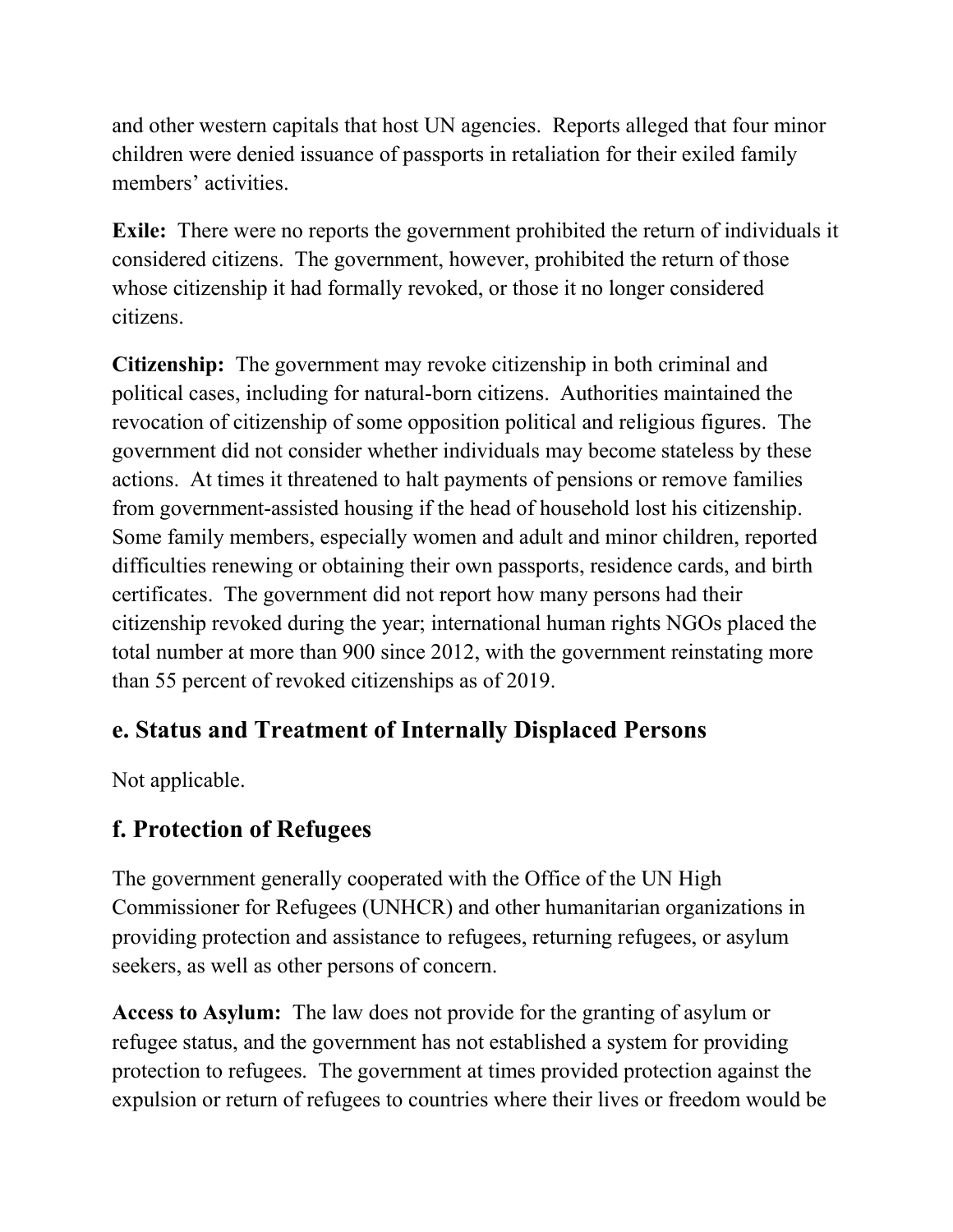and other western capitals that host UN agencies. Reports alleged that four minor children were denied issuance of passports in retaliation for their exiled family members' activities.

**Exile:** There were no reports the government prohibited the return of individuals it considered citizens. The government, however, prohibited the return of those whose citizenship it had formally revoked, or those it no longer considered citizens.

**Citizenship:** The government may revoke citizenship in both criminal and political cases, including for natural-born citizens. Authorities maintained the revocation of citizenship of some opposition political and religious figures. The government did not consider whether individuals may become stateless by these actions. At times it threatened to halt payments of pensions or remove families from government-assisted housing if the head of household lost his citizenship. Some family members, especially women and adult and minor children, reported difficulties renewing or obtaining their own passports, residence cards, and birth certificates. The government did not report how many persons had their citizenship revoked during the year; international human rights NGOs placed the total number at more than 900 since 2012, with the government reinstating more than 55 percent of revoked citizenships as of 2019.

## e. Status and Treatment of Internally Displaced Persons

Not applicable.

## f. Protection of Refugees

The government generally cooperated with the Office of the UN High Commissioner for Refugees (UNHCR) and other humanitarian organizations in providing protection and assistance to refugees, returning refugees, or asylum seekers, as well as other persons of concern.

**Access to Asylum:** The law does not provide for the granting of asylum or refugee status, and the government has not established a system for providing protection to refugees. The government at times provided protection against the expulsion or return of refugees to countries where their lives or freedom would be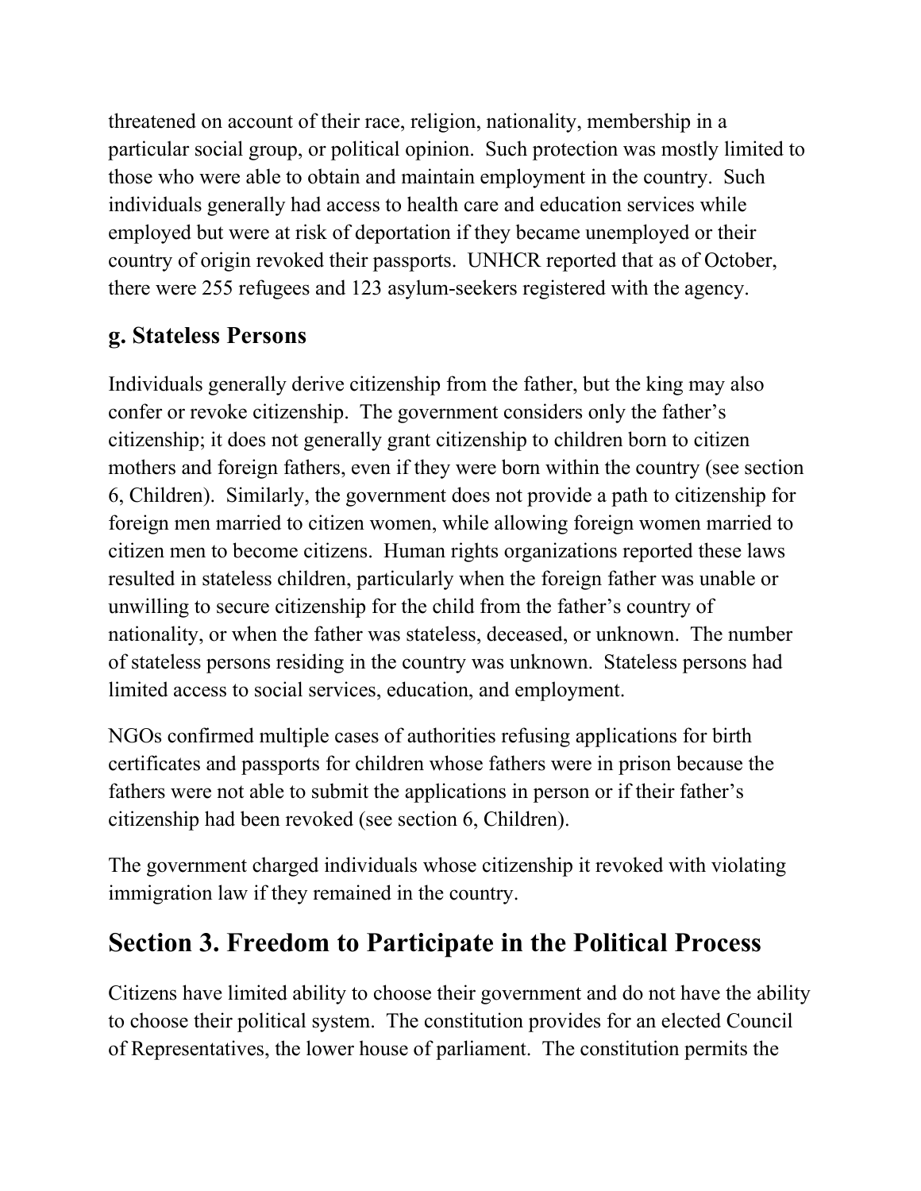threatened on account of their race, religion, nationality, membership in a particular social group, or political opinion. Such protection was mostly limited to those who were able to obtain and maintain employment in the country. Such individuals generally had access to health care and education services while employed but were at risk of deportation if they became unemployed or their country of origin revoked their passports. UNHCR reported that as of October, there were 255 refugees and 123 asylum-seekers registered with the agency.

### g. Stateless Persons

Individuals generally derive citizenship from the father, but the king may also confer or revoke citizenship. The government considers only the father's citizenship; it does not generally grant citizenship to children born to citizen mothers and foreign fathers, even if they were born within the country (see section 6, Children). Similarly, the government does not provide a path to citizenship for foreign men married to citizen women, while allowing foreign women married to citizen men to become citizens. Human rights organizations reported these laws resulted in stateless children, particularly when the foreign father was unable or unwilling to secure citizenship for the child from the father's country of nationality, or when the father was stateless, deceased, or unknown. The number of stateless persons residing in the country was unknown. Stateless persons had limited access to social services, education, and employment.

NGOs confirmed multiple cases of authorities refusing applications for birth certificates and passports for children whose fathers were in prison because the fathers were not able to submit the applications in person or if their father's citizenship had been revoked (see section 6, Children).

The government charged individuals whose citizenship it revoked with violating immigration law if they remained in the country.

## Section 3. Freedom to Participate in the Political Process

Citizens have limited ability to choose their government and do not have the ability to choose their political system. The constitution provides for an elected Council of Representatives, the lower house of parliament. The constitution permits the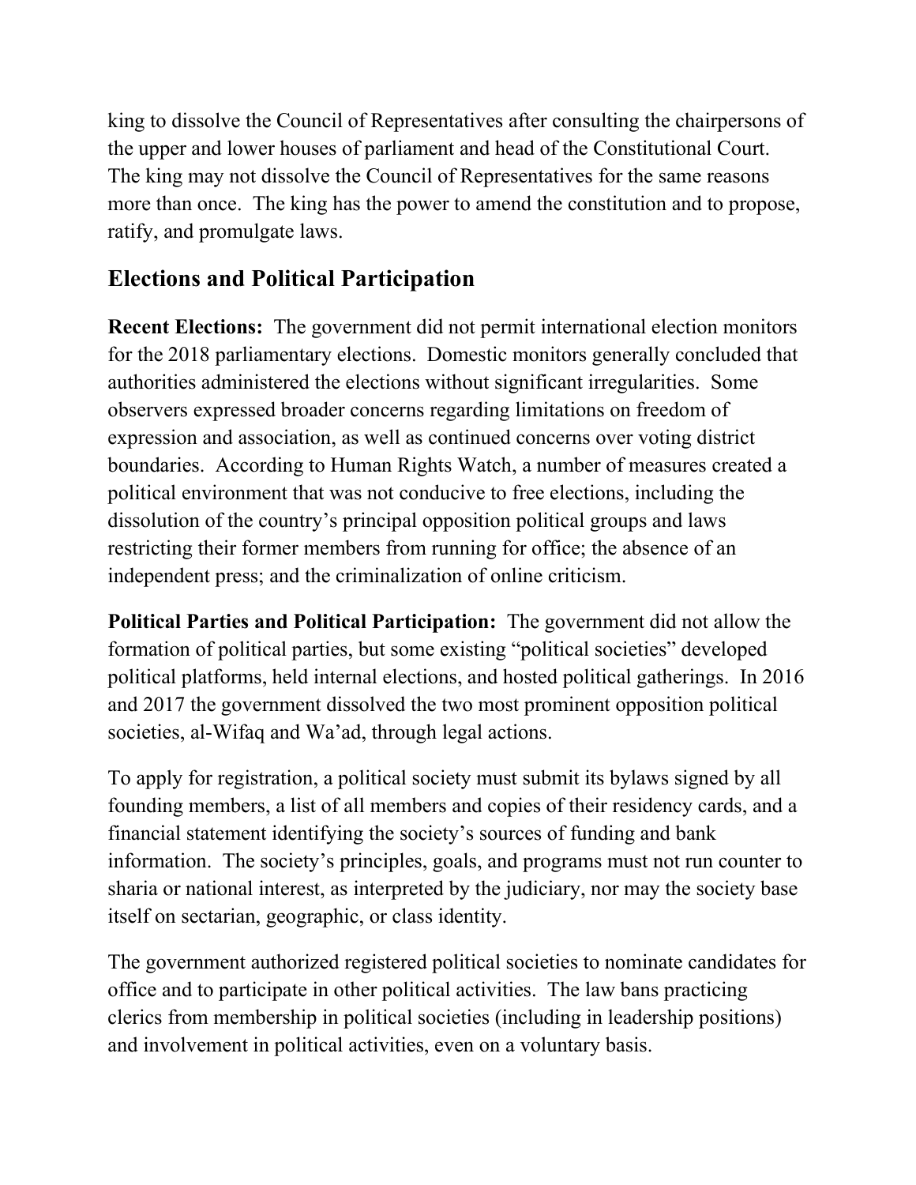king to dissolve the Council of Representatives after consulting the chairpersons of the upper and lower houses of parliament and head of the Constitutional Court. The king may not dissolve the Council of Representatives for the same reasons more than once. The king has the power to amend the constitution and to propose, ratify, and promulgate laws.

## Elections and Political Participation

**Recent Elections:** The government did not permit international election monitors for the 2018 parliamentary elections. Domestic monitors generally concluded that authorities administered the elections without significant irregularities. Some observers expressed broader concerns regarding limitations on freedom of expression and association, as well as continued concerns over voting district boundaries. According to Human Rights Watch, a number of measures created a political environment that was not conducive to free elections, including the dissolution of the country's principal opposition political groups and laws restricting their former members from running for office; the absence of an independent press; and the criminalization of online criticism.

**Political Parties and Political Participation:** The government did not allow the formation of political parties, but some existing "political societies" developed political platforms, held internal elections, and hosted political gatherings. In 2016 and 2017 the government dissolved the two most prominent opposition political societies, al-Wifaq and Wa'ad, through legal actions.

To apply for registration, a political society must submit its bylaws signed by all founding members, a list of all members and copies of their residency cards, and a financial statement identifying the society's sources of funding and bank information. The society's principles, goals, and programs must not run counter to sharia or national interest, as interpreted by the judiciary, nor may the society base itself on sectarian, geographic, or class identity.

The government authorized registered political societies to nominate candidates for office and to participate in other political activities. The law bans practicing clerics from membership in political societies (including in leadership positions) and involvement in political activities, even on a voluntary basis.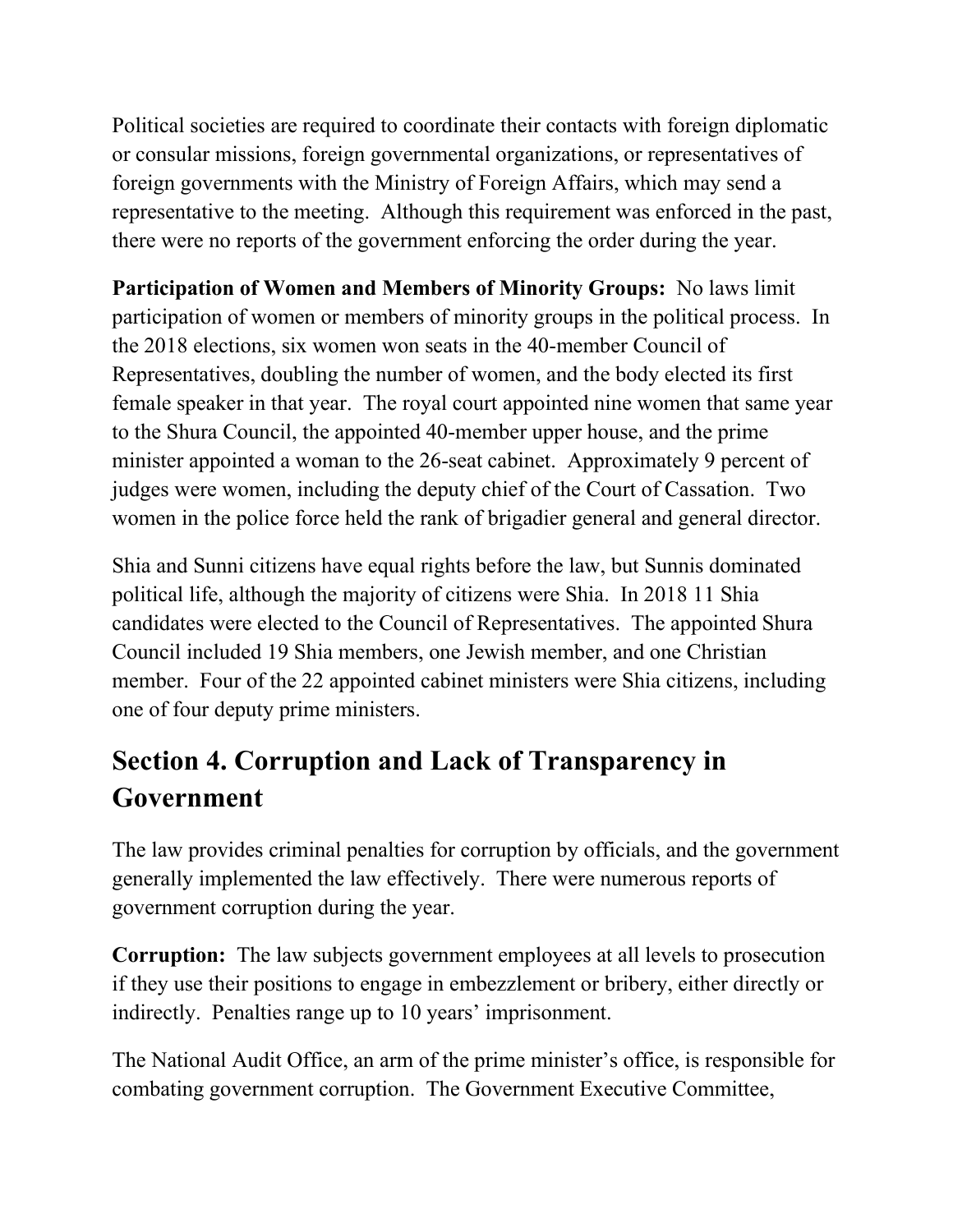Political societies are required to coordinate their contacts with foreign diplomatic or consular missions, foreign governmental organizations, or representatives of foreign governments with the Ministry of Foreign Affairs, which may send a representative to the meeting. Although this requirement was enforced in the past, there were no reports of the government enforcing the order during the year.

**Participation of Women and Members of Minority Groups:** No laws limit participation of women or members of minority groups in the political process. In the 2018 elections, six women won seats in the 40-member Council of Representatives, doubling the number of women, and the body elected its first female speaker in that year. The royal court appointed nine women that same year to the Shura Council, the appointed 40-member upper house, and the prime minister appointed a woman to the 26-seat cabinet. Approximately 9 percent of judges were women, including the deputy chief of the Court of Cassation. Two women in the police force held the rank of brigadier general and general director.

Shia and Sunni citizens have equal rights before the law, but Sunnis dominated political life, although the majority of citizens were Shia. In 2018 11 Shia candidates were elected to the Council of Representatives. The appointed Shura Council included 19 Shia members, one Jewish member, and one Christian member. Four of the 22 appointed cabinet ministers were Shia citizens, including one of four deputy prime ministers.

## Section 4. Corruption and Lack of Transparency in Government

The law provides criminal penalties for corruption by officials, and the government generally implemented the law effectively. There were numerous reports of government corruption during the year.

**Corruption:** The law subjects government employees at all levels to prosecution if they use their positions to engage in embezzlement or bribery, either directly or indirectly. Penalties range up to 10 years' imprisonment.

The National Audit Office, an arm of the prime minister's office, is responsible for combating government corruption. The Government Executive Committee,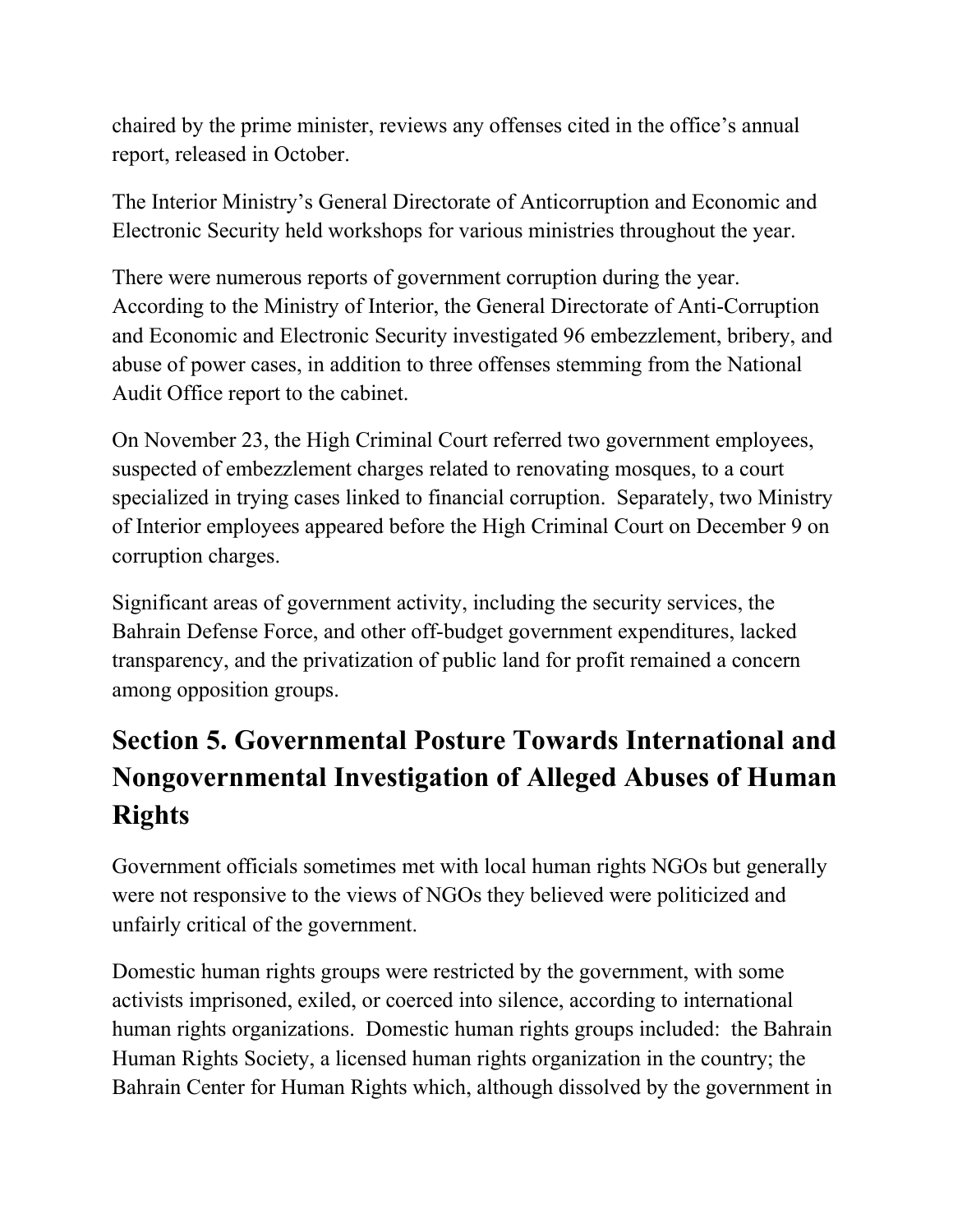chaired by the prime minister, reviews any offenses cited in the office's annual report, released in October.

The Interior Ministry's General Directorate of Anticorruption and Economic and Electronic Security held workshops for various ministries throughout the year.

There were numerous reports of government corruption during the year. According to the Ministry of Interior, the General Directorate of Anti-Corruption and Economic and Electronic Security investigated 96 embezzlement, bribery, and abuse of power cases, in addition to three offenses stemming from the National Audit Office report to the cabinet.

On November 23, the High Criminal Court referred two government employees, suspected of embezzlement charges related to renovating mosques, to a court specialized in trying cases linked to financial corruption. Separately, two Ministry of Interior employees appeared before the High Criminal Court on December 9 on corruption charges.

Significant areas of government activity, including the security services, the Bahrain Defense Force, and other off-budget government expenditures, lacked transparency, and the privatization of public land for profit remained a concern among opposition groups.

## Section 5. Governmental Posture Towards International and Nongovernmental Investigation of Alleged Abuses of Human Rights

Government officials sometimes met with local human rights NGOs but generally were not responsive to the views of NGOs they believed were politicized and unfairly critical of the government.

Domestic human rights groups were restricted by the government, with some activists imprisoned, exiled, or coerced into silence, according to international human rights organizations. Domestic human rights groups included: the Bahrain Human Rights Society, a licensed human rights organization in the country; the Bahrain Center for Human Rights which, although dissolved by the government in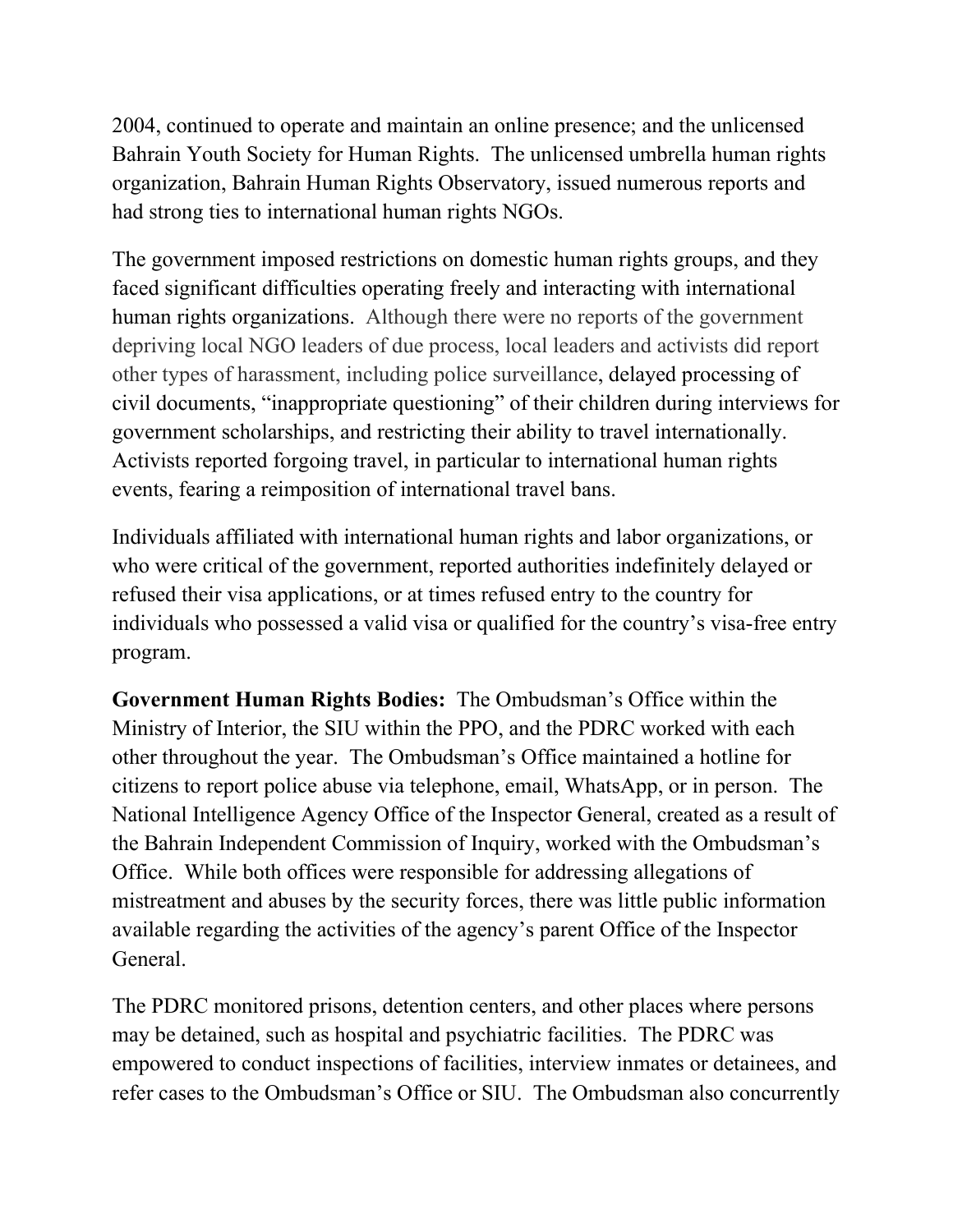2004, continued to operate and maintain an online presence; and the unlicensed Bahrain Youth Society for Human Rights. The unlicensed umbrella human rights organization, Bahrain Human Rights Observatory, issued numerous reports and had strong ties to international human rights NGOs.

The government imposed restrictions on domestic human rights groups, and they faced significant difficulties operating freely and interacting with international human rights organizations. Although there were no reports of the government depriving local NGO leaders of due process, local leaders and activists did report other types of harassment, including police surveillance, delayed processing of civil documents, "inappropriate questioning" of their children during interviews for government scholarships, and restricting their ability to travel internationally. Activists reported forgoing travel, in particular to international human rights events, fearing a reimposition of international travel bans.

Individuals affiliated with international human rights and labor organizations, or who were critical of the government, reported authorities indefinitely delayed or refused their visa applications, or at times refused entry to the country for individuals who possessed a valid visa or qualified for the country's visa-free entry program.

**Government Human Rights Bodies:** The Ombudsman's Office within the Ministry of Interior, the SIU within the PPO, and the PDRC worked with each other throughout the year. The Ombudsman's Office maintained a hotline for citizens to report police abuse via telephone, email, WhatsApp, or in person. The National Intelligence Agency Office of the Inspector General, created as a result of the Bahrain Independent Commission of Inquiry, worked with the Ombudsman's Office. While both offices were responsible for addressing allegations of mistreatment and abuses by the security forces, there was little public information available regarding the activities of the agency's parent Office of the Inspector General.

The PDRC monitored prisons, detention centers, and other places where persons may be detained, such as hospital and psychiatric facilities. The PDRC was empowered to conduct inspections of facilities, interview inmates or detainees, and refer cases to the Ombudsman's Office or SIU. The Ombudsman also concurrently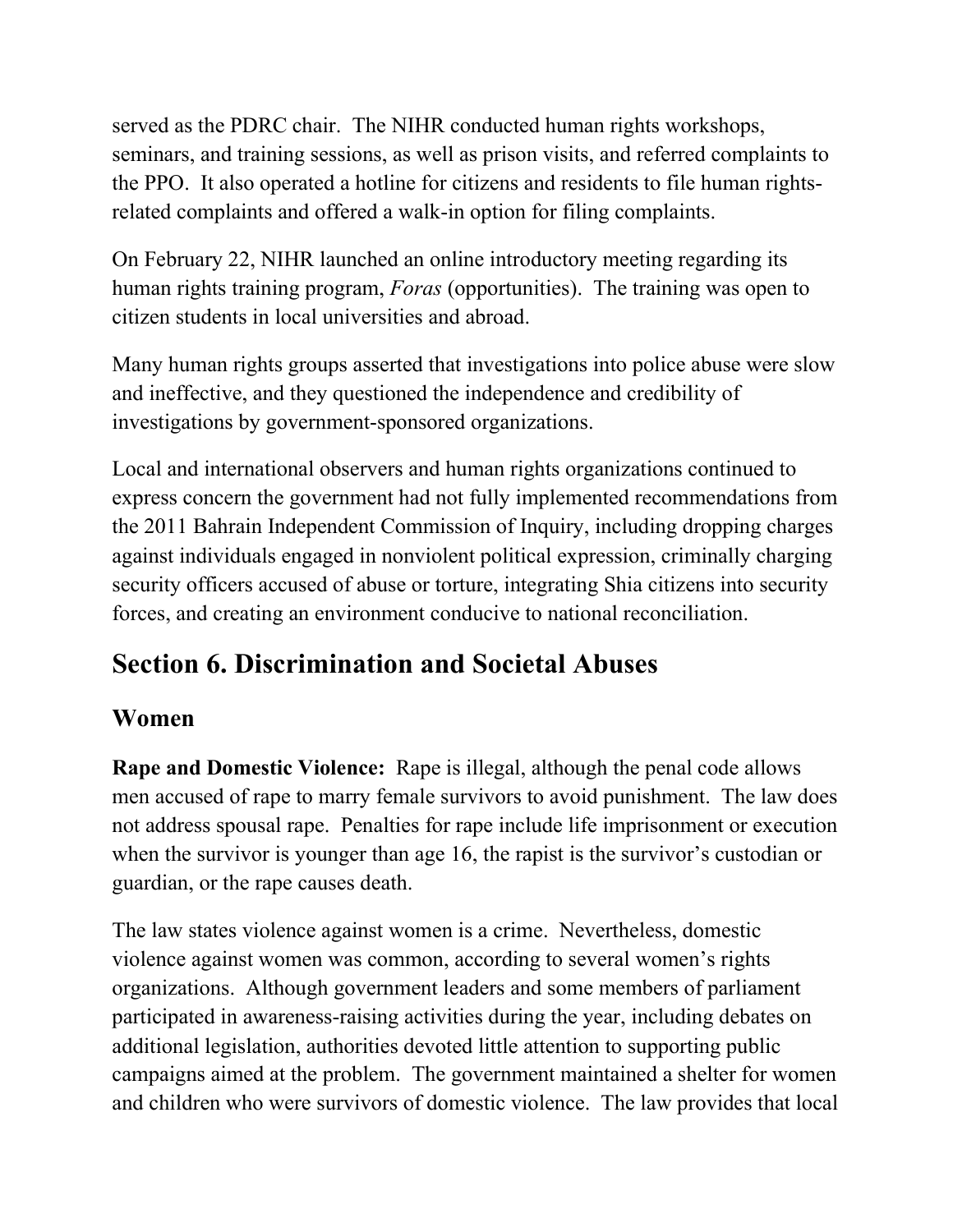served as the PDRC chair. The NIHR conducted human rights workshops, seminars, and training sessions, as well as prison visits, and referred complaints to the PPO. It also operated a hotline for citizens and residents to file human rights-related complaints and offered a walk-in option for filing complaints.

On February 22, NIHR launched an online introductory meeting regarding its human rights training program, *Foras* (opportunities). The training was open to citizen students in local universities and abroad.

Many human rights groups asserted that investigations into police abuse were slow and ineffective, and they questioned the independence and credibility of investigations by government-sponsored organizations.

Local and international observers and human rights organizations continued to express concern the government had not fully implemented recommendations from the 2011 Bahrain Independent Commission of Inquiry, including dropping charges against individuals engaged in nonviolent political expression, criminally charging security officers accused of abuse or torture, integrating Shia citizens into security forces, and creating an environment conducive to national reconciliation.

## Section 6. Discrimination and Societal Abuses

### Women

**Rape and Domestic Violence:** Rape is illegal, although the penal code allows men accused of rape to marry female survivors to avoid punishment. The law does not address spousal rape. Penalties for rape include life imprisonment or execution when the survivor is younger than age 16, the rapist is the survivor's custodian or guardian, or the rape causes death.

The law states violence against women is a crime. Nevertheless, domestic violence against women was common, according to several women's rights organizations. Although government leaders and some members of parliament participated in awareness-raising activities during the year, including debates on additional legislation, authorities devoted little attention to supporting public campaigns aimed at the problem. The government maintained a shelter for women and children who were survivors of domestic violence. The law provides that local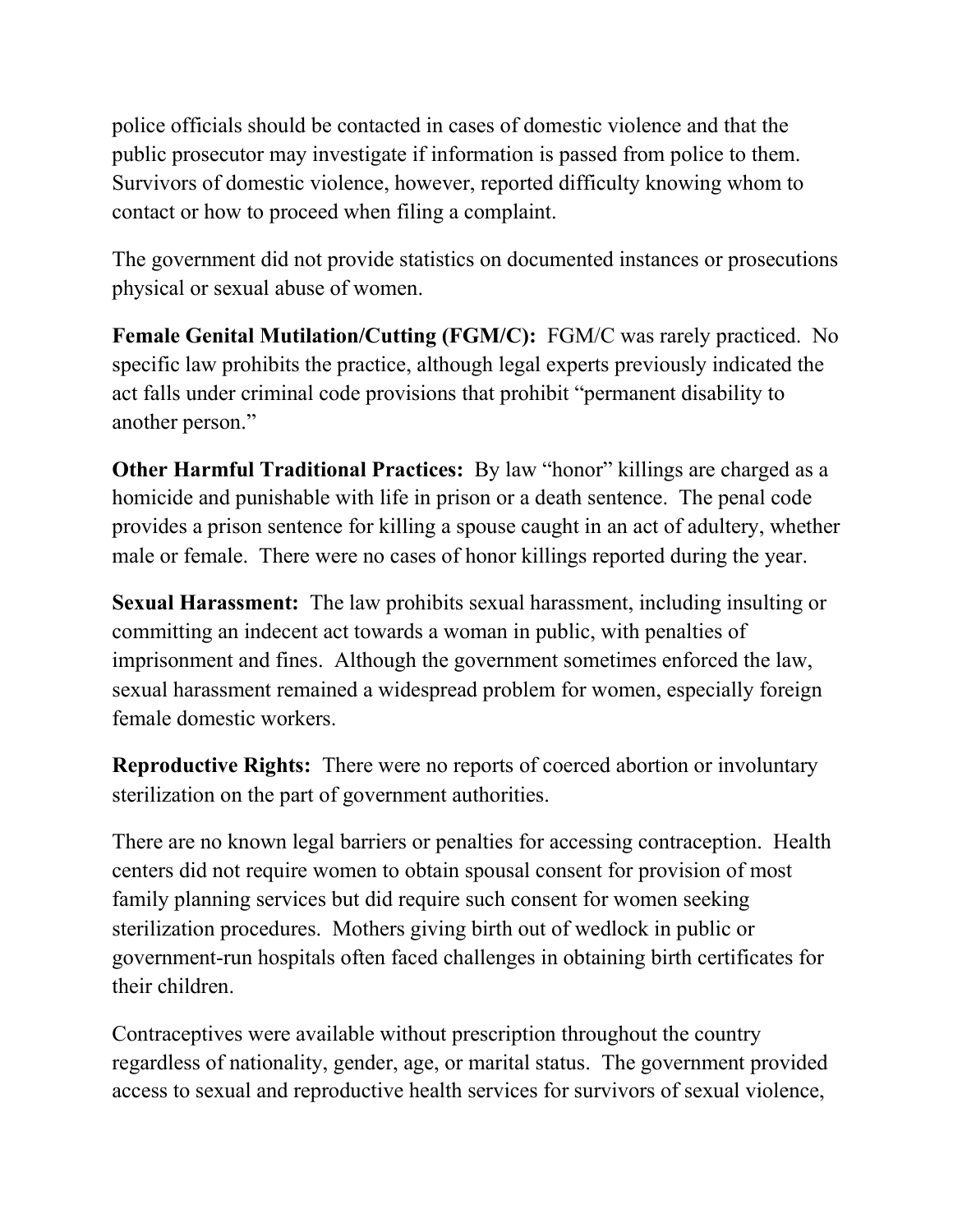police officials should be contacted in cases of domestic violence and that the public prosecutor may investigate if information is passed from police to them. Survivors of domestic violence, however, reported difficulty knowing whom to contact or how to proceed when filing a complaint.

The government did not provide statistics on documented instances or prosecutions physical or sexual abuse of women.

**Female Genital Mutilation/Cutting (FGM/C):** FGM/C was rarely practiced. No specific law prohibits the practice, although legal experts previously indicated the act falls under criminal code provisions that prohibit "permanent disability to another person."

**Other Harmful Traditional Practices:** By law "honor" killings are charged as a homicide and punishable with life in prison or a death sentence. The penal code provides a prison sentence for killing a spouse caught in an act of adultery, whether male or female. There were no cases of honor killings reported during the year.

**Sexual Harassment:** The law prohibits sexual harassment, including insulting or committing an indecent act towards a woman in public, with penalties of imprisonment and fines. Although the government sometimes enforced the law, sexual harassment remained a widespread problem for women, especially foreign female domestic workers.

**Reproductive Rights:** There were no reports of coerced abortion or involuntary sterilization on the part of government authorities.

There are no known legal barriers or penalties for accessing contraception. Health centers did not require women to obtain spousal consent for provision of most family planning services but did require such consent for women seeking sterilization procedures. Mothers giving birth out of wedlock in public or government-run hospitals often faced challenges in obtaining birth certificates for their children.

Contraceptives were available without prescription throughout the country regardless of nationality, gender, age, or marital status. The government provided access to sexual and reproductive health services for survivors of sexual violence,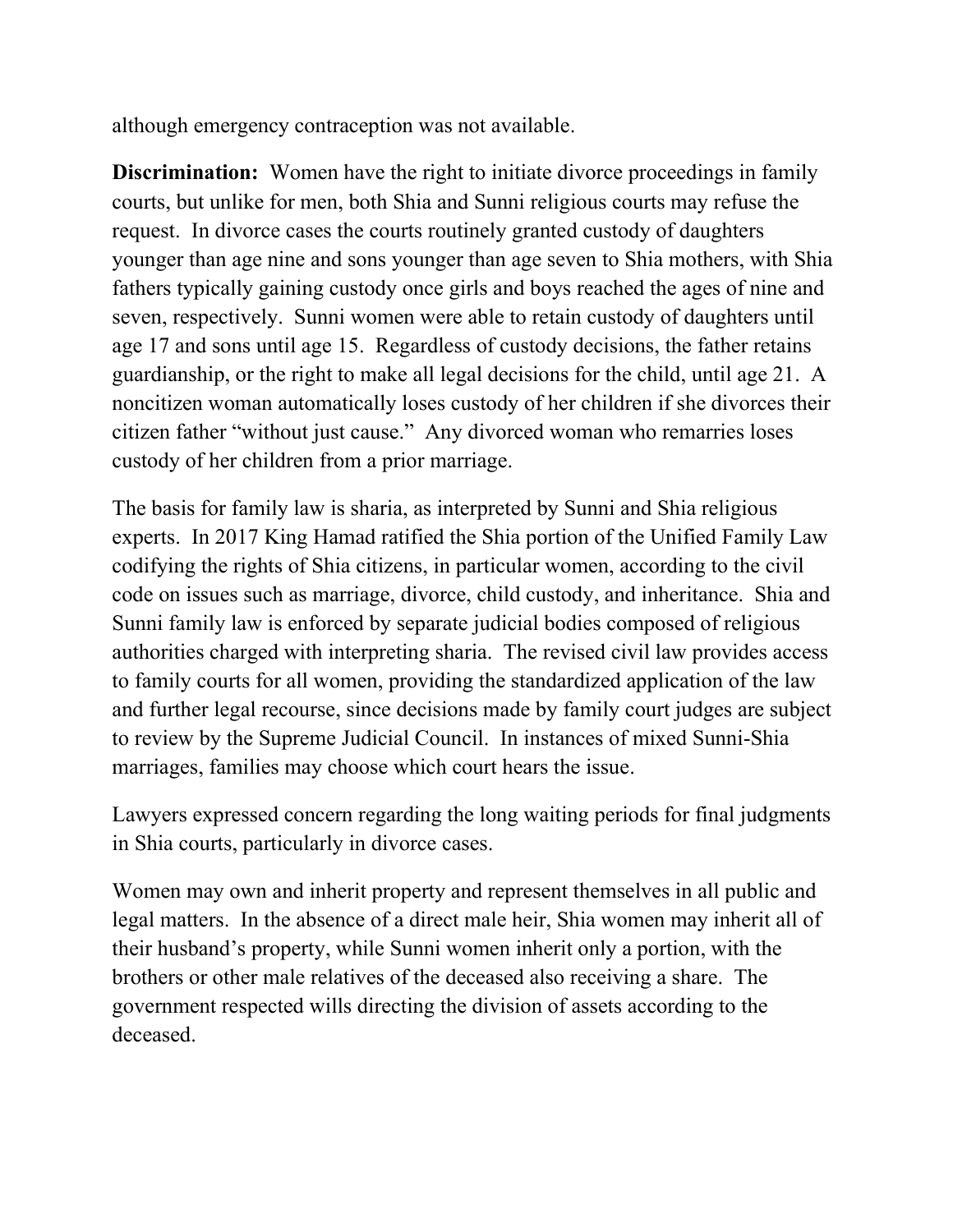although emergency contraception was not available.

**Discrimination:** Women have the right to initiate divorce proceedings in family courts, but unlike for men, both Shia and Sunni religious courts may refuse the request. In divorce cases the courts routinely granted custody of daughters younger than age nine and sons younger than age seven to Shia mothers, with Shia fathers typically gaining custody once girls and boys reached the ages of nine and seven, respectively. Sunni women were able to retain custody of daughters until age 17 and sons until age 15. Regardless of custody decisions, the father retains guardianship, or the right to make all legal decisions for the child, until age 21. A noncitizen woman automatically loses custody of her children if she divorces their citizen father "without just cause." Any divorced woman who remarries loses custody of her children from a prior marriage.

The basis for family law is sharia, as interpreted by Sunni and Shia religious experts. In 2017 King Hamad ratified the Shia portion of the Unified Family Law codifying the rights of Shia citizens, in particular women, according to the civil code on issues such as marriage, divorce, child custody, and inheritance. Shia and Sunni family law is enforced by separate judicial bodies composed of religious authorities charged with interpreting sharia. The revised civil law provides access to family courts for all women, providing the standardized application of the law and further legal recourse, since decisions made by family court judges are subject to review by the Supreme Judicial Council. In instances of mixed Sunni-Shia marriages, families may choose which court hears the issue.

Lawyers expressed concern regarding the long waiting periods for final judgments in Shia courts, particularly in divorce cases.

Women may own and inherit property and represent themselves in all public and legal matters. In the absence of a direct male heir, Shia women may inherit all of their husband's property, while Sunni women inherit only a portion, with the brothers or other male relatives of the deceased also receiving a share. The government respected wills directing the division of assets according to the deceased.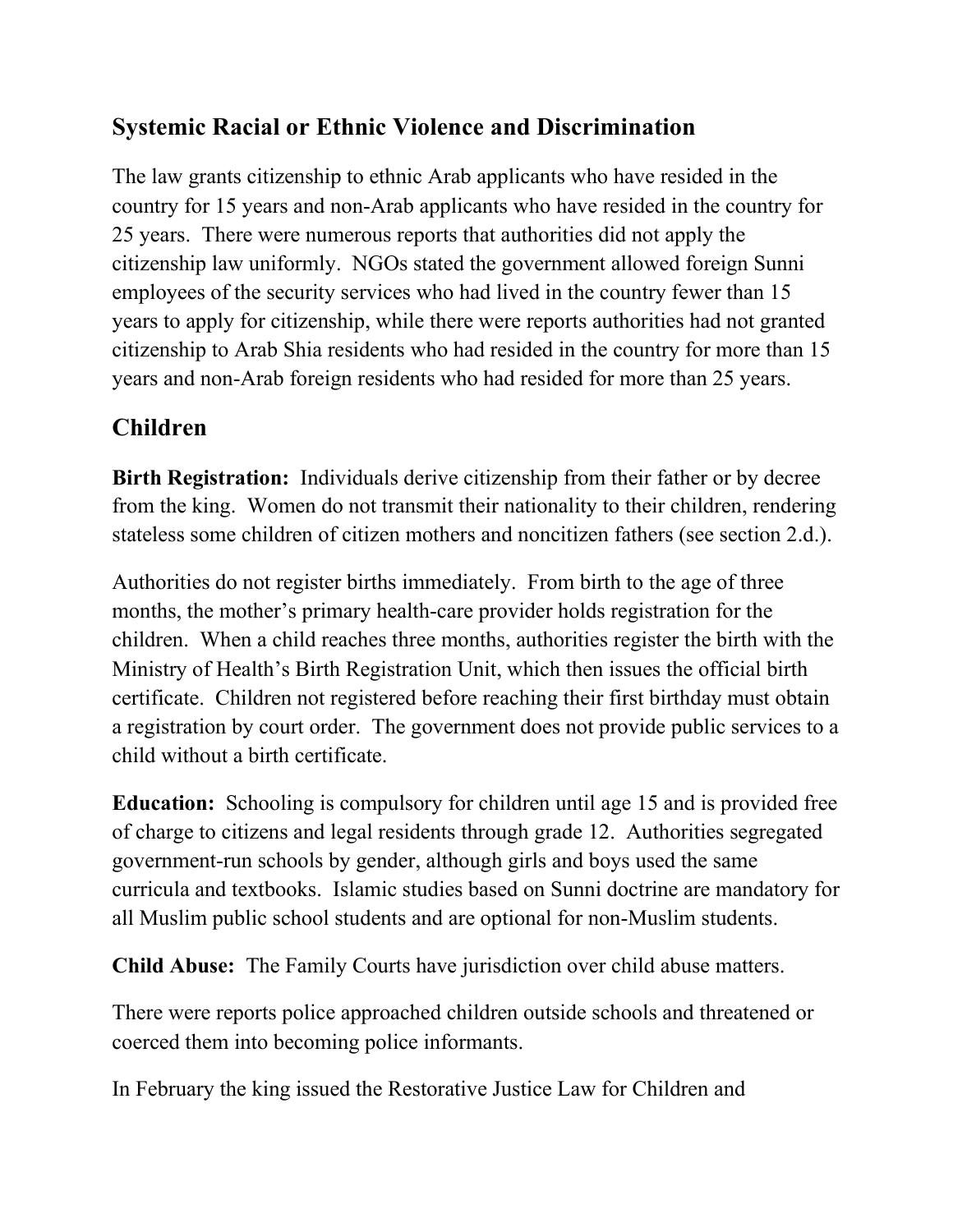## Systemic Racial or Ethnic Violence and Discrimination

The law grants citizenship to ethnic Arab applicants who have resided in the country for 15 years and non-Arab applicants who have resided in the country for 25 years. There were numerous reports that authorities did not apply the citizenship law uniformly. NGOs stated the government allowed foreign Sunni employees of the security services who had lived in the country fewer than 15 years to apply for citizenship, while there were reports authorities had not granted citizenship to Arab Shia residents who had resided in the country for more than 15 years and non-Arab foreign residents who had resided for more than 25 years.

## Children

**Birth Registration:** Individuals derive citizenship from their father or by decree from the king. Women do not transmit their nationality to their children, rendering stateless some children of citizen mothers and noncitizen fathers (see section 2.d.).

Authorities do not register births immediately. From birth to the age of three months, the mother's primary health-care provider holds registration for the children. When a child reaches three months, authorities register the birth with the Ministry of Health's Birth Registration Unit, which then issues the official birth certificate. Children not registered before reaching their first birthday must obtain a registration by court order. The government does not provide public services to a child without a birth certificate.

**Education:** Schooling is compulsory for children until age 15 and is provided free of charge to citizens and legal residents through grade 12. Authorities segregated government-run schools by gender, although girls and boys used the same curricula and textbooks. Islamic studies based on Sunni doctrine are mandatory for all Muslim public school students and are optional for non-Muslim students.

**Child Abuse:** The Family Courts have jurisdiction over child abuse matters.

There were reports police approached children outside schools and threatened or coerced them into becoming police informants.

In February the king issued the Restorative Justice Law for Children and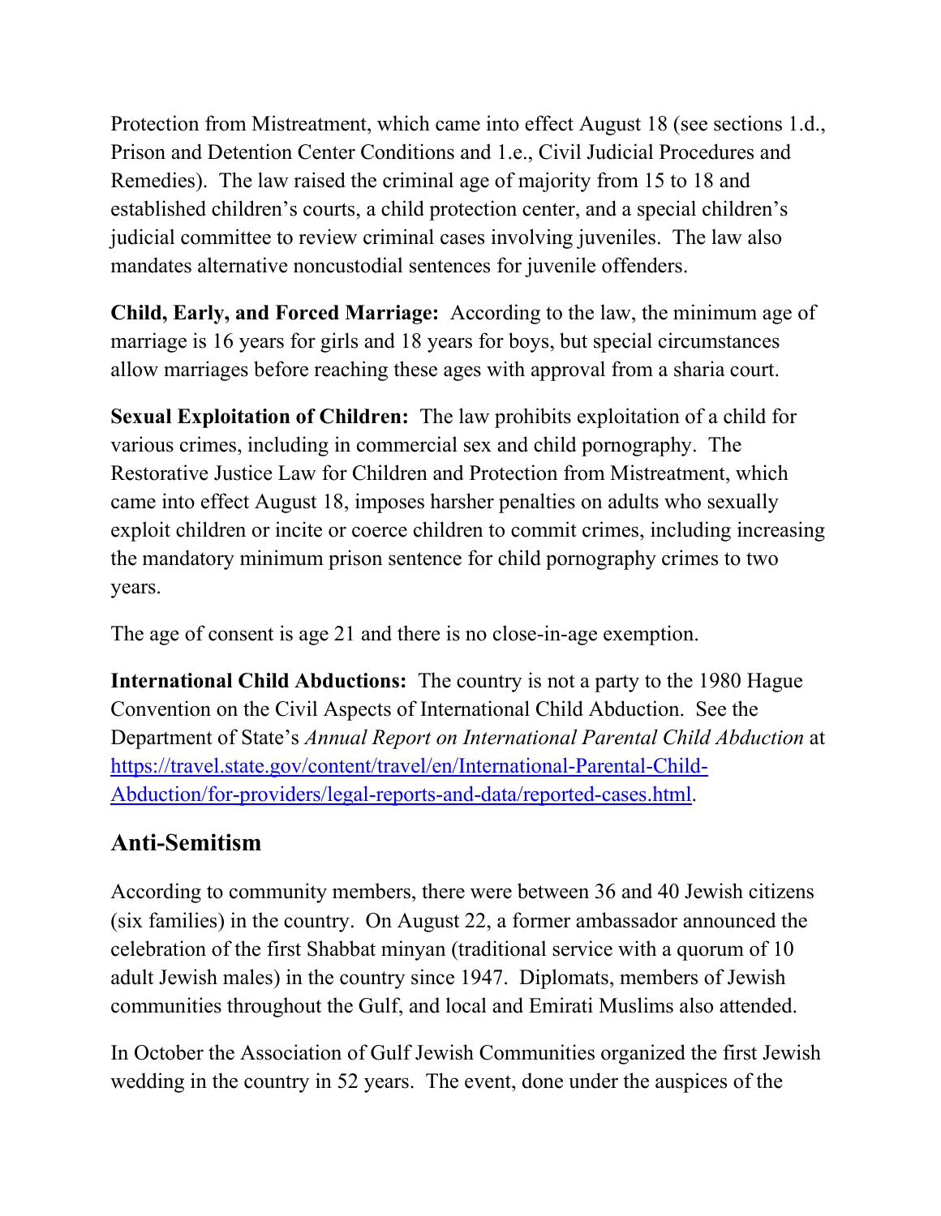Protection from Mistreatment, which came into effect August 18 (see sections 1.d., Prison and Detention Center Conditions and 1.e., Civil Judicial Procedures and Remedies). The law raised the criminal age of majority from 15 to 18 and established children's courts, a child protection center, and a special children's judicial committee to review criminal cases involving juveniles. The law also mandates alternative noncustodial sentences for juvenile offenders.

**Child, Early, and Forced Marriage:** According to the law, the minimum age of marriage is 16 years for girls and 18 years for boys, but special circumstances allow marriages before reaching these ages with approval from a sharia court.

**Sexual Exploitation of Children:** The law prohibits exploitation of a child for various crimes, including in commercial sex and child pornography. The Restorative Justice Law for Children and Protection from Mistreatment, which came into effect August 18, imposes harsher penalties on adults who sexually exploit children or incite or coerce children to commit crimes, including increasing the mandatory minimum prison sentence for child pornography crimes to two years.

The age of consent is age 21 and there is no close-in-age exemption.

**International Child Abductions:** The country is not a party to the 1980 Hague Convention on the Civil Aspects of International Child Abduction. See the Department of State's *Annual Report on International Parental Child Abduction* at [https://travel.state.gov/content/travel/en/International-Parental-Child-Abduction/for-providers/legal-reports-and-data/reported-cases.html](https://travel.state.gov/content/travel/en/International-Parental-Child-Abduction/for-providers/legal-reports-and-data/reported-cases.html).

## Anti-Semitism

According to community members, there were between 36 and 40 Jewish citizens (six families) in the country. On August 22, a former ambassador announced the celebration of the first Shabbat minyan (traditional service with a quorum of 10 adult Jewish males) in the country since 1947. Diplomats, members of Jewish communities throughout the Gulf, and local and Emirati Muslims also attended.

In October the Association of Gulf Jewish Communities organized the first Jewish wedding in the country in 52 years. The event, done under the auspices of the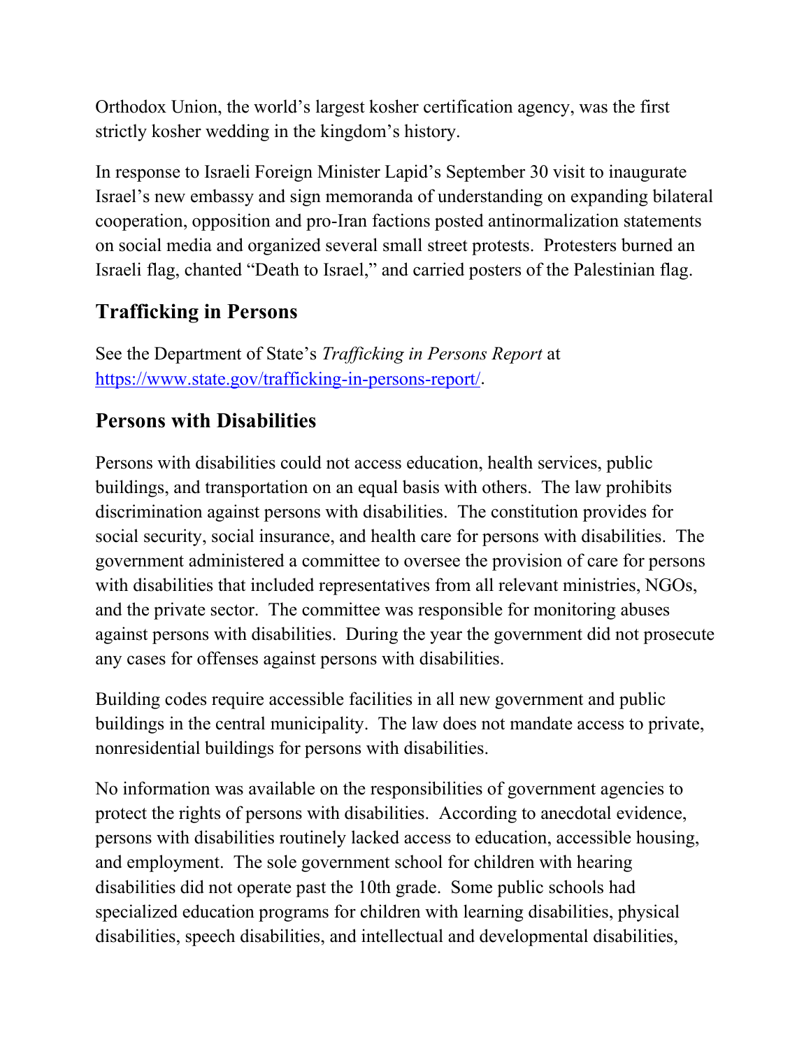Orthodox Union, the world's largest kosher certification agency, was the first strictly kosher wedding in the kingdom's history.

In response to Israeli Foreign Minister Lapid's September 30 visit to inaugurate Israel's new embassy and sign memoranda of understanding on expanding bilateral cooperation, opposition and pro-Iran factions posted antinormalization statements on social media and organized several small street protests. Protesters burned an Israeli flag, chanted "Death to Israel," and carried posters of the Palestinian flag.

## Trafficking in Persons

See the Department of State's *Trafficking in Persons Report* at https://www.state.gov/trafficking-in-persons-report/.

## Persons with Disabilities

Persons with disabilities could not access education, health services, public buildings, and transportation on an equal basis with others. The law prohibits discrimination against persons with disabilities. The constitution provides for social security, social insurance, and health care for persons with disabilities. The government administered a committee to oversee the provision of care for persons with disabilities that included representatives from all relevant ministries, NGOs, and the private sector. The committee was responsible for monitoring abuses against persons with disabilities. During the year the government did not prosecute any cases for offenses against persons with disabilities.

Building codes require accessible facilities in all new government and public buildings in the central municipality. The law does not mandate access to private, nonresidential buildings for persons with disabilities.

No information was available on the responsibilities of government agencies to protect the rights of persons with disabilities. According to anecdotal evidence, persons with disabilities routinely lacked access to education, accessible housing, and employment. The sole government school for children with hearing disabilities did not operate past the 10th grade. Some public schools had specialized education programs for children with learning disabilities, physical disabilities, speech disabilities, and intellectual and developmental disabilities,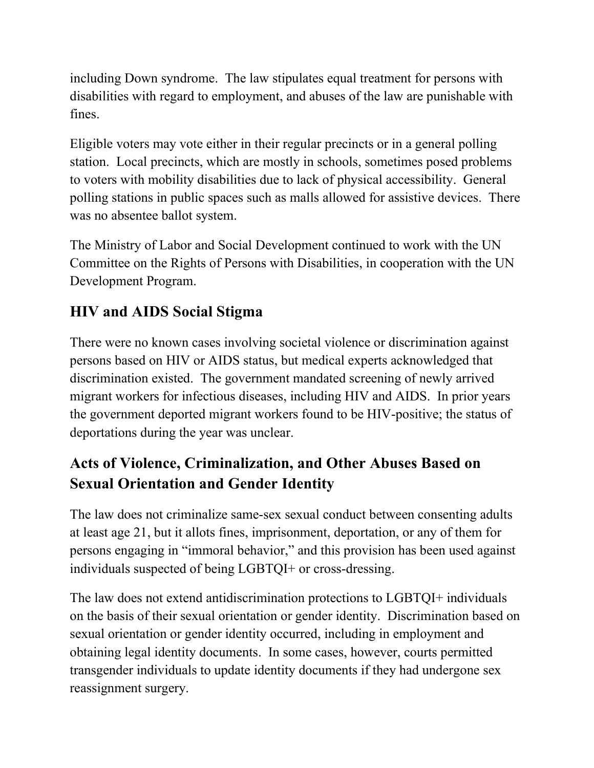including Down syndrome. The law stipulates equal treatment for persons with disabilities with regard to employment, and abuses of the law are punishable with fines.

Eligible voters may vote either in their regular precincts or in a general polling station. Local precincts, which are mostly in schools, sometimes posed problems to voters with mobility disabilities due to lack of physical accessibility. General polling stations in public spaces such as malls allowed for assistive devices. There was no absentee ballot system.

The Ministry of Labor and Social Development continued to work with the UN Committee on the Rights of Persons with Disabilities, in cooperation with the UN Development Program.

## HIV and AIDS Social Stigma

There were no known cases involving societal violence or discrimination against persons based on HIV or AIDS status, but medical experts acknowledged that discrimination existed. The government mandated screening of newly arrived migrant workers for infectious diseases, including HIV and AIDS. In prior years the government deported migrant workers found to be HIV-positive; the status of deportations during the year was unclear.

## Acts of Violence, Criminalization, and Other Abuses Based on Sexual Orientation and Gender Identity

The law does not criminalize same-sex sexual conduct between consenting adults at least age 21, but it allots fines, imprisonment, deportation, or any of them for persons engaging in "immoral behavior," and this provision has been used against individuals suspected of being LGBTQI+ or cross-dressing.

The law does not extend antidiscrimination protections to LGBTQI+ individuals on the basis of their sexual orientation or gender identity. Discrimination based on sexual orientation or gender identity occurred, including in employment and obtaining legal identity documents. In some cases, however, courts permitted transgender individuals to update identity documents if they had undergone sex reassignment surgery.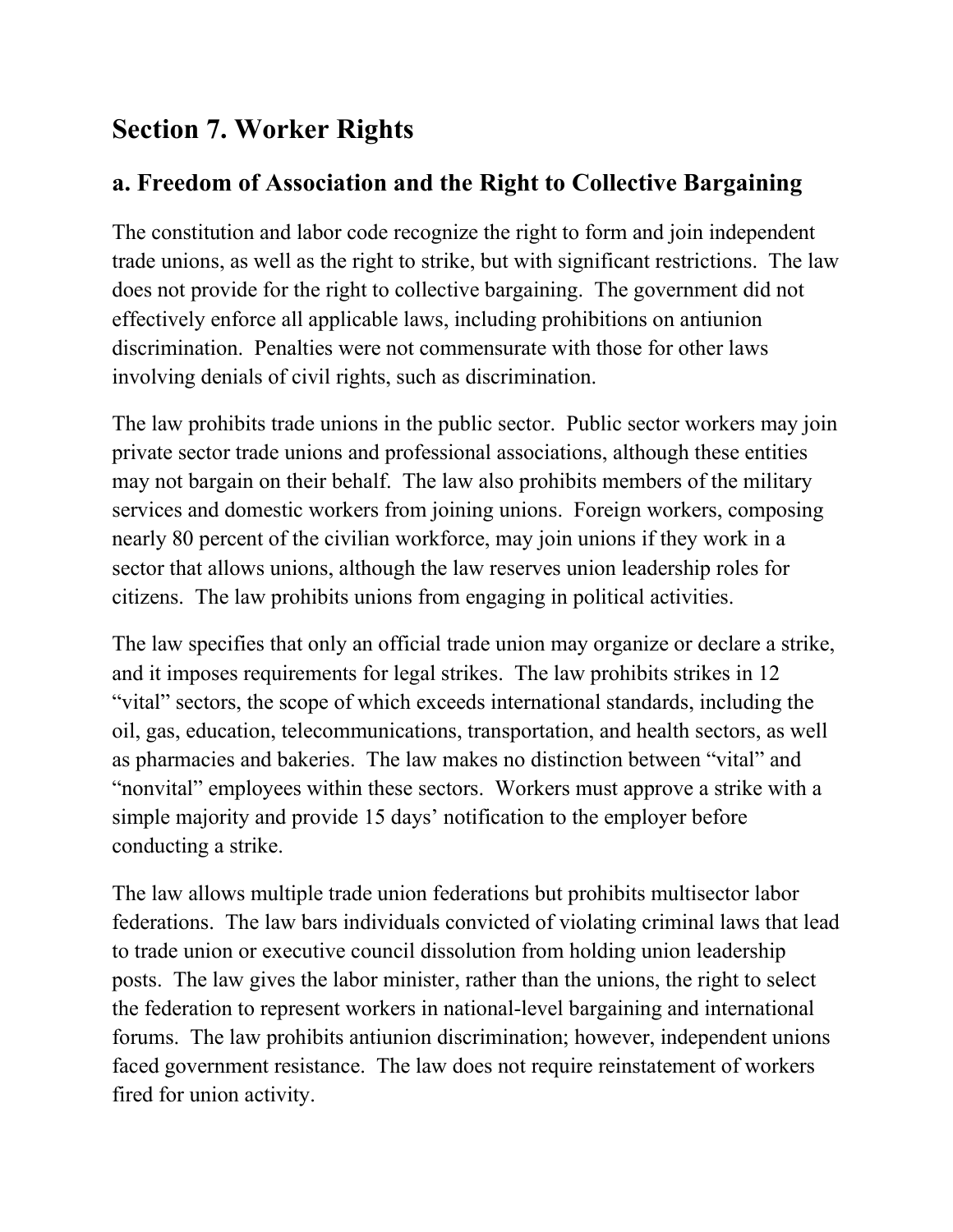## Section 7. Worker Rights

### a. Freedom of Association and the Right to Collective Bargaining

The constitution and labor code recognize the right to form and join independent trade unions, as well as the right to strike, but with significant restrictions. The law does not provide for the right to collective bargaining. The government did not effectively enforce all applicable laws, including prohibitions on antiunion discrimination. Penalties were not commensurate with those for other laws involving denials of civil rights, such as discrimination.

The law prohibits trade unions in the public sector. Public sector workers may join private sector trade unions and professional associations, although these entities may not bargain on their behalf. The law also prohibits members of the military services and domestic workers from joining unions. Foreign workers, composing nearly 80 percent of the civilian workforce, may join unions if they work in a sector that allows unions, although the law reserves union leadership roles for citizens. The law prohibits unions from engaging in political activities.

The law specifies that only an official trade union may organize or declare a strike, and it imposes requirements for legal strikes. The law prohibits strikes in 12 "vital" sectors, the scope of which exceeds international standards, including the oil, gas, education, telecommunications, transportation, and health sectors, as well as pharmacies and bakeries. The law makes no distinction between "vital" and "nonvital" employees within these sectors. Workers must approve a strike with a simple majority and provide 15 days' notification to the employer before conducting a strike.

The law allows multiple trade union federations but prohibits multisector labor federations. The law bars individuals convicted of violating criminal laws that lead to trade union or executive council dissolution from holding union leadership posts. The law gives the labor minister, rather than the unions, the right to select the federation to represent workers in national-level bargaining and international forums. The law prohibits antiunion discrimination; however, independent unions faced government resistance. The law does not require reinstatement of workers fired for union activity.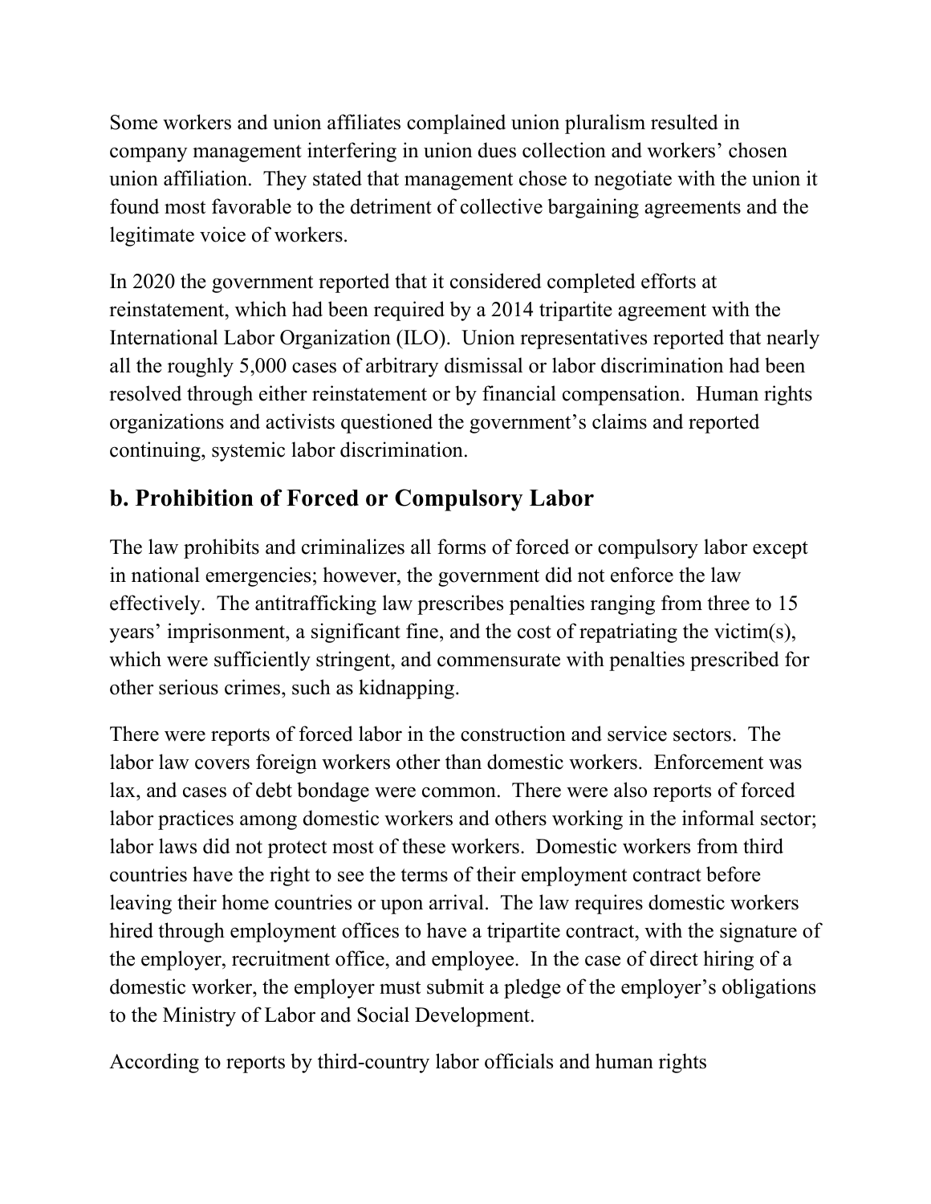Some workers and union affiliates complained union pluralism resulted in company management interfering in union dues collection and workers' chosen union affiliation. They stated that management chose to negotiate with the union it found most favorable to the detriment of collective bargaining agreements and the legitimate voice of workers.

In 2020 the government reported that it considered completed efforts at reinstatement, which had been required by a 2014 tripartite agreement with the International Labor Organization (ILO). Union representatives reported that nearly all the roughly 5,000 cases of arbitrary dismissal or labor discrimination had been resolved through either reinstatement or by financial compensation. Human rights organizations and activists questioned the government's claims and reported continuing, systemic labor discrimination.

## b. Prohibition of Forced or Compulsory Labor

The law prohibits and criminalizes all forms of forced or compulsory labor except in national emergencies; however, the government did not enforce the law effectively. The antitrafficking law prescribes penalties ranging from three to 15 years' imprisonment, a significant fine, and the cost of repatriating the victim(s), which were sufficiently stringent, and commensurate with penalties prescribed for other serious crimes, such as kidnapping.

There were reports of forced labor in the construction and service sectors. The labor law covers foreign workers other than domestic workers. Enforcement was lax, and cases of debt bondage were common. There were also reports of forced labor practices among domestic workers and others working in the informal sector; labor laws did not protect most of these workers. Domestic workers from third countries have the right to see the terms of their employment contract before leaving their home countries or upon arrival. The law requires domestic workers hired through employment offices to have a tripartite contract, with the signature of the employer, recruitment office, and employee. In the case of direct hiring of a domestic worker, the employer must submit a pledge of the employer's obligations to the Ministry of Labor and Social Development.

According to reports by third-country labor officials and human rights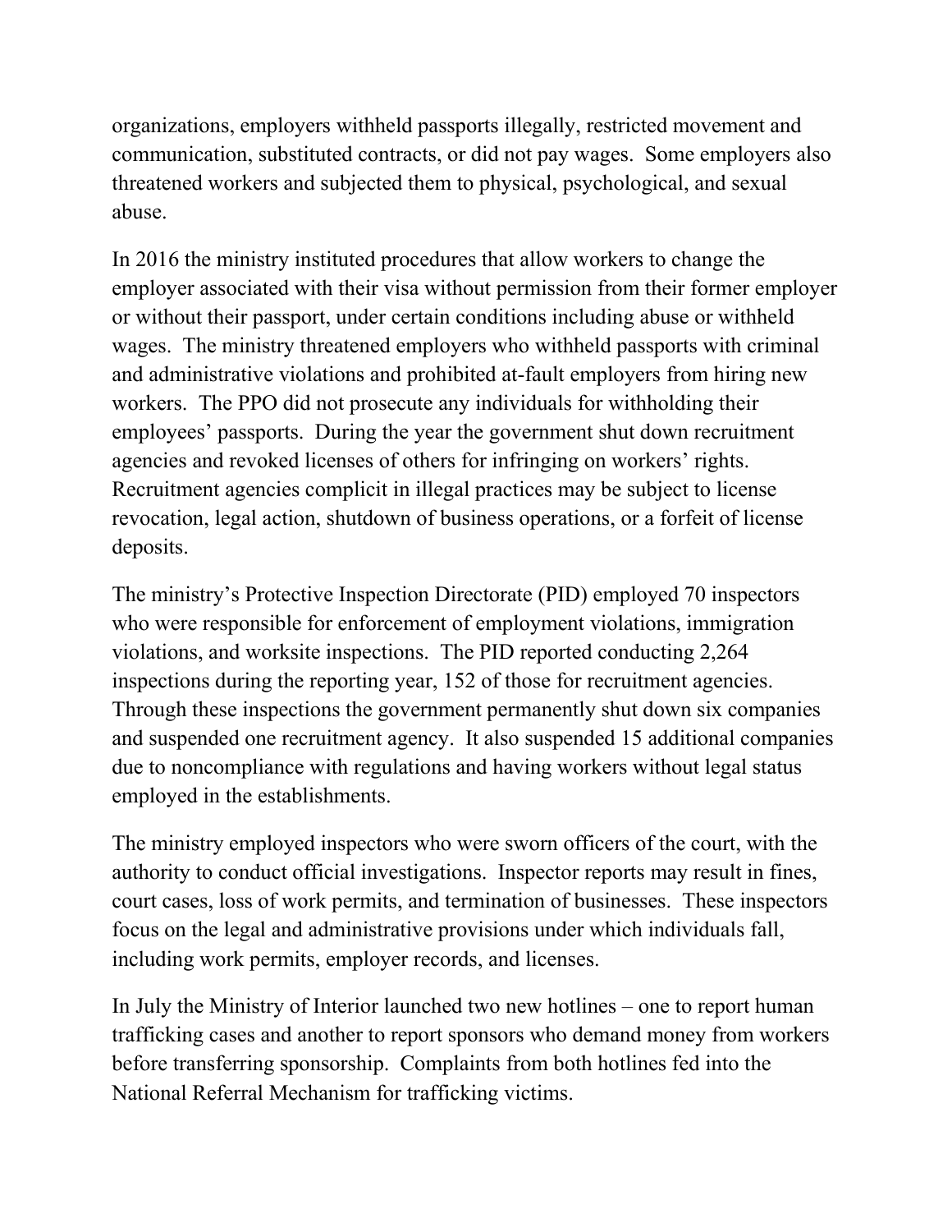organizations, employers withheld passports illegally, restricted movement and communication, substituted contracts, or did not pay wages. Some employers also threatened workers and subjected them to physical, psychological, and sexual abuse.

In 2016 the ministry instituted procedures that allow workers to change the employer associated with their visa without permission from their former employer or without their passport, under certain conditions including abuse or withheld wages. The ministry threatened employers who withheld passports with criminal and administrative violations and prohibited at-fault employers from hiring new workers. The PPO did not prosecute any individuals for withholding their employees' passports. During the year the government shut down recruitment agencies and revoked licenses of others for infringing on workers' rights. Recruitment agencies complicit in illegal practices may be subject to license revocation, legal action, shutdown of business operations, or a forfeit of license deposits.

The ministry's Protective Inspection Directorate (PID) employed 70 inspectors who were responsible for enforcement of employment violations, immigration violations, and worksite inspections. The PID reported conducting 2,264 inspections during the reporting year, 152 of those for recruitment agencies. Through these inspections the government permanently shut down six companies and suspended one recruitment agency. It also suspended 15 additional companies due to noncompliance with regulations and having workers without legal status employed in the establishments.

The ministry employed inspectors who were sworn officers of the court, with the authority to conduct official investigations. Inspector reports may result in fines, court cases, loss of work permits, and termination of businesses. These inspectors focus on the legal and administrative provisions under which individuals fall, including work permits, employer records, and licenses.

In July the Ministry of Interior launched two new hotlines – one to report human trafficking cases and another to report sponsors who demand money from workers before transferring sponsorship. Complaints from both hotlines fed into the National Referral Mechanism for trafficking victims.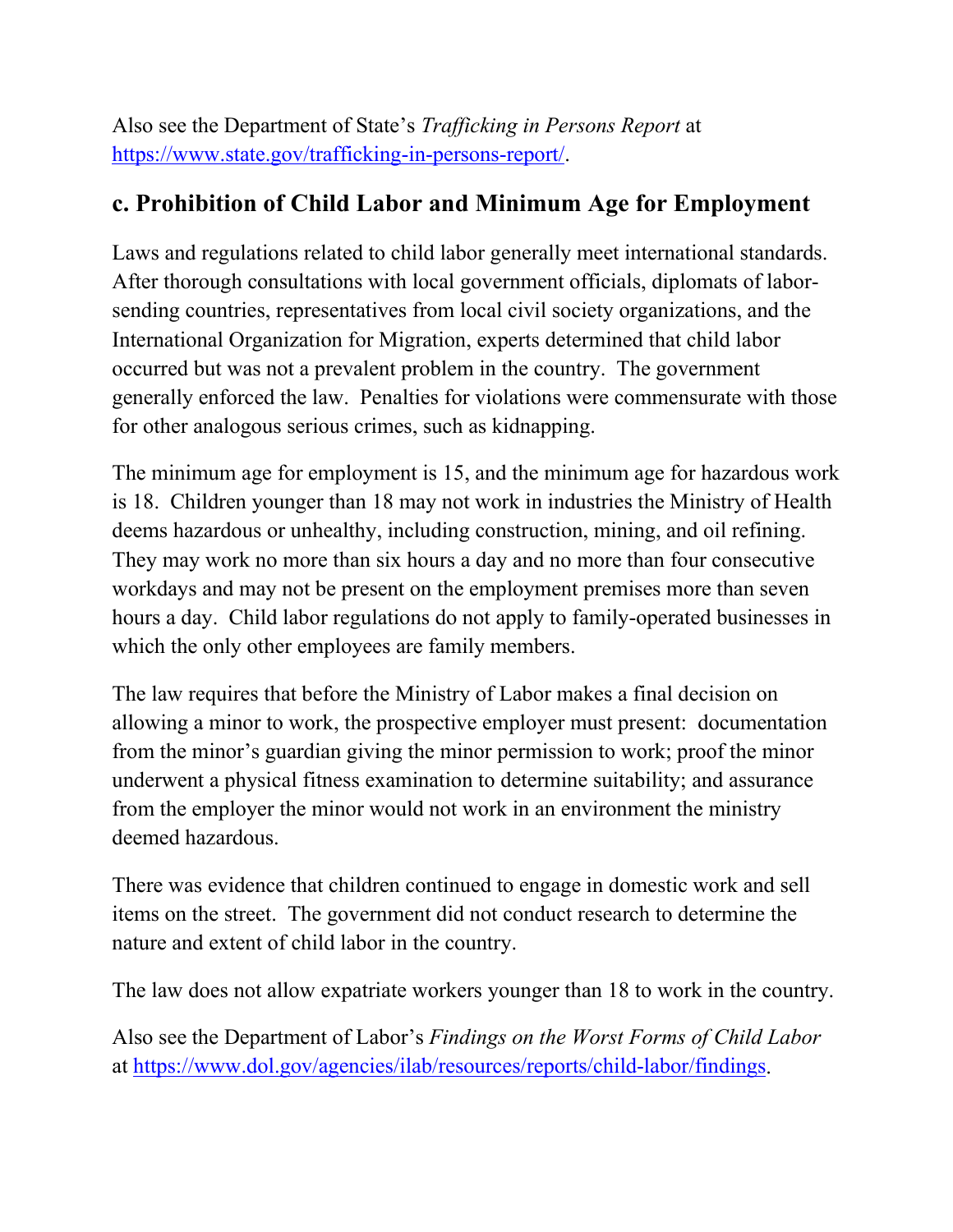Also see the Department of State's *Trafficking in Persons Report* at https://www.state.gov/trafficking-in-persons-report/.

## c. Prohibition of Child Labor and Minimum Age for Employment

Laws and regulations related to child labor generally meet international standards. After thorough consultations with local government officials, diplomats of labor-sending countries, representatives from local civil society organizations, and the International Organization for Migration, experts determined that child labor occurred but was not a prevalent problem in the country. The government generally enforced the law. Penalties for violations were commensurate with those for other analogous serious crimes, such as kidnapping.

The minimum age for employment is 15, and the minimum age for hazardous work is 18. Children younger than 18 may not work in industries the Ministry of Health deems hazardous or unhealthy, including construction, mining, and oil refining. They may work no more than six hours a day and no more than four consecutive workdays and may not be present on the employment premises more than seven hours a day. Child labor regulations do not apply to family-operated businesses in which the only other employees are family members.

The law requires that before the Ministry of Labor makes a final decision on allowing a minor to work, the prospective employer must present: documentation from the minor's guardian giving the minor permission to work; proof the minor underwent a physical fitness examination to determine suitability; and assurance from the employer the minor would not work in an environment the ministry deemed hazardous.

There was evidence that children continued to engage in domestic work and sell items on the street. The government did not conduct research to determine the nature and extent of child labor in the country.

The law does not allow expatriate workers younger than 18 to work in the country.

Also see the Department of Labor's *Findings on the Worst Forms of Child Labor* at https://www.dol.gov/agencies/ilab/resources/reports/child-labor/findings.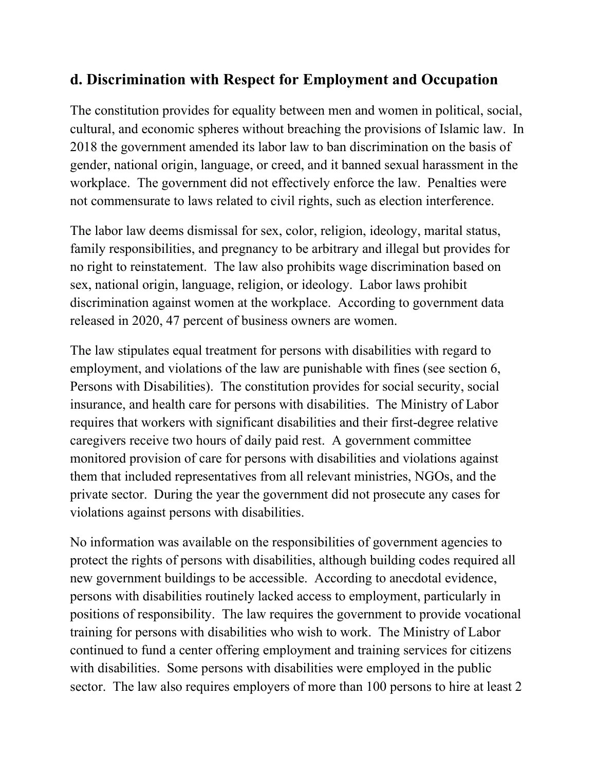## d. Discrimination with Respect for Employment and Occupation

The constitution provides for equality between men and women in political, social, cultural, and economic spheres without breaching the provisions of Islamic law. In 2018 the government amended its labor law to ban discrimination on the basis of gender, national origin, language, or creed, and it banned sexual harassment in the workplace. The government did not effectively enforce the law. Penalties were not commensurate to laws related to civil rights, such as election interference.

The labor law deems dismissal for sex, color, religion, ideology, marital status, family responsibilities, and pregnancy to be arbitrary and illegal but provides for no right to reinstatement. The law also prohibits wage discrimination based on sex, national origin, language, religion, or ideology. Labor laws prohibit discrimination against women at the workplace. According to government data released in 2020, 47 percent of business owners are women.

The law stipulates equal treatment for persons with disabilities with regard to employment, and violations of the law are punishable with fines (see section 6, Persons with Disabilities). The constitution provides for social security, social insurance, and health care for persons with disabilities. The Ministry of Labor requires that workers with significant disabilities and their first-degree relative caregivers receive two hours of daily paid rest. A government committee monitored provision of care for persons with disabilities and violations against them that included representatives from all relevant ministries, NGOs, and the private sector. During the year the government did not prosecute any cases for violations against persons with disabilities.

No information was available on the responsibilities of government agencies to protect the rights of persons with disabilities, although building codes required all new government buildings to be accessible. According to anecdotal evidence, persons with disabilities routinely lacked access to employment, particularly in positions of responsibility. The law requires the government to provide vocational training for persons with disabilities who wish to work. The Ministry of Labor continued to fund a center offering employment and training services for citizens with disabilities. Some persons with disabilities were employed in the public sector. The law also requires employers of more than 100 persons to hire at least 2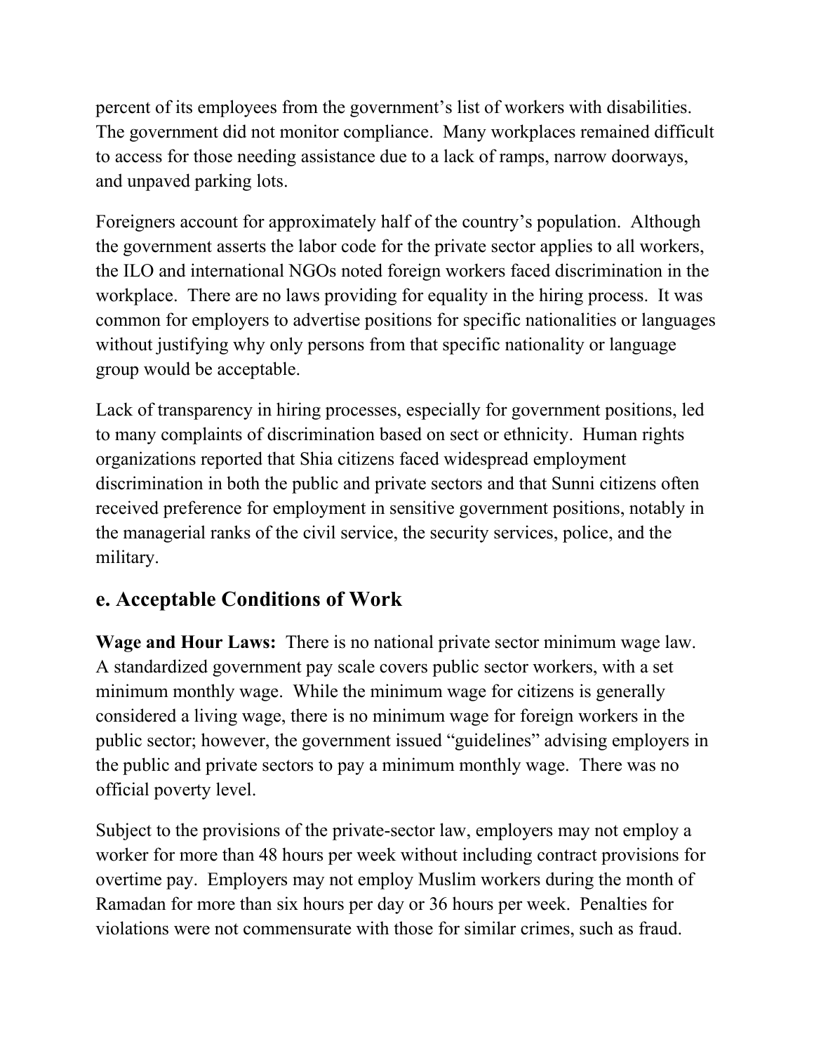percent of its employees from the government's list of workers with disabilities. The government did not monitor compliance. Many workplaces remained difficult to access for those needing assistance due to a lack of ramps, narrow doorways, and unpaved parking lots.

Foreigners account for approximately half of the country's population. Although the government asserts the labor code for the private sector applies to all workers, the ILO and international NGOs noted foreign workers faced discrimination in the workplace. There are no laws providing for equality in the hiring process. It was common for employers to advertise positions for specific nationalities or languages without justifying why only persons from that specific nationality or language group would be acceptable.

Lack of transparency in hiring processes, especially for government positions, led to many complaints of discrimination based on sect or ethnicity. Human rights organizations reported that Shia citizens faced widespread employment discrimination in both the public and private sectors and that Sunni citizens often received preference for employment in sensitive government positions, notably in the managerial ranks of the civil service, the security services, police, and the military.

## e. Acceptable Conditions of Work

**Wage and Hour Laws:** There is no national private sector minimum wage law. A standardized government pay scale covers public sector workers, with a set minimum monthly wage. While the minimum wage for citizens is generally considered a living wage, there is no minimum wage for foreign workers in the public sector; however, the government issued "guidelines" advising employers in the public and private sectors to pay a minimum monthly wage. There was no official poverty level.

Subject to the provisions of the private-sector law, employers may not employ a worker for more than 48 hours per week without including contract provisions for overtime pay. Employers may not employ Muslim workers during the month of Ramadan for more than six hours per day or 36 hours per week. Penalties for violations were not commensurate with those for similar crimes, such as fraud.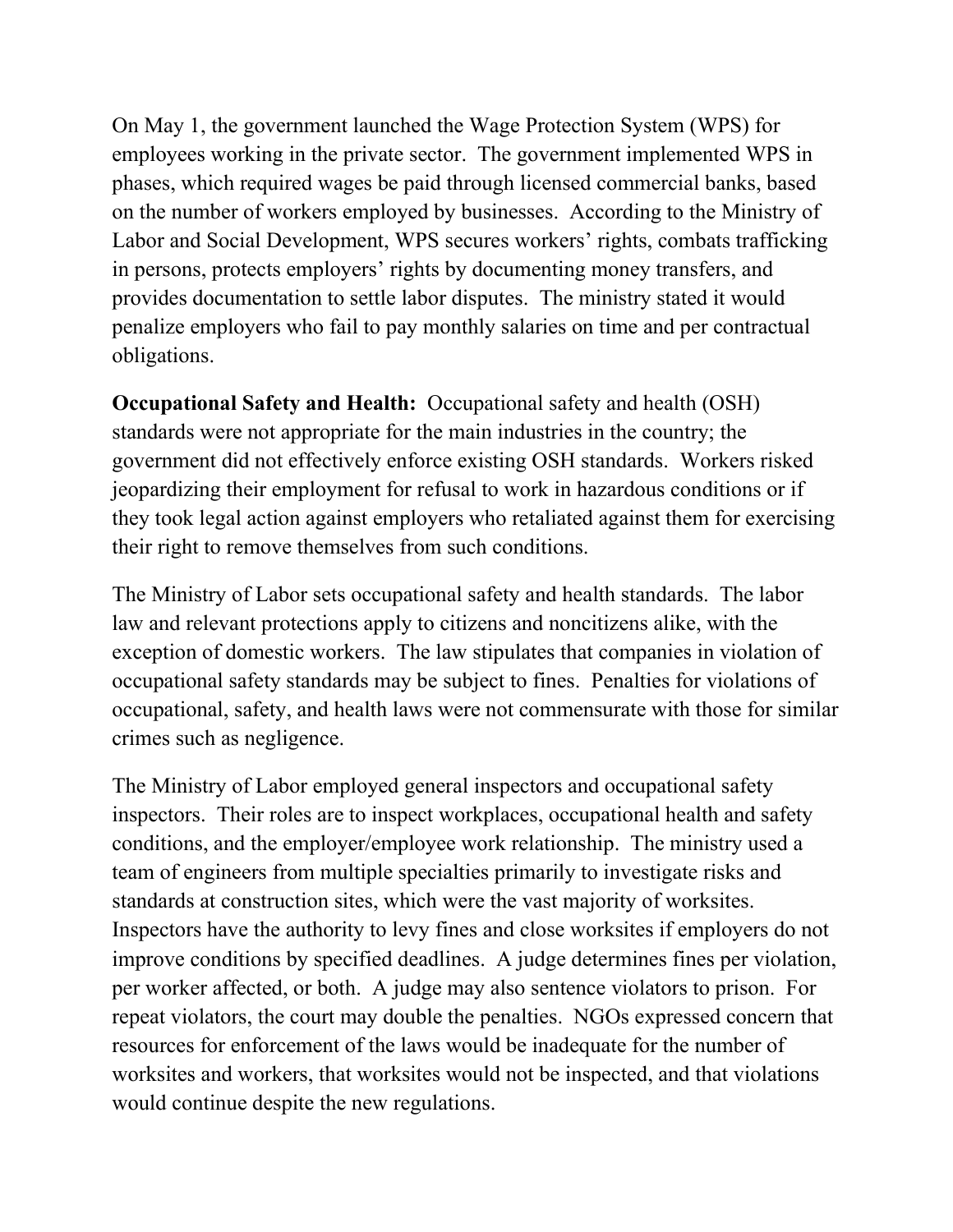On May 1, the government launched the Wage Protection System (WPS) for employees working in the private sector. The government implemented WPS in phases, which required wages be paid through licensed commercial banks, based on the number of workers employed by businesses. According to the Ministry of Labor and Social Development, WPS secures workers' rights, combats trafficking in persons, protects employers' rights by documenting money transfers, and provides documentation to settle labor disputes. The ministry stated it would penalize employers who fail to pay monthly salaries on time and per contractual obligations.

**Occupational Safety and Health:** Occupational safety and health (OSH) standards were not appropriate for the main industries in the country; the government did not effectively enforce existing OSH standards. Workers risked jeopardizing their employment for refusal to work in hazardous conditions or if they took legal action against employers who retaliated against them for exercising their right to remove themselves from such conditions.

The Ministry of Labor sets occupational safety and health standards. The labor law and relevant protections apply to citizens and noncitizens alike, with the exception of domestic workers. The law stipulates that companies in violation of occupational safety standards may be subject to fines. Penalties for violations of occupational, safety, and health laws were not commensurate with those for similar crimes such as negligence.

The Ministry of Labor employed general inspectors and occupational safety inspectors. Their roles are to inspect workplaces, occupational health and safety conditions, and the employer/employee work relationship. The ministry used a team of engineers from multiple specialties primarily to investigate risks and standards at construction sites, which were the vast majority of worksites. Inspectors have the authority to levy fines and close worksites if employers do not improve conditions by specified deadlines. A judge determines fines per violation, per worker affected, or both. A judge may also sentence violators to prison. For repeat violators, the court may double the penalties. NGOs expressed concern that resources for enforcement of the laws would be inadequate for the number of worksites and workers, that worksites would not be inspected, and that violations would continue despite the new regulations.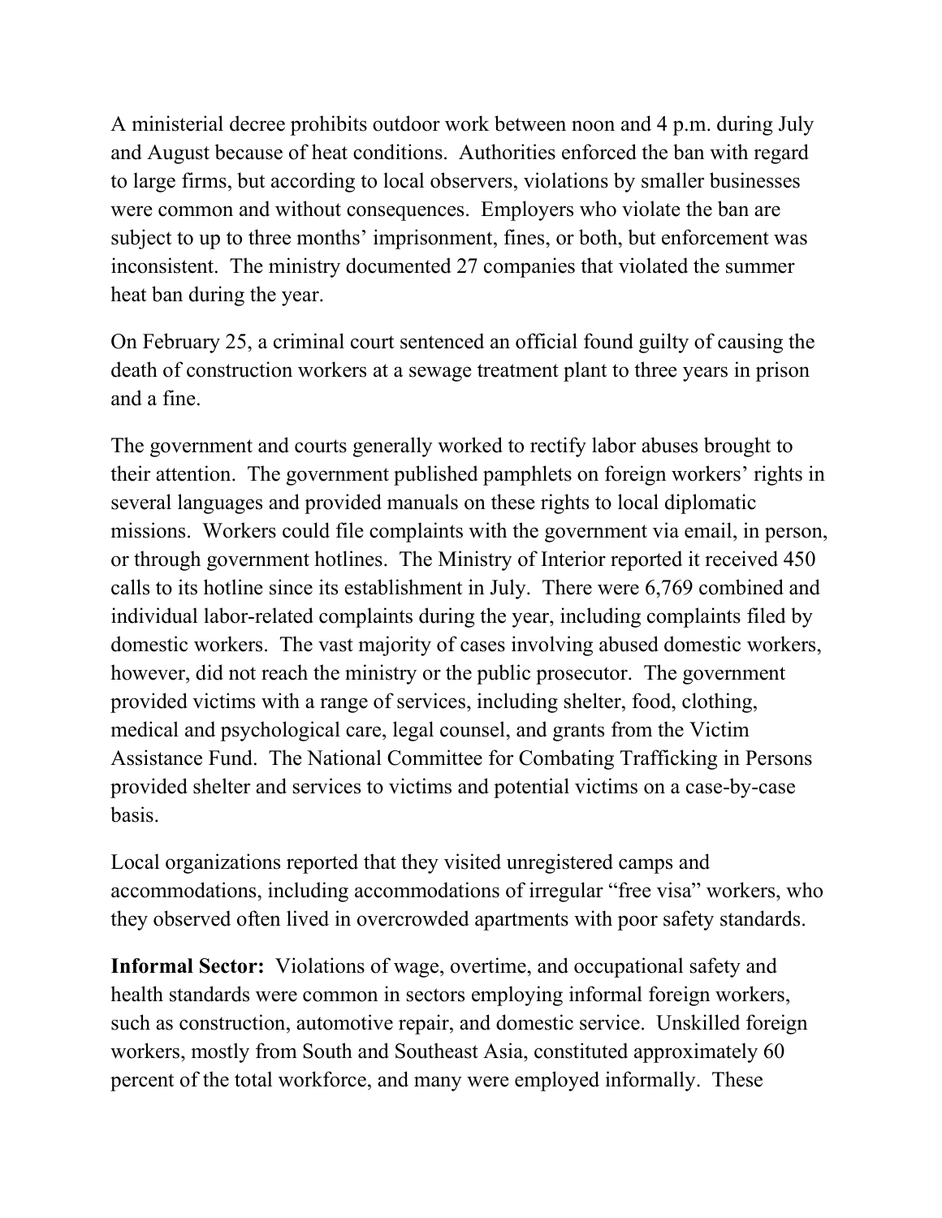A ministerial decree prohibits outdoor work between noon and 4 p.m. during July and August because of heat conditions. Authorities enforced the ban with regard to large firms, but according to local observers, violations by smaller businesses were common and without consequences. Employers who violate the ban are subject to up to three months' imprisonment, fines, or both, but enforcement was inconsistent. The ministry documented 27 companies that violated the summer heat ban during the year.

On February 25, a criminal court sentenced an official found guilty of causing the death of construction workers at a sewage treatment plant to three years in prison and a fine.

The government and courts generally worked to rectify labor abuses brought to their attention. The government published pamphlets on foreign workers' rights in several languages and provided manuals on these rights to local diplomatic missions. Workers could file complaints with the government via email, in person, or through government hotlines. The Ministry of Interior reported it received 450 calls to its hotline since its establishment in July. There were 6,769 combined and individual labor-related complaints during the year, including complaints filed by domestic workers. The vast majority of cases involving abused domestic workers, however, did not reach the ministry or the public prosecutor. The government provided victims with a range of services, including shelter, food, clothing, medical and psychological care, legal counsel, and grants from the Victim Assistance Fund. The National Committee for Combating Trafficking in Persons provided shelter and services to victims and potential victims on a case-by-case basis.

Local organizations reported that they visited unregistered camps and accommodations, including accommodations of irregular "free visa" workers, who they observed often lived in overcrowded apartments with poor safety standards.

**Informal Sector:** Violations of wage, overtime, and occupational safety and health standards were common in sectors employing informal foreign workers, such as construction, automotive repair, and domestic service. Unskilled foreign workers, mostly from South and Southeast Asia, constituted approximately 60 percent of the total workforce, and many were employed informally. These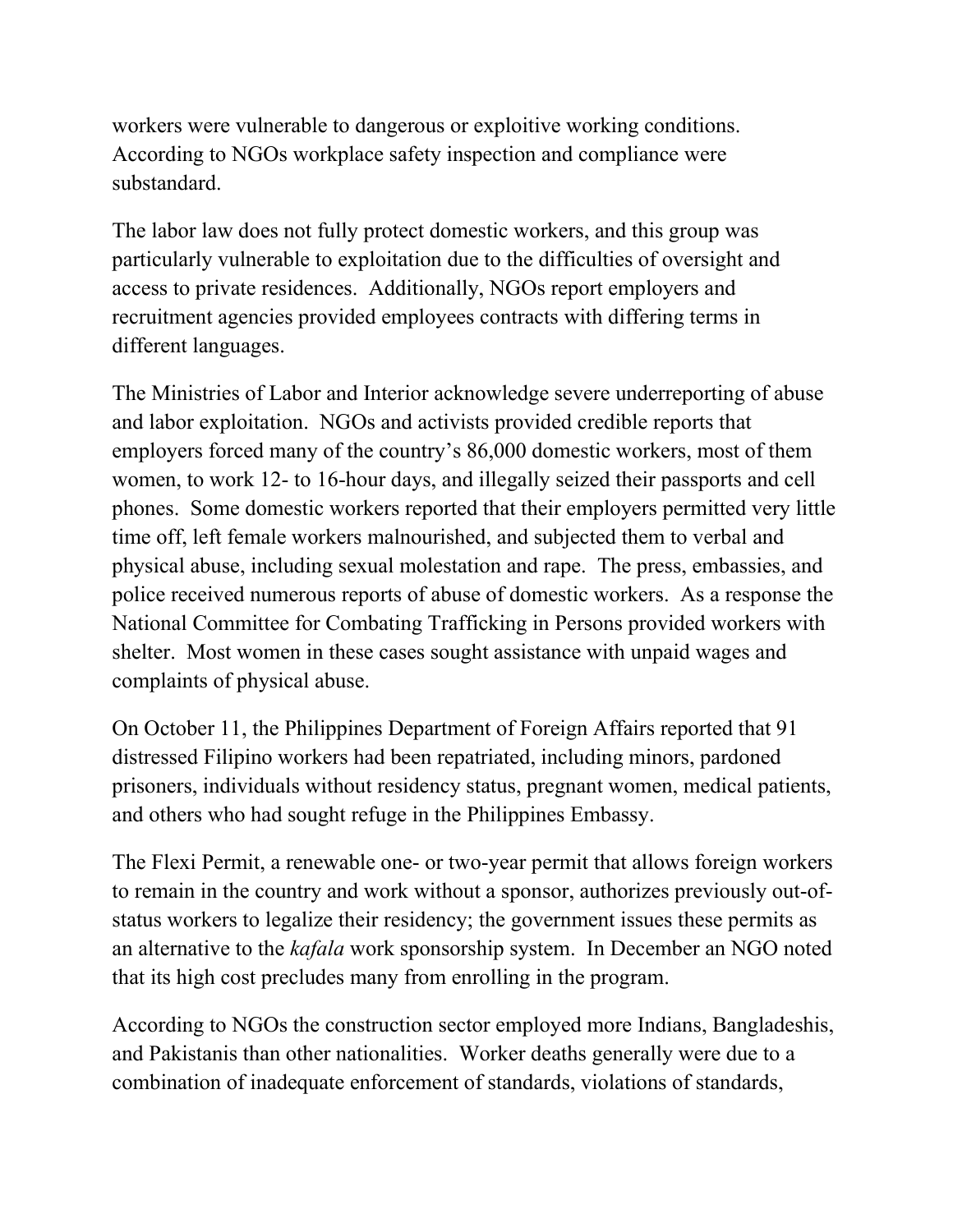workers were vulnerable to dangerous or exploitive working conditions. According to NGOs workplace safety inspection and compliance were substandard.

The labor law does not fully protect domestic workers, and this group was particularly vulnerable to exploitation due to the difficulties of oversight and access to private residences. Additionally, NGOs report employers and recruitment agencies provided employees contracts with differing terms in different languages.

The Ministries of Labor and Interior acknowledge severe underreporting of abuse and labor exploitation. NGOs and activists provided credible reports that employers forced many of the country's 86,000 domestic workers, most of them women, to work 12- to 16-hour days, and illegally seized their passports and cell phones. Some domestic workers reported that their employers permitted very little time off, left female workers malnourished, and subjected them to verbal and physical abuse, including sexual molestation and rape. The press, embassies, and police received numerous reports of abuse of domestic workers. As a response the National Committee for Combating Trafficking in Persons provided workers with shelter. Most women in these cases sought assistance with unpaid wages and complaints of physical abuse.

On October 11, the Philippines Department of Foreign Affairs reported that 91 distressed Filipino workers had been repatriated, including minors, pardoned prisoners, individuals without residency status, pregnant women, medical patients, and others who had sought refuge in the Philippines Embassy.

The Flexi Permit, a renewable one- or two-year permit that allows foreign workers to remain in the country and work without a sponsor, authorizes previously out-of-status workers to legalize their residency; the government issues these permits as an alternative to the *kafala* work sponsorship system. In December an NGO noted that its high cost precludes many from enrolling in the program.

According to NGOs the construction sector employed more Indians, Bangladeshis, and Pakistanis than other nationalities. Worker deaths generally were due to a combination of inadequate enforcement of standards, violations of standards,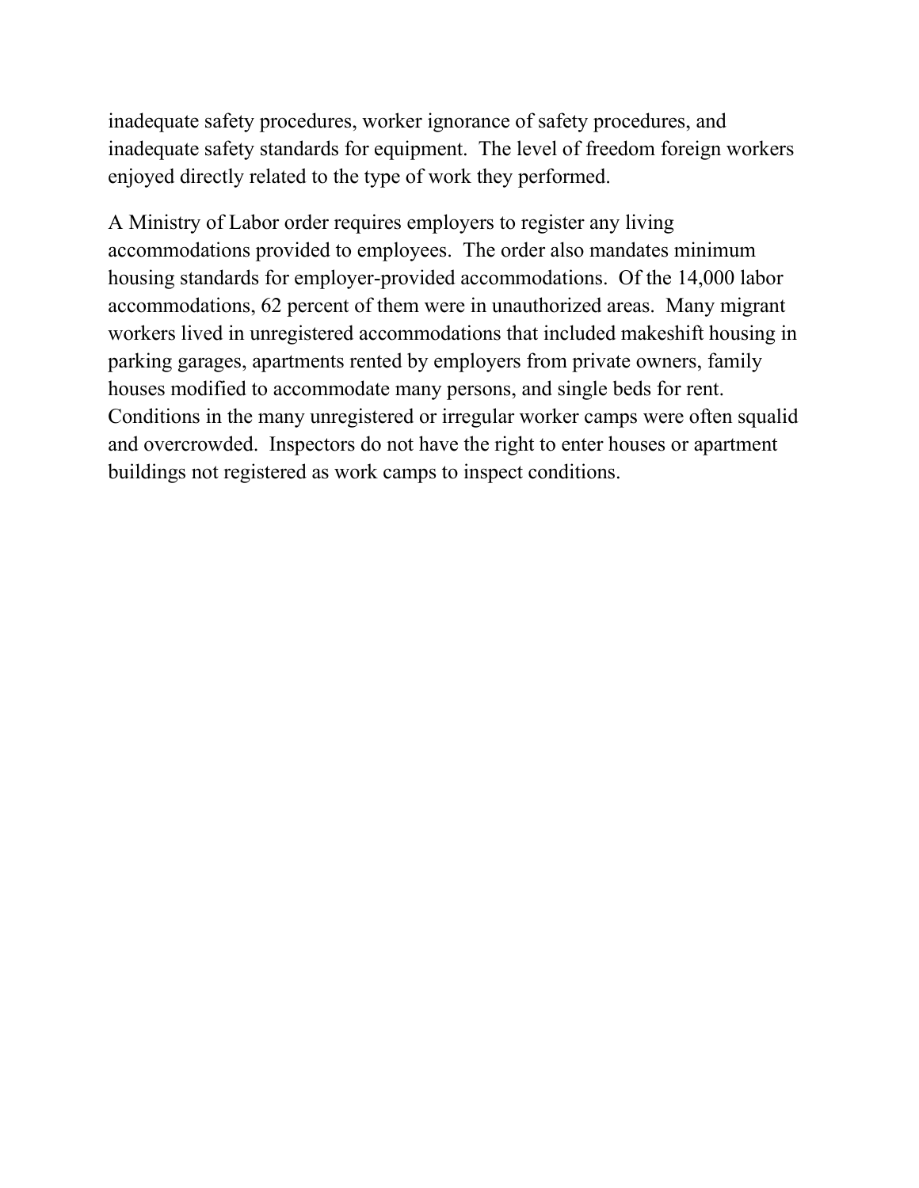inadequate safety procedures, worker ignorance of safety procedures, and inadequate safety standards for equipment. The level of freedom foreign workers enjoyed directly related to the type of work they performed.

A Ministry of Labor order requires employers to register any living accommodations provided to employees. The order also mandates minimum housing standards for employer-provided accommodations. Of the 14,000 labor accommodations, 62 percent of them were in unauthorized areas. Many migrant workers lived in unregistered accommodations that included makeshift housing in parking garages, apartments rented by employers from private owners, family houses modified to accommodate many persons, and single beds for rent. Conditions in the many unregistered or irregular worker camps were often squalid and overcrowded. Inspectors do not have the right to enter houses or apartment buildings not registered as work camps to inspect conditions.